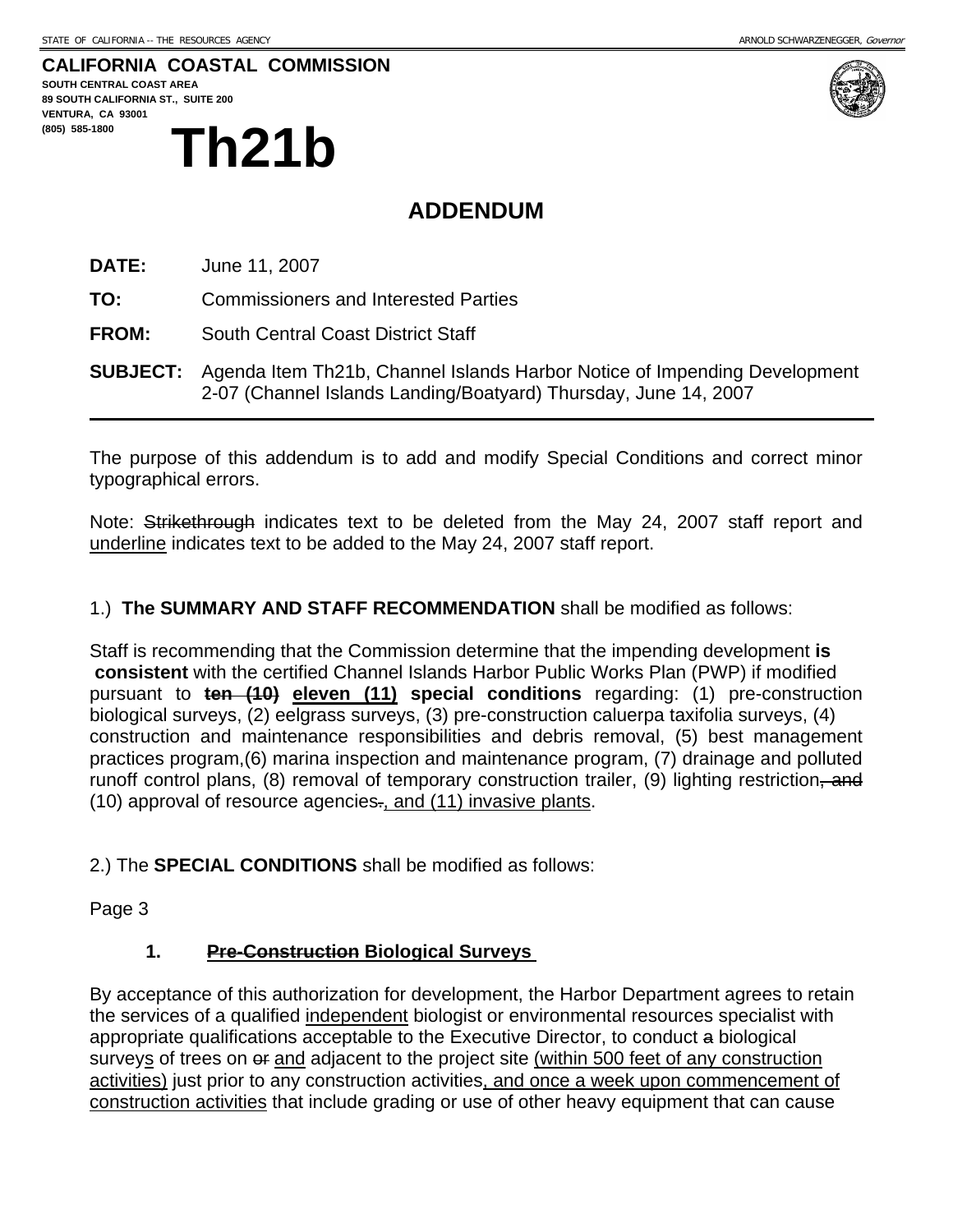STATE OF CALIFORNIA -- THE RESOURCES AGENCY ARNOLD SCHWARZENEGGER, *Governor*

**CALIFORNIA COASTAL COMMISSION**
**SOUTH CENTRAL COAST AREA**
**89 SOUTH CALIFORNIA ST., SUITE 200**
**VENTURA, CA 93001**
**(805) 585-1800**

# Th21b

## ADDENDUM

**DATE:** June 11, 2007

**TO:** Commissioners and Interested Parties

**FROM:** South Central Coast District Staff

**SUBJECT:** Agenda Item Th21b, Channel Islands Harbor Notice of Impending Development 2-07 (Channel Islands Landing/Boatyard) Thursday, June 14, 2007

---

The purpose of this addendum is to add and modify Special Conditions and correct minor typographical errors.

Note: ~~Strikethrough~~ indicates text to be deleted from the May 24, 2007 staff report and <u>underline</u> indicates text to be added to the May 24, 2007 staff report.

1.) **The SUMMARY AND STAFF RECOMMENDATION** shall be modified as follows:

Staff is recommending that the Commission determine that the impending development **is consistent** with the certified Channel Islands Harbor Public Works Plan (PWP) if modified pursuant to **~~ten (10)~~ <u>eleven (11)</u> special conditions** regarding: (1) pre-construction biological surveys, (2) eelgrass surveys, (3) pre-construction caluerpa taxifolia surveys, (4) construction and maintenance responsibilities and debris removal, (5) best management practices program,(6) marina inspection and maintenance program, (7) drainage and polluted runoff control plans, (8) removal of temporary construction trailer, (9) lighting restriction~~, and~~ (10) approval of resource agencies~~.~~<u>, and (11) invasive plants</u>.

2.) The **SPECIAL CONDITIONS** shall be modified as follows:

Page 3

**1. ~~Pre-Construction~~ Biological Surveys**

By acceptance of this authorization for development, the Harbor Department agrees to retain the services of a qualified <u>independent</u> biologist or environmental resources specialist with appropriate qualifications acceptable to the Executive Director, to conduct ~~a~~ biological survey<u>s</u> of trees on ~~or~~ <u>and</u> adjacent to the project site <u>(within 500 feet of any construction activities)</u> just prior to any construction activities<u>, and once a week upon commencement of construction activities</u> that include grading or use of other heavy equipment that can cause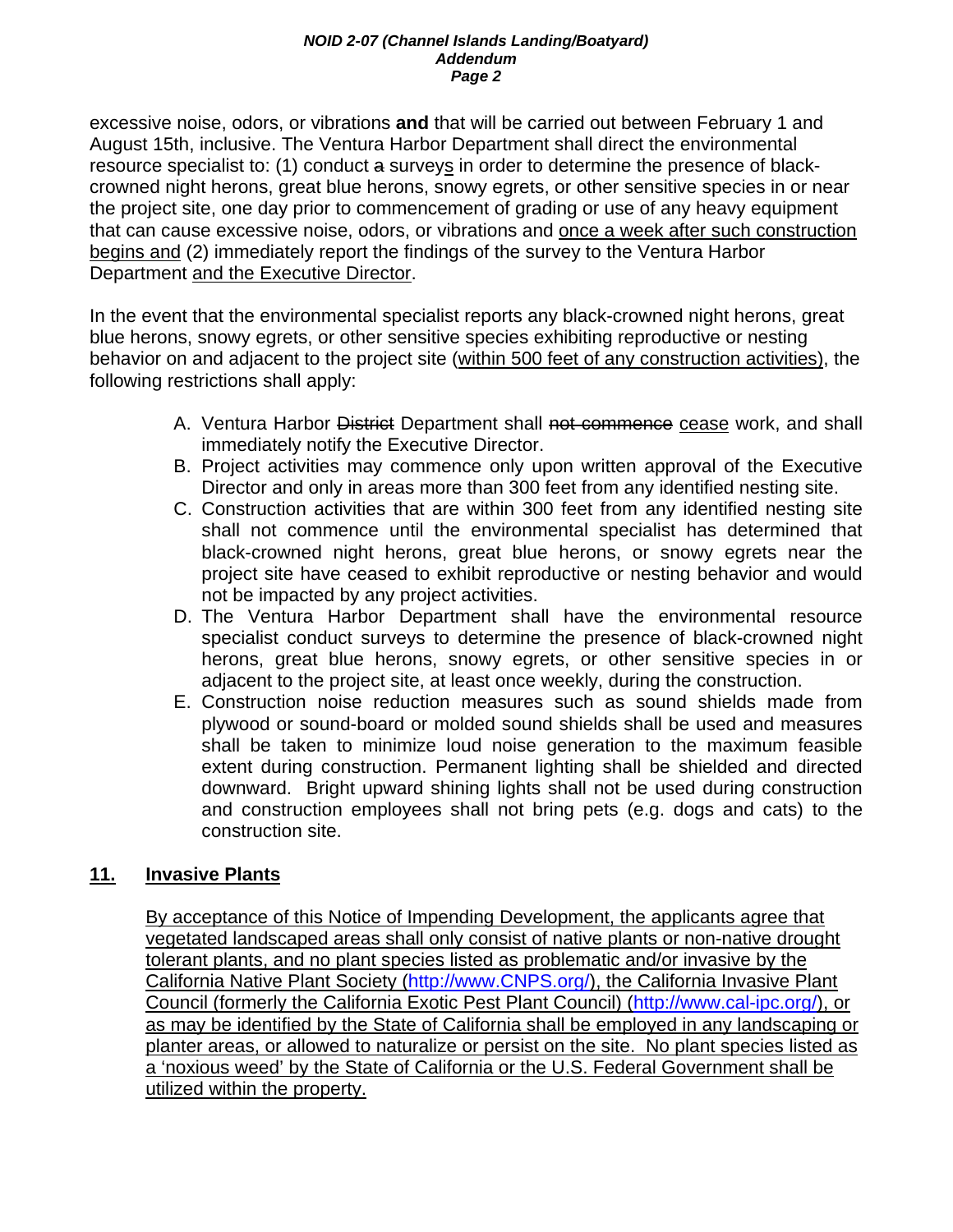excessive noise, odors, or vibrations **and** that will be carried out between February 1 and August 15th, inclusive. The Ventura Harbor Department shall direct the environmental resource specialist to: (1) conduct ~~a~~ surveys in order to determine the presence of black-crowned night herons, great blue herons, snowy egrets, or other sensitive species in or near the project site, one day prior to commencement of grading or use of any heavy equipment that can cause excessive noise, odors, or vibrations and <u>once a week after such construction begins and</u> (2) immediately report the findings of the survey to the Ventura Harbor Department <u>and the Executive Director</u>.

In the event that the environmental specialist reports any black-crowned night herons, great blue herons, snowy egrets, or other sensitive species exhibiting reproductive or nesting behavior on and adjacent to the project site (<u>within 500 feet of any construction activities</u>), the following restrictions shall apply:

A. Ventura Harbor ~~District~~ Department shall ~~not commence~~ <u>cease</u> work, and shall immediately notify the Executive Director.
B. Project activities may commence only upon written approval of the Executive Director and only in areas more than 300 feet from any identified nesting site.
C. Construction activities that are within 300 feet from any identified nesting site shall not commence until the environmental specialist has determined that black-crowned night herons, great blue herons, or snowy egrets near the project site have ceased to exhibit reproductive or nesting behavior and would not be impacted by any project activities.
D. The Ventura Harbor Department shall have the environmental resource specialist conduct surveys to determine the presence of black-crowned night herons, great blue herons, snowy egrets, or other sensitive species in or adjacent to the project site, at least once weekly, during the construction.
E. Construction noise reduction measures such as sound shields made from plywood or sound-board or molded sound shields shall be used and measures shall be taken to minimize loud noise generation to the maximum feasible extent during construction. Permanent lighting shall be shielded and directed downward. Bright upward shining lights shall not be used during construction and construction employees shall not bring pets (e.g. dogs and cats) to the construction site.

## <u>11. Invasive Plants</u>

<u>By acceptance of this Notice of Impending Development, the applicants agree that vegetated landscaped areas shall only consist of native plants or non-native drought tolerant plants, and no plant species listed as problematic and/or invasive by the California Native Plant Society (http://www.CNPS.org/), the California Invasive Plant Council (formerly the California Exotic Pest Plant Council) (http://www.cal-ipc.org/), or as may be identified by the State of California shall be employed in any landscaping or planter areas, or allowed to naturalize or persist on the site. No plant species listed as a 'noxious weed' by the State of California or the U.S. Federal Government shall be utilized within the property.</u>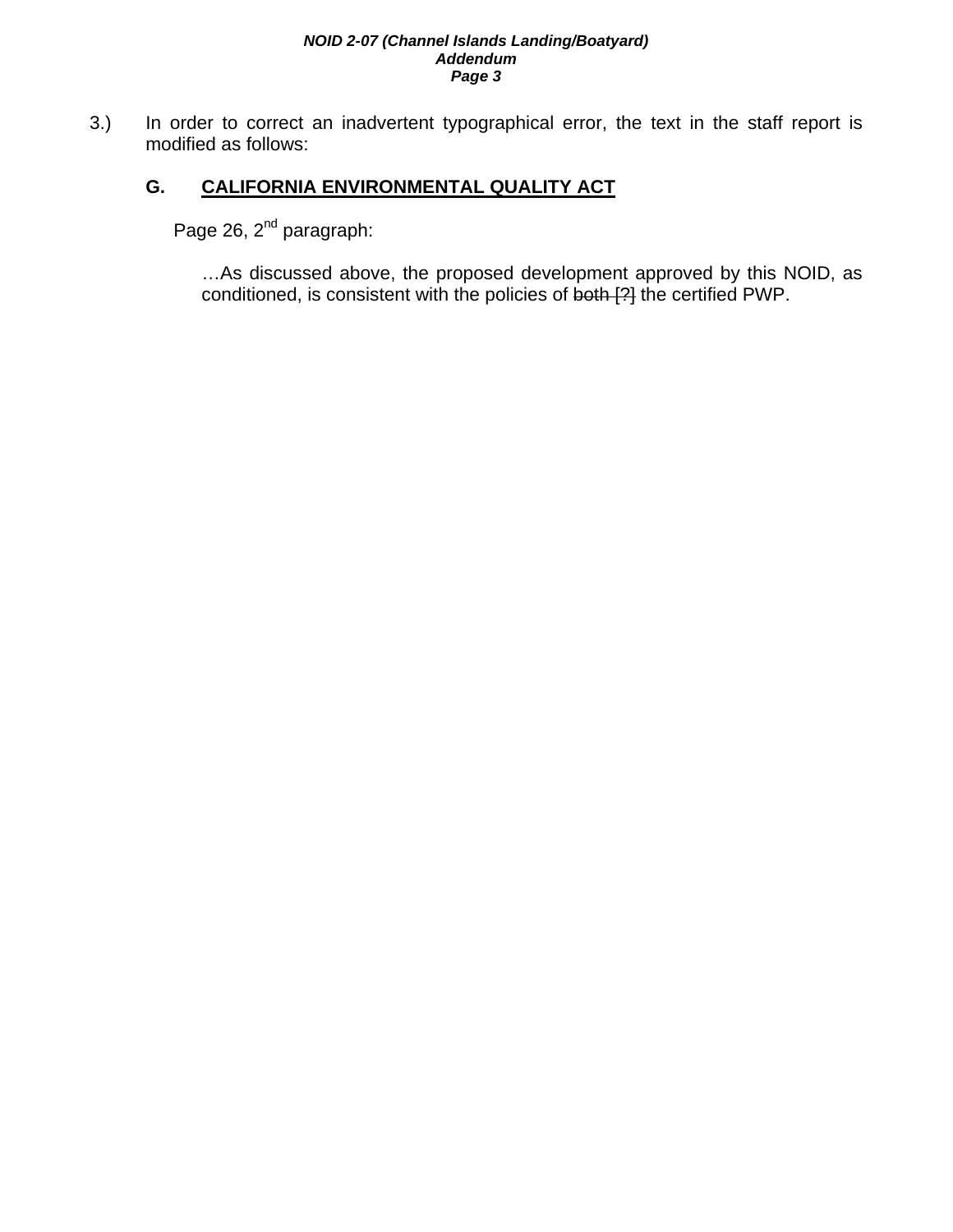3.) In order to correct an inadvertent typographical error, the text in the staff report is modified as follows:

### G. CALIFORNIA ENVIRONMENTAL QUALITY ACT

Page 26, 2nd paragraph:

> …As discussed above, the proposed development approved by this NOID, as conditioned, is consistent with the policies of ~~both [?]~~ the certified PWP.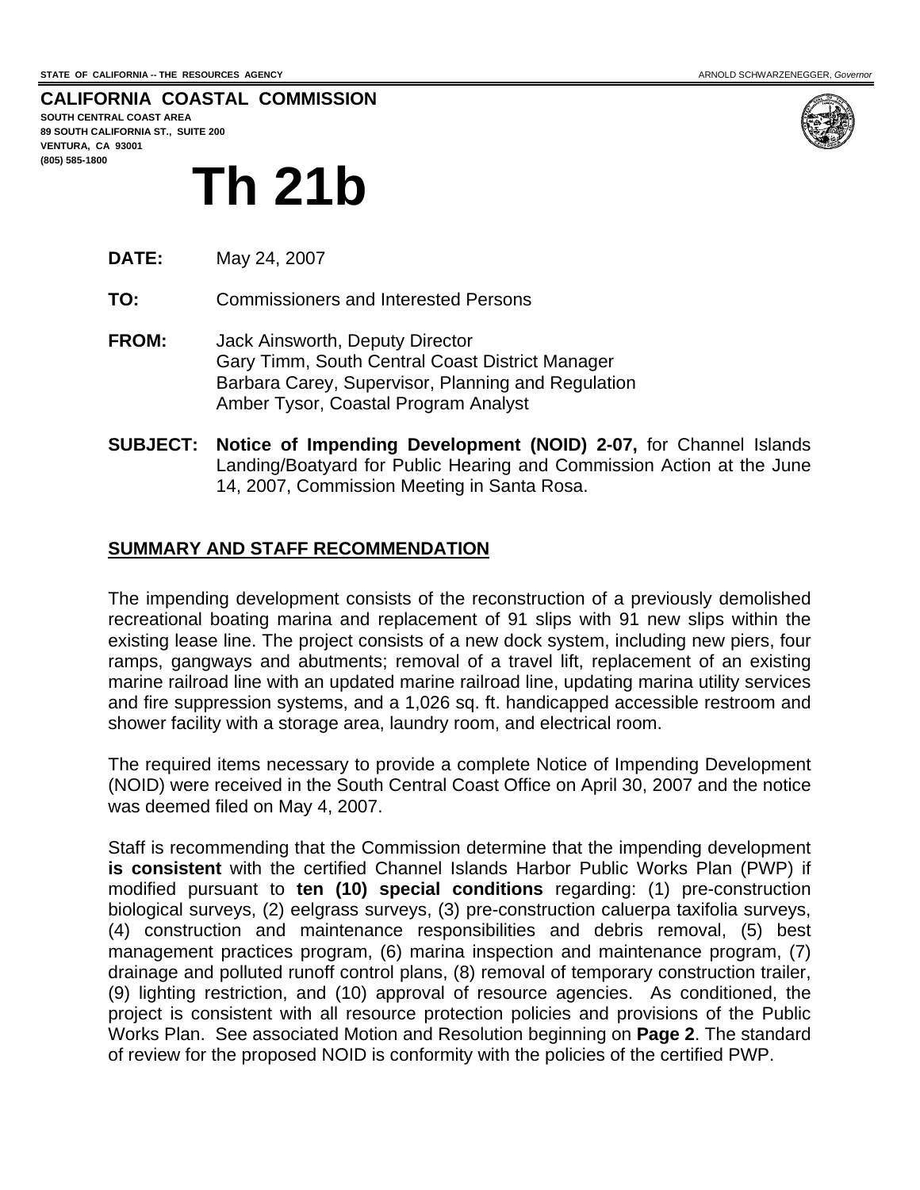STATE OF CALIFORNIA -- THE RESOURCES AGENCY ARNOLD SCHWARZENEGGER, *Governor*

**CALIFORNIA COASTAL COMMISSION**
**SOUTH CENTRAL COAST AREA**
**89 SOUTH CALIFORNIA ST., SUITE 200**
**VENTURA, CA 93001**
**(805) 585-1800**

# Th 21b

**DATE:** May 24, 2007

**TO:** Commissioners and Interested Persons

**FROM:** Jack Ainsworth, Deputy Director
Gary Timm, South Central Coast District Manager
Barbara Carey, Supervisor, Planning and Regulation
Amber Tysor, Coastal Program Analyst

**SUBJECT:** **Notice of Impending Development (NOID) 2-07,** for Channel Islands Landing/Boatyard for Public Hearing and Commission Action at the June 14, 2007, Commission Meeting in Santa Rosa.

## SUMMARY AND STAFF RECOMMENDATION

The impending development consists of the reconstruction of a previously demolished recreational boating marina and replacement of 91 slips with 91 new slips within the existing lease line. The project consists of a new dock system, including new piers, four ramps, gangways and abutments; removal of a travel lift, replacement of an existing marine railroad line with an updated marine railroad line, updating marina utility services and fire suppression systems, and a 1,026 sq. ft. handicapped accessible restroom and shower facility with a storage area, laundry room, and electrical room.

The required items necessary to provide a complete Notice of Impending Development (NOID) were received in the South Central Coast Office on April 30, 2007 and the notice was deemed filed on May 4, 2007.

Staff is recommending that the Commission determine that the impending development **is consistent** with the certified Channel Islands Harbor Public Works Plan (PWP) if modified pursuant to **ten (10) special conditions** regarding: (1) pre-construction biological surveys, (2) eelgrass surveys, (3) pre-construction caluerpa taxifolia surveys, (4) construction and maintenance responsibilities and debris removal, (5) best management practices program, (6) marina inspection and maintenance program, (7) drainage and polluted runoff control plans, (8) removal of temporary construction trailer, (9) lighting restriction, and (10) approval of resource agencies. As conditioned, the project is consistent with all resource protection policies and provisions of the Public Works Plan. See associated Motion and Resolution beginning on **Page 2**. The standard of review for the proposed NOID is conformity with the policies of the certified PWP.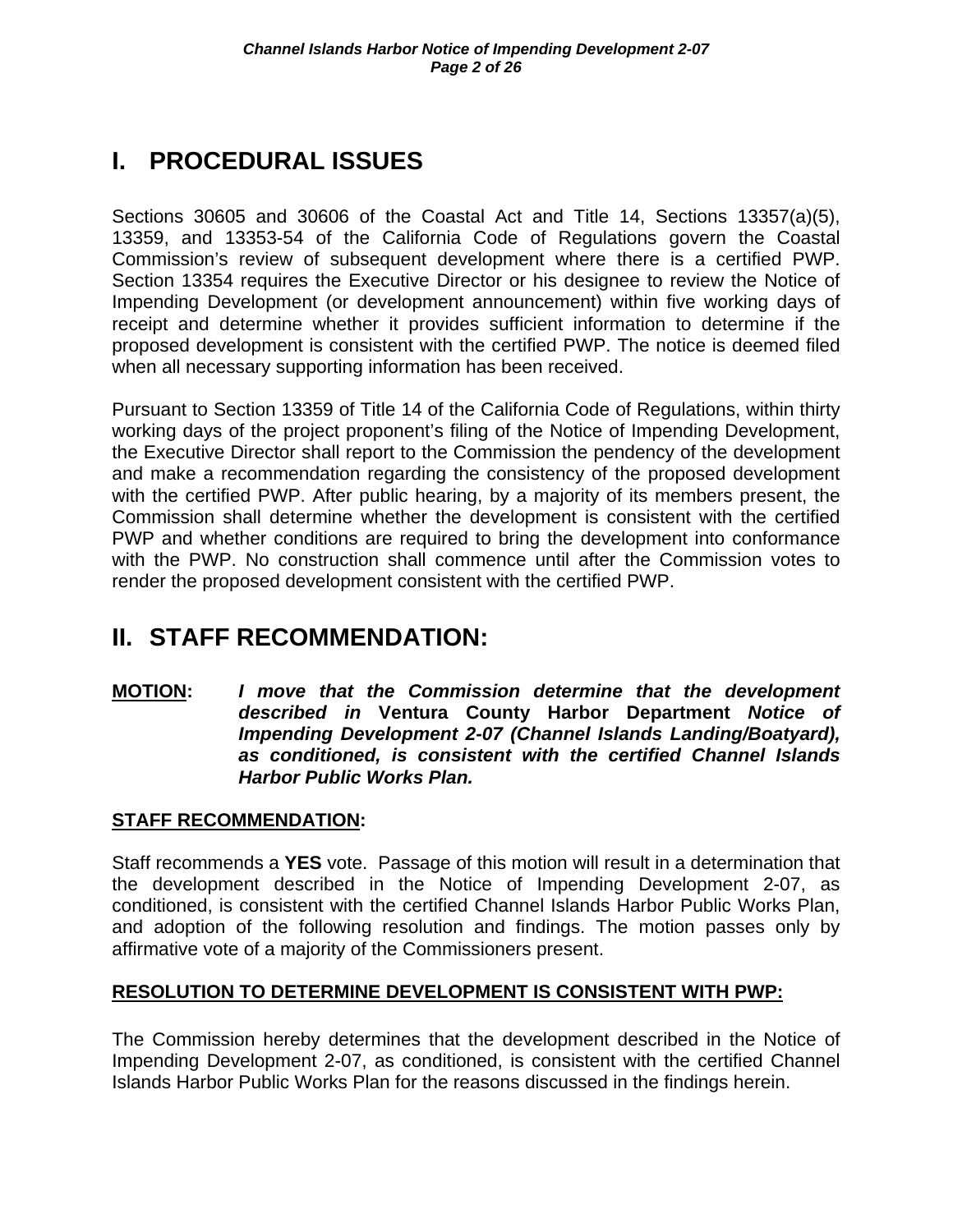# I. PROCEDURAL ISSUES

Sections 30605 and 30606 of the Coastal Act and Title 14, Sections 13357(a)(5), 13359, and 13353-54 of the California Code of Regulations govern the Coastal Commission's review of subsequent development where there is a certified PWP. Section 13354 requires the Executive Director or his designee to review the Notice of Impending Development (or development announcement) within five working days of receipt and determine whether it provides sufficient information to determine if the proposed development is consistent with the certified PWP. The notice is deemed filed when all necessary supporting information has been received.

Pursuant to Section 13359 of Title 14 of the California Code of Regulations, within thirty working days of the project proponent's filing of the Notice of Impending Development, the Executive Director shall report to the Commission the pendency of the development and make a recommendation regarding the consistency of the proposed development with the certified PWP. After public hearing, by a majority of its members present, the Commission shall determine whether the development is consistent with the certified PWP and whether conditions are required to bring the development into conformance with the PWP. No construction shall commence until after the Commission votes to render the proposed development consistent with the certified PWP.

# II. STAFF RECOMMENDATION:

**MOTION**: ***I move that the Commission determine that the development described in* Ventura County Harbor Department *Notice of Impending Development 2-07 (Channel Islands Landing/Boatyard), as conditioned, is consistent with the certified Channel Islands Harbor Public Works Plan.***

**STAFF RECOMMENDATION:**

Staff recommends a **YES** vote. Passage of this motion will result in a determination that the development described in the Notice of Impending Development 2-07, as conditioned, is consistent with the certified Channel Islands Harbor Public Works Plan, and adoption of the following resolution and findings. The motion passes only by affirmative vote of a majority of the Commissioners present.

**RESOLUTION TO DETERMINE DEVELOPMENT IS CONSISTENT WITH PWP:**

The Commission hereby determines that the development described in the Notice of Impending Development 2-07, as conditioned, is consistent with the certified Channel Islands Harbor Public Works Plan for the reasons discussed in the findings herein.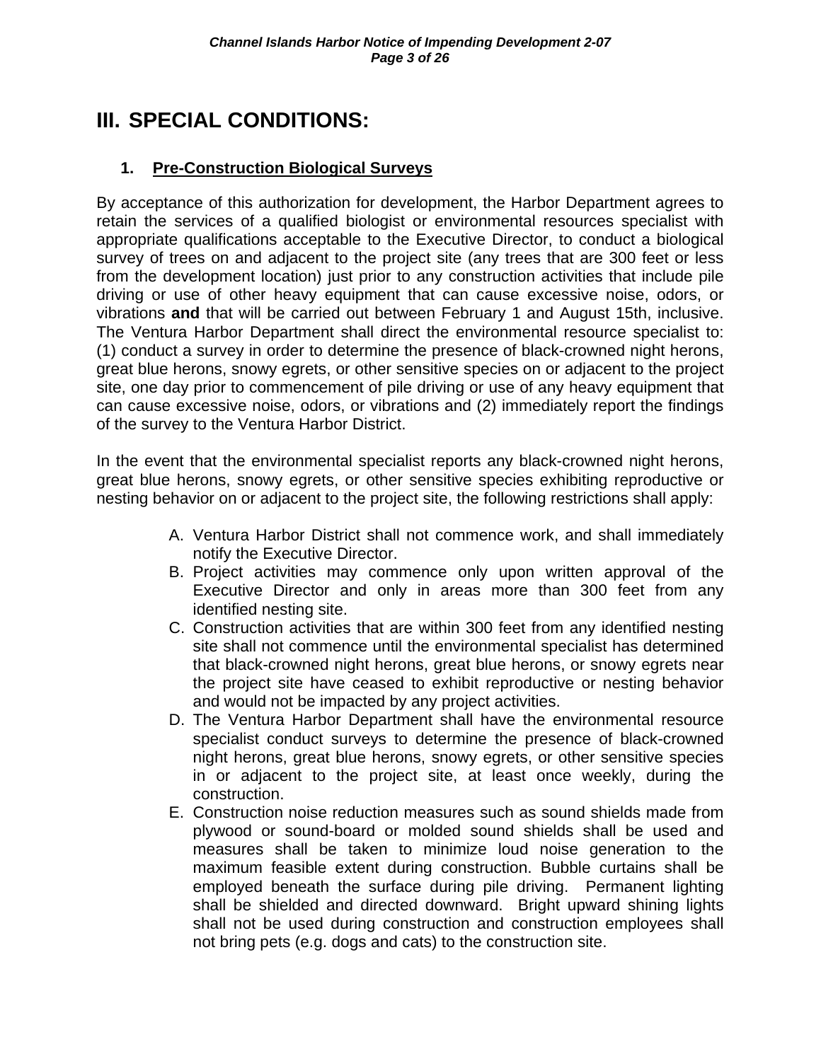# III. SPECIAL CONDITIONS:

## 1. Pre-Construction Biological Surveys

By acceptance of this authorization for development, the Harbor Department agrees to retain the services of a qualified biologist or environmental resources specialist with appropriate qualifications acceptable to the Executive Director, to conduct a biological survey of trees on and adjacent to the project site (any trees that are 300 feet or less from the development location) just prior to any construction activities that include pile driving or use of other heavy equipment that can cause excessive noise, odors, or vibrations **and** that will be carried out between February 1 and August 15th, inclusive. The Ventura Harbor Department shall direct the environmental resource specialist to: (1) conduct a survey in order to determine the presence of black-crowned night herons, great blue herons, snowy egrets, or other sensitive species on or adjacent to the project site, one day prior to commencement of pile driving or use of any heavy equipment that can cause excessive noise, odors, or vibrations and (2) immediately report the findings of the survey to the Ventura Harbor District.

In the event that the environmental specialist reports any black-crowned night herons, great blue herons, snowy egrets, or other sensitive species exhibiting reproductive or nesting behavior on or adjacent to the project site, the following restrictions shall apply:

A. Ventura Harbor District shall not commence work, and shall immediately notify the Executive Director.
B. Project activities may commence only upon written approval of the Executive Director and only in areas more than 300 feet from any identified nesting site.
C. Construction activities that are within 300 feet from any identified nesting site shall not commence until the environmental specialist has determined that black-crowned night herons, great blue herons, or snowy egrets near the project site have ceased to exhibit reproductive or nesting behavior and would not be impacted by any project activities.
D. The Ventura Harbor Department shall have the environmental resource specialist conduct surveys to determine the presence of black-crowned night herons, great blue herons, snowy egrets, or other sensitive species in or adjacent to the project site, at least once weekly, during the construction.
E. Construction noise reduction measures such as sound shields made from plywood or sound-board or molded sound shields shall be used and measures shall be taken to minimize loud noise generation to the maximum feasible extent during construction. Bubble curtains shall be employed beneath the surface during pile driving. Permanent lighting shall be shielded and directed downward. Bright upward shining lights shall not be used during construction and construction employees shall not bring pets (e.g. dogs and cats) to the construction site.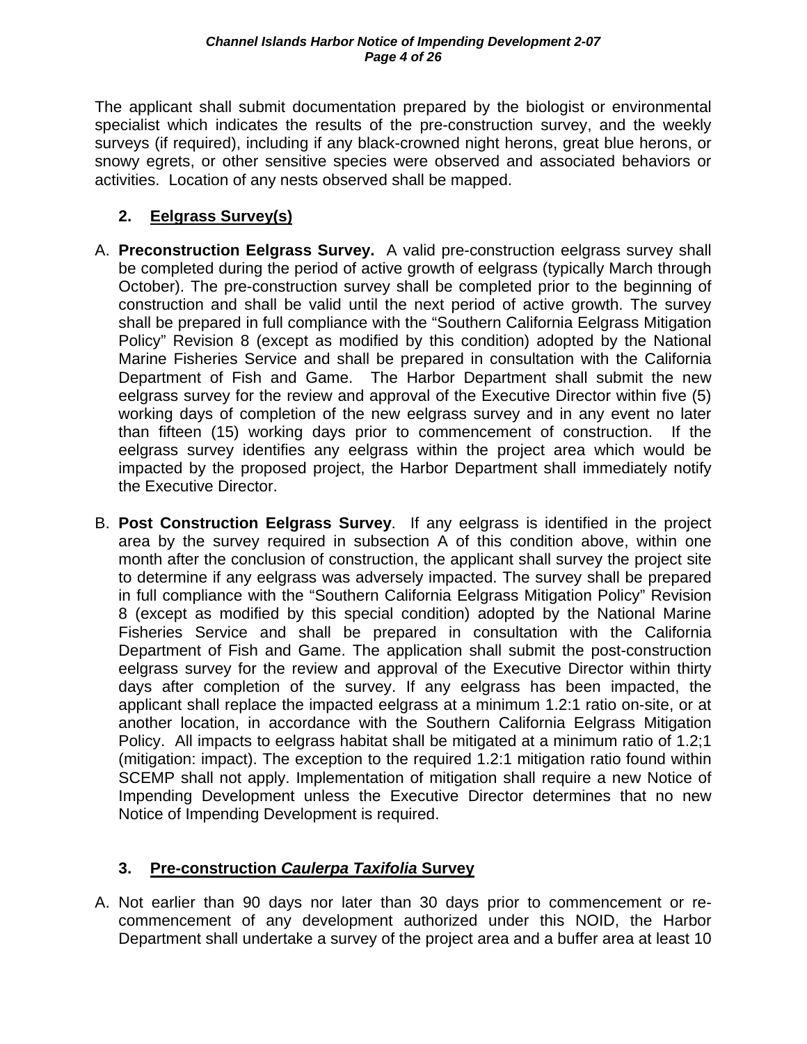The applicant shall submit documentation prepared by the biologist or environmental specialist which indicates the results of the pre-construction survey, and the weekly surveys (if required), including if any black-crowned night herons, great blue herons, or snowy egrets, or other sensitive species were observed and associated behaviors or activities. Location of any nests observed shall be mapped.

### 2. Eelgrass Survey(s)

A. **Preconstruction Eelgrass Survey.** A valid pre-construction eelgrass survey shall be completed during the period of active growth of eelgrass (typically March through October). The pre-construction survey shall be completed prior to the beginning of construction and shall be valid until the next period of active growth. The survey shall be prepared in full compliance with the "Southern California Eelgrass Mitigation Policy" Revision 8 (except as modified by this condition) adopted by the National Marine Fisheries Service and shall be prepared in consultation with the California Department of Fish and Game. The Harbor Department shall submit the new eelgrass survey for the review and approval of the Executive Director within five (5) working days of completion of the new eelgrass survey and in any event no later than fifteen (15) working days prior to commencement of construction. If the eelgrass survey identifies any eelgrass within the project area which would be impacted by the proposed project, the Harbor Department shall immediately notify the Executive Director.

B. **Post Construction Eelgrass Survey**. If any eelgrass is identified in the project area by the survey required in subsection A of this condition above, within one month after the conclusion of construction, the applicant shall survey the project site to determine if any eelgrass was adversely impacted. The survey shall be prepared in full compliance with the "Southern California Eelgrass Mitigation Policy" Revision 8 (except as modified by this special condition) adopted by the National Marine Fisheries Service and shall be prepared in consultation with the California Department of Fish and Game. The application shall submit the post-construction eelgrass survey for the review and approval of the Executive Director within thirty days after completion of the survey. If any eelgrass has been impacted, the applicant shall replace the impacted eelgrass at a minimum 1.2:1 ratio on-site, or at another location, in accordance with the Southern California Eelgrass Mitigation Policy. All impacts to eelgrass habitat shall be mitigated at a minimum ratio of 1.2;1 (mitigation: impact). The exception to the required 1.2:1 mitigation ratio found within SCEMP shall not apply. Implementation of mitigation shall require a new Notice of Impending Development unless the Executive Director determines that no new Notice of Impending Development is required.

### 3. Pre-construction *Caulerpa Taxifolia* Survey

A. Not earlier than 90 days nor later than 30 days prior to commencement or re-commencement of any development authorized under this NOID, the Harbor Department shall undertake a survey of the project area and a buffer area at least 10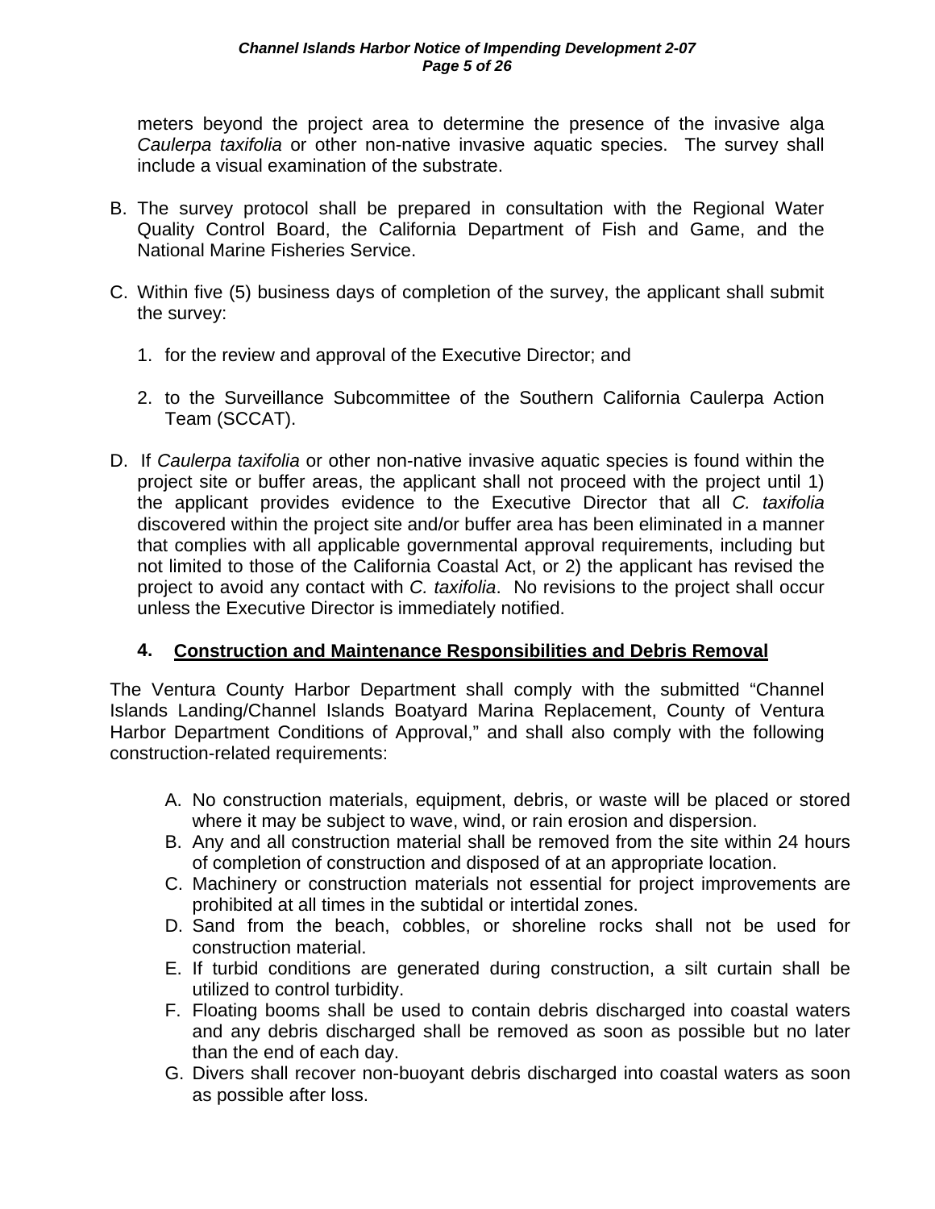meters beyond the project area to determine the presence of the invasive alga *Caulerpa taxifolia* or other non-native invasive aquatic species. The survey shall include a visual examination of the substrate.

B. The survey protocol shall be prepared in consultation with the Regional Water Quality Control Board, the California Department of Fish and Game, and the National Marine Fisheries Service.

C. Within five (5) business days of completion of the survey, the applicant shall submit the survey:

   1. for the review and approval of the Executive Director; and

   2. to the Surveillance Subcommittee of the Southern California Caulerpa Action Team (SCCAT).

D. If *Caulerpa taxifolia* or other non-native invasive aquatic species is found within the project site or buffer areas, the applicant shall not proceed with the project until 1) the applicant provides evidence to the Executive Director that all *C. taxifolia* discovered within the project site and/or buffer area has been eliminated in a manner that complies with all applicable governmental approval requirements, including but not limited to those of the California Coastal Act, or 2) the applicant has revised the project to avoid any contact with *C. taxifolia*. No revisions to the project shall occur unless the Executive Director is immediately notified.

## 4. Construction and Maintenance Responsibilities and Debris Removal

The Ventura County Harbor Department shall comply with the submitted "Channel Islands Landing/Channel Islands Boatyard Marina Replacement, County of Ventura Harbor Department Conditions of Approval," and shall also comply with the following construction-related requirements:

A. No construction materials, equipment, debris, or waste will be placed or stored where it may be subject to wave, wind, or rain erosion and dispersion.
B. Any and all construction material shall be removed from the site within 24 hours of completion of construction and disposed of at an appropriate location.
C. Machinery or construction materials not essential for project improvements are prohibited at all times in the subtidal or intertidal zones.
D. Sand from the beach, cobbles, or shoreline rocks shall not be used for construction material.
E. If turbid conditions are generated during construction, a silt curtain shall be utilized to control turbidity.
F. Floating booms shall be used to contain debris discharged into coastal waters and any debris discharged shall be removed as soon as possible but no later than the end of each day.
G. Divers shall recover non-buoyant debris discharged into coastal waters as soon as possible after loss.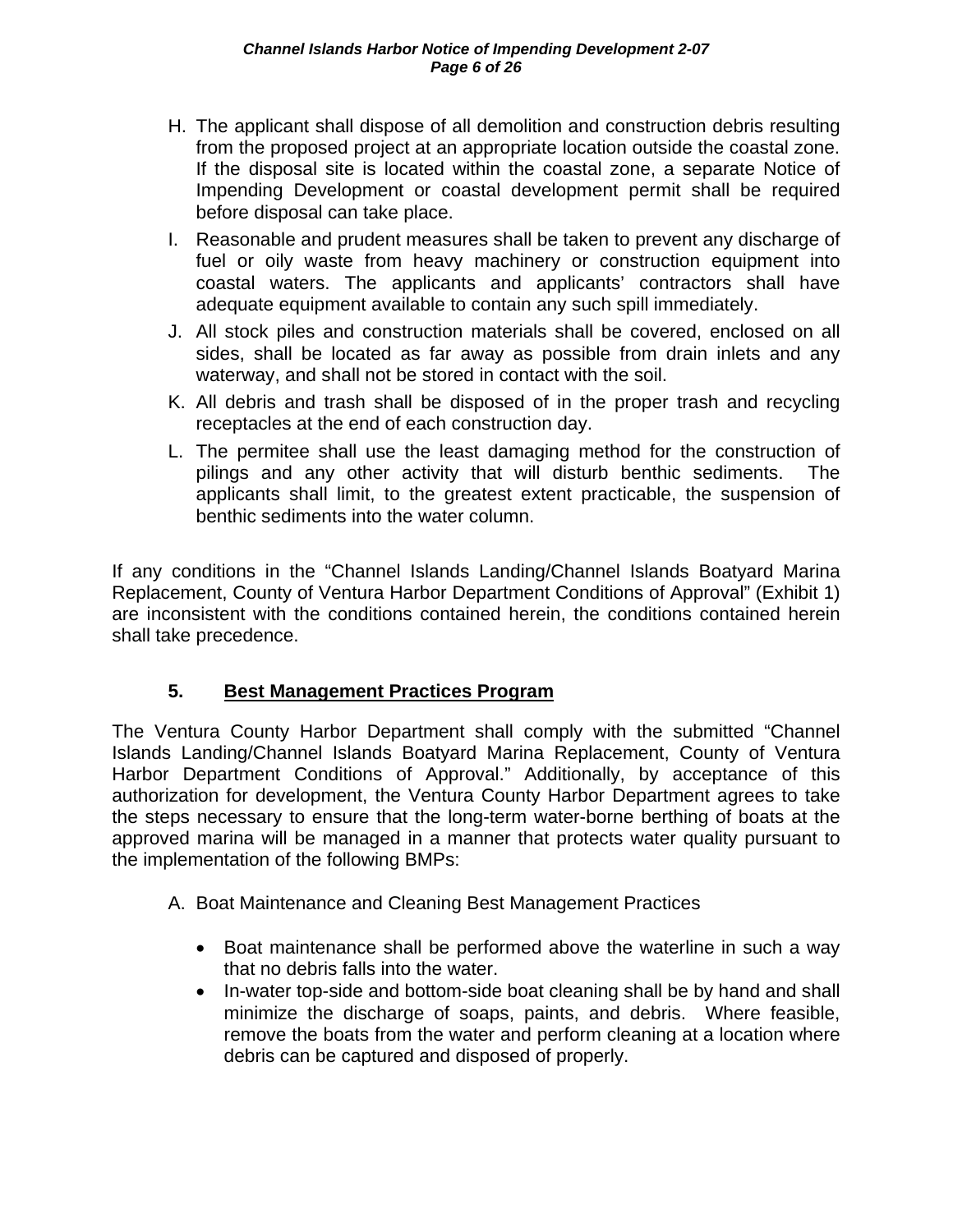H. The applicant shall dispose of all demolition and construction debris resulting from the proposed project at an appropriate location outside the coastal zone. If the disposal site is located within the coastal zone, a separate Notice of Impending Development or coastal development permit shall be required before disposal can take place.

I. Reasonable and prudent measures shall be taken to prevent any discharge of fuel or oily waste from heavy machinery or construction equipment into coastal waters. The applicants and applicants' contractors shall have adequate equipment available to contain any such spill immediately.

J. All stock piles and construction materials shall be covered, enclosed on all sides, shall be located as far away as possible from drain inlets and any waterway, and shall not be stored in contact with the soil.

K. All debris and trash shall be disposed of in the proper trash and recycling receptacles at the end of each construction day.

L. The permitee shall use the least damaging method for the construction of pilings and any other activity that will disturb benthic sediments. The applicants shall limit, to the greatest extent practicable, the suspension of benthic sediments into the water column.

If any conditions in the "Channel Islands Landing/Channel Islands Boatyard Marina Replacement, County of Ventura Harbor Department Conditions of Approval" (Exhibit 1) are inconsistent with the conditions contained herein, the conditions contained herein shall take precedence.

## 5. Best Management Practices Program

The Ventura County Harbor Department shall comply with the submitted "Channel Islands Landing/Channel Islands Boatyard Marina Replacement, County of Ventura Harbor Department Conditions of Approval." Additionally, by acceptance of this authorization for development, the Ventura County Harbor Department agrees to take the steps necessary to ensure that the long-term water-borne berthing of boats at the approved marina will be managed in a manner that protects water quality pursuant to the implementation of the following BMPs:

A. Boat Maintenance and Cleaning Best Management Practices

- Boat maintenance shall be performed above the waterline in such a way that no debris falls into the water.
- In-water top-side and bottom-side boat cleaning shall be by hand and shall minimize the discharge of soaps, paints, and debris. Where feasible, remove the boats from the water and perform cleaning at a location where debris can be captured and disposed of properly.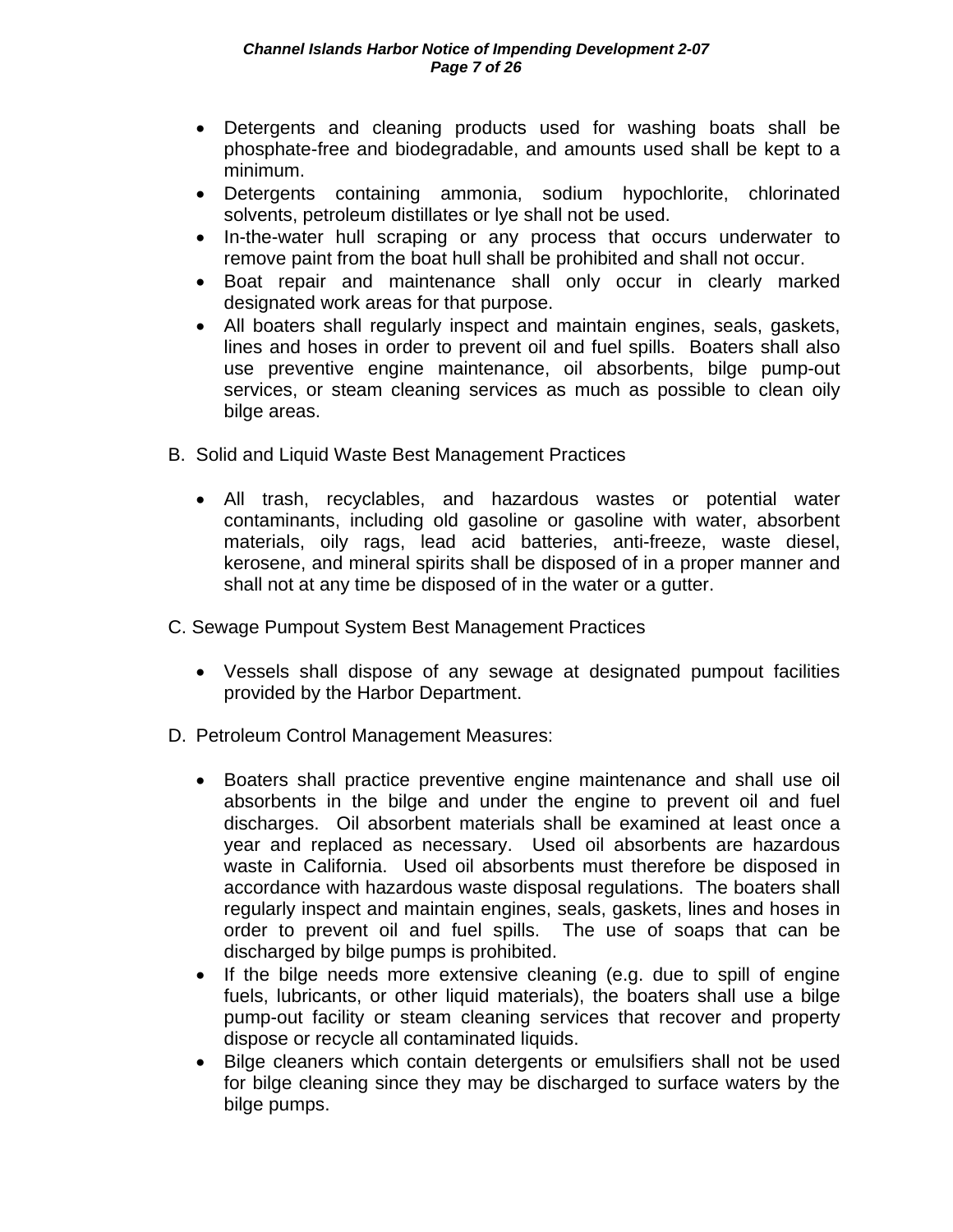- Detergents and cleaning products used for washing boats shall be phosphate-free and biodegradable, and amounts used shall be kept to a minimum.
- Detergents containing ammonia, sodium hypochlorite, chlorinated solvents, petroleum distillates or lye shall not be used.
- In-the-water hull scraping or any process that occurs underwater to remove paint from the boat hull shall be prohibited and shall not occur.
- Boat repair and maintenance shall only occur in clearly marked designated work areas for that purpose.
- All boaters shall regularly inspect and maintain engines, seals, gaskets, lines and hoses in order to prevent oil and fuel spills. Boaters shall also use preventive engine maintenance, oil absorbents, bilge pump-out services, or steam cleaning services as much as possible to clean oily bilge areas.

B. Solid and Liquid Waste Best Management Practices

- All trash, recyclables, and hazardous wastes or potential water contaminants, including old gasoline or gasoline with water, absorbent materials, oily rags, lead acid batteries, anti-freeze, waste diesel, kerosene, and mineral spirits shall be disposed of in a proper manner and shall not at any time be disposed of in the water or a gutter.

C. Sewage Pumpout System Best Management Practices

- Vessels shall dispose of any sewage at designated pumpout facilities provided by the Harbor Department.

D. Petroleum Control Management Measures:

- Boaters shall practice preventive engine maintenance and shall use oil absorbents in the bilge and under the engine to prevent oil and fuel discharges. Oil absorbent materials shall be examined at least once a year and replaced as necessary. Used oil absorbents are hazardous waste in California. Used oil absorbents must therefore be disposed in accordance with hazardous waste disposal regulations. The boaters shall regularly inspect and maintain engines, seals, gaskets, lines and hoses in order to prevent oil and fuel spills. The use of soaps that can be discharged by bilge pumps is prohibited.
- If the bilge needs more extensive cleaning (e.g. due to spill of engine fuels, lubricants, or other liquid materials), the boaters shall use a bilge pump-out facility or steam cleaning services that recover and property dispose or recycle all contaminated liquids.
- Bilge cleaners which contain detergents or emulsifiers shall not be used for bilge cleaning since they may be discharged to surface waters by the bilge pumps.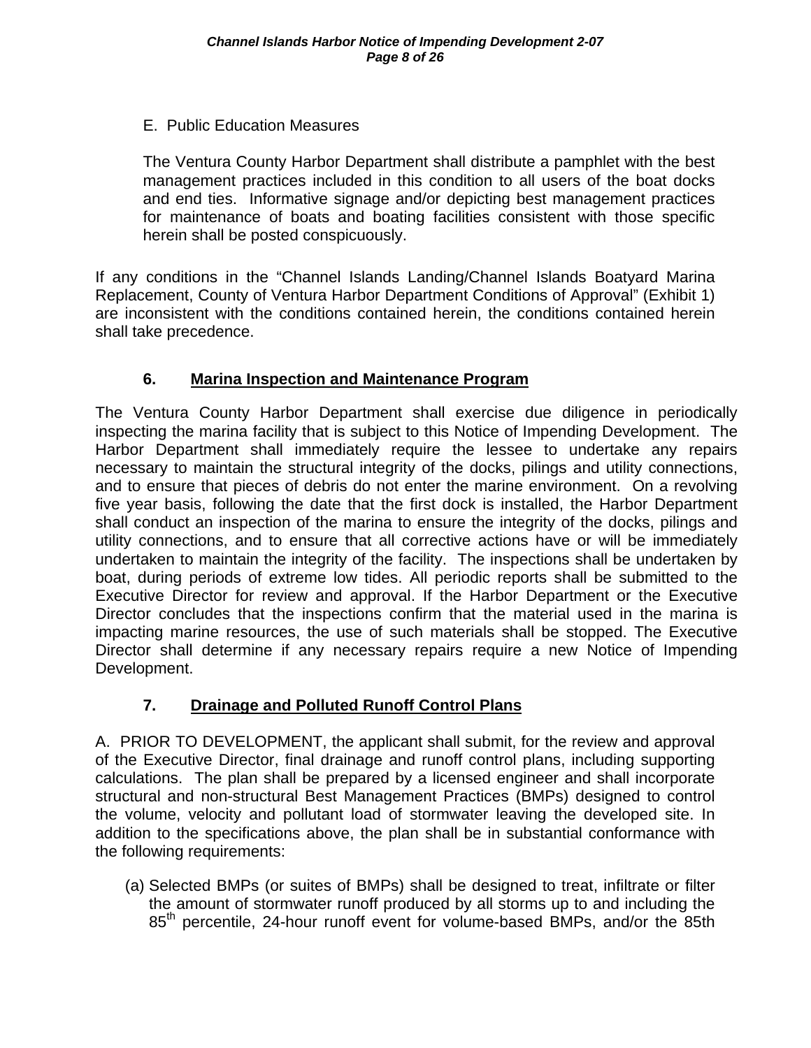E. Public Education Measures

The Ventura County Harbor Department shall distribute a pamphlet with the best management practices included in this condition to all users of the boat docks and end ties. Informative signage and/or depicting best management practices for maintenance of boats and boating facilities consistent with those specific herein shall be posted conspicuously.

If any conditions in the "Channel Islands Landing/Channel Islands Boatyard Marina Replacement, County of Ventura Harbor Department Conditions of Approval" (Exhibit 1) are inconsistent with the conditions contained herein, the conditions contained herein shall take precedence.

### 6. Marina Inspection and Maintenance Program

The Ventura County Harbor Department shall exercise due diligence in periodically inspecting the marina facility that is subject to this Notice of Impending Development. The Harbor Department shall immediately require the lessee to undertake any repairs necessary to maintain the structural integrity of the docks, pilings and utility connections, and to ensure that pieces of debris do not enter the marine environment. On a revolving five year basis, following the date that the first dock is installed, the Harbor Department shall conduct an inspection of the marina to ensure the integrity of the docks, pilings and utility connections, and to ensure that all corrective actions have or will be immediately undertaken to maintain the integrity of the facility. The inspections shall be undertaken by boat, during periods of extreme low tides. All periodic reports shall be submitted to the Executive Director for review and approval. If the Harbor Department or the Executive Director concludes that the inspections confirm that the material used in the marina is impacting marine resources, the use of such materials shall be stopped. The Executive Director shall determine if any necessary repairs require a new Notice of Impending Development.

### 7. Drainage and Polluted Runoff Control Plans

A. PRIOR TO DEVELOPMENT, the applicant shall submit, for the review and approval of the Executive Director, final drainage and runoff control plans, including supporting calculations. The plan shall be prepared by a licensed engineer and shall incorporate structural and non-structural Best Management Practices (BMPs) designed to control the volume, velocity and pollutant load of stormwater leaving the developed site. In addition to the specifications above, the plan shall be in substantial conformance with the following requirements:

(a) Selected BMPs (or suites of BMPs) shall be designed to treat, infiltrate or filter the amount of stormwater runoff produced by all storms up to and including the 85$^{th}$ percentile, 24-hour runoff event for volume-based BMPs, and/or the 85th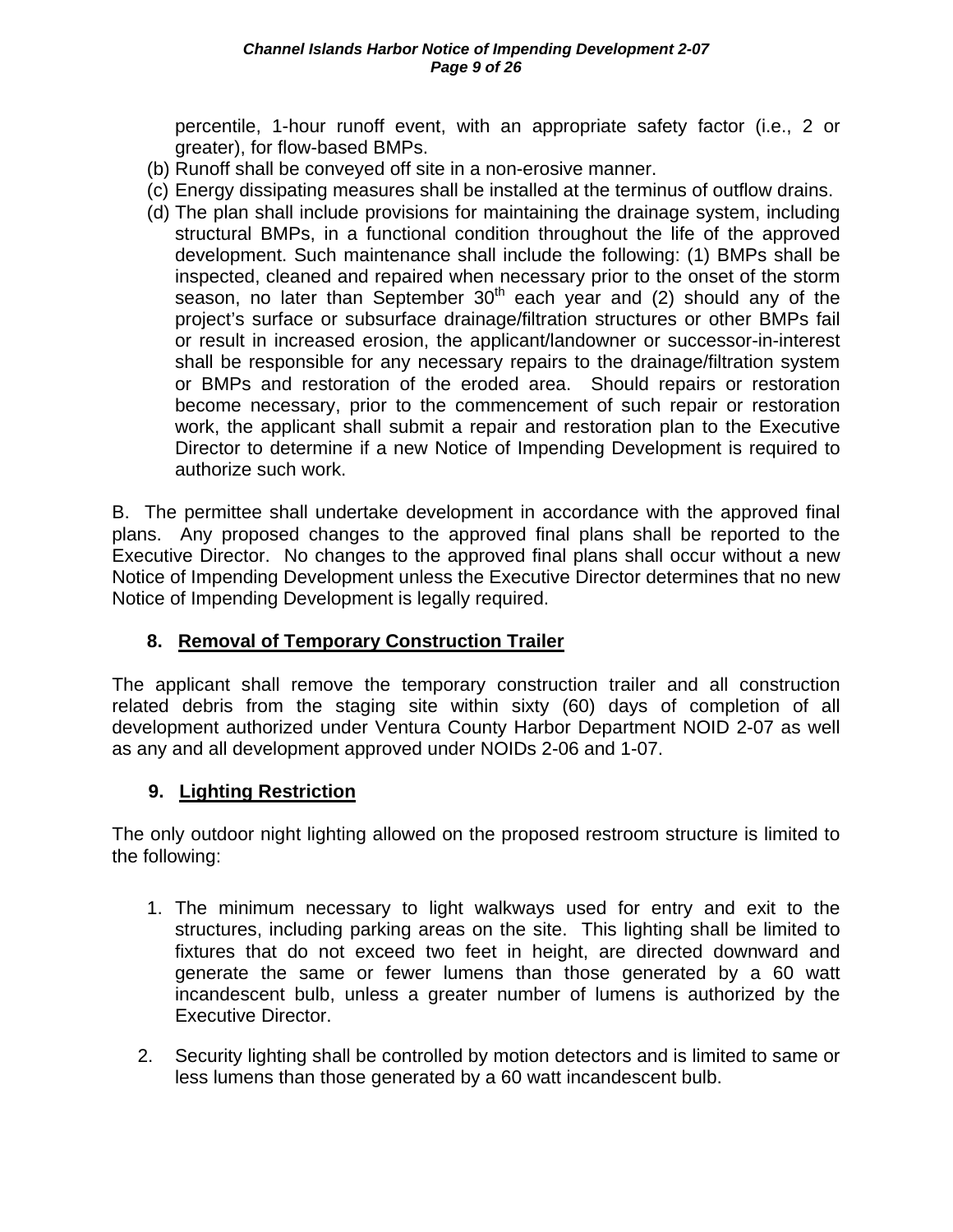percentile, 1-hour runoff event, with an appropriate safety factor (i.e., 2 or greater), for flow-based BMPs.

(b) Runoff shall be conveyed off site in a non-erosive manner.

(c) Energy dissipating measures shall be installed at the terminus of outflow drains.

(d) The plan shall include provisions for maintaining the drainage system, including structural BMPs, in a functional condition throughout the life of the approved development. Such maintenance shall include the following: (1) BMPs shall be inspected, cleaned and repaired when necessary prior to the onset of the storm season, no later than September 30th each year and (2) should any of the project's surface or subsurface drainage/filtration structures or other BMPs fail or result in increased erosion, the applicant/landowner or successor-in-interest shall be responsible for any necessary repairs to the drainage/filtration system or BMPs and restoration of the eroded area. Should repairs or restoration become necessary, prior to the commencement of such repair or restoration work, the applicant shall submit a repair and restoration plan to the Executive Director to determine if a new Notice of Impending Development is required to authorize such work.

B. The permittee shall undertake development in accordance with the approved final plans. Any proposed changes to the approved final plans shall be reported to the Executive Director. No changes to the approved final plans shall occur without a new Notice of Impending Development unless the Executive Director determines that no new Notice of Impending Development is legally required.

### 8. Removal of Temporary Construction Trailer

The applicant shall remove the temporary construction trailer and all construction related debris from the staging site within sixty (60) days of completion of all development authorized under Ventura County Harbor Department NOID 2-07 as well as any and all development approved under NOIDs 2-06 and 1-07.

### 9. Lighting Restriction

The only outdoor night lighting allowed on the proposed restroom structure is limited to the following:

1. The minimum necessary to light walkways used for entry and exit to the structures, including parking areas on the site. This lighting shall be limited to fixtures that do not exceed two feet in height, are directed downward and generate the same or fewer lumens than those generated by a 60 watt incandescent bulb, unless a greater number of lumens is authorized by the Executive Director.

2. Security lighting shall be controlled by motion detectors and is limited to same or less lumens than those generated by a 60 watt incandescent bulb.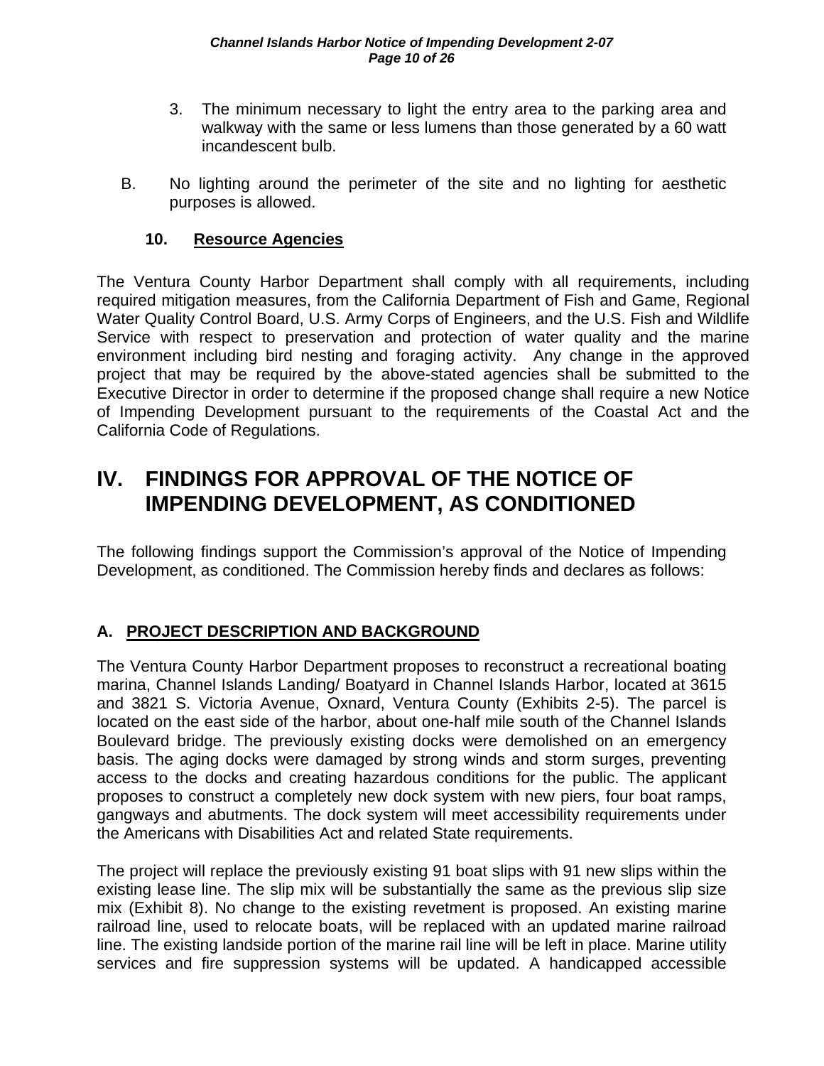3. The minimum necessary to light the entry area to the parking area and walkway with the same or less lumens than those generated by a 60 watt incandescent bulb.

B. No lighting around the perimeter of the site and no lighting for aesthetic purposes is allowed.

### 10. Resource Agencies

The Ventura County Harbor Department shall comply with all requirements, including required mitigation measures, from the California Department of Fish and Game, Regional Water Quality Control Board, U.S. Army Corps of Engineers, and the U.S. Fish and Wildlife Service with respect to preservation and protection of water quality and the marine environment including bird nesting and foraging activity. Any change in the approved project that may be required by the above-stated agencies shall be submitted to the Executive Director in order to determine if the proposed change shall require a new Notice of Impending Development pursuant to the requirements of the Coastal Act and the California Code of Regulations.

# IV. FINDINGS FOR APPROVAL OF THE NOTICE OF IMPENDING DEVELOPMENT, AS CONDITIONED

The following findings support the Commission's approval of the Notice of Impending Development, as conditioned. The Commission hereby finds and declares as follows:

## A. PROJECT DESCRIPTION AND BACKGROUND

The Ventura County Harbor Department proposes to reconstruct a recreational boating marina, Channel Islands Landing/ Boatyard in Channel Islands Harbor, located at 3615 and 3821 S. Victoria Avenue, Oxnard, Ventura County (Exhibits 2-5). The parcel is located on the east side of the harbor, about one-half mile south of the Channel Islands Boulevard bridge. The previously existing docks were demolished on an emergency basis. The aging docks were damaged by strong winds and storm surges, preventing access to the docks and creating hazardous conditions for the public. The applicant proposes to construct a completely new dock system with new piers, four boat ramps, gangways and abutments. The dock system will meet accessibility requirements under the Americans with Disabilities Act and related State requirements.

The project will replace the previously existing 91 boat slips with 91 new slips within the existing lease line. The slip mix will be substantially the same as the previous slip size mix (Exhibit 8). No change to the existing revetment is proposed. An existing marine railroad line, used to relocate boats, will be replaced with an updated marine railroad line. The existing landside portion of the marine rail line will be left in place. Marine utility services and fire suppression systems will be updated. A handicapped accessible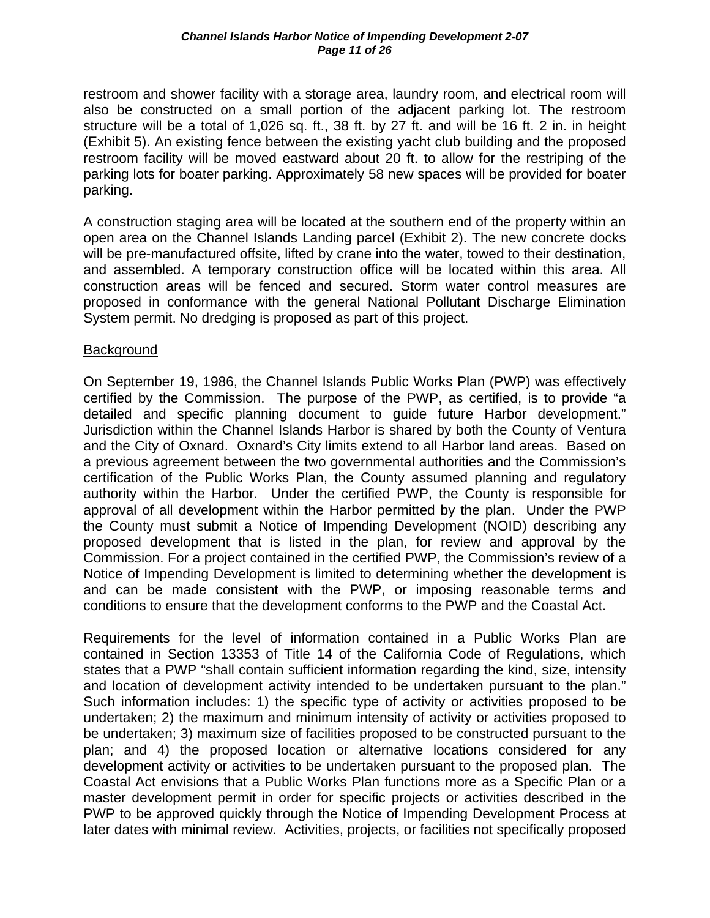restroom and shower facility with a storage area, laundry room, and electrical room will also be constructed on a small portion of the adjacent parking lot. The restroom structure will be a total of 1,026 sq. ft., 38 ft. by 27 ft. and will be 16 ft. 2 in. in height (Exhibit 5). An existing fence between the existing yacht club building and the proposed restroom facility will be moved eastward about 20 ft. to allow for the restriping of the parking lots for boater parking. Approximately 58 new spaces will be provided for boater parking.

A construction staging area will be located at the southern end of the property within an open area on the Channel Islands Landing parcel (Exhibit 2). The new concrete docks will be pre-manufactured offsite, lifted by crane into the water, towed to their destination, and assembled. A temporary construction office will be located within this area. All construction areas will be fenced and secured. Storm water control measures are proposed in conformance with the general National Pollutant Discharge Elimination System permit. No dredging is proposed as part of this project.

Background

On September 19, 1986, the Channel Islands Public Works Plan (PWP) was effectively certified by the Commission. The purpose of the PWP, as certified, is to provide "a detailed and specific planning document to guide future Harbor development." Jurisdiction within the Channel Islands Harbor is shared by both the County of Ventura and the City of Oxnard. Oxnard's City limits extend to all Harbor land areas. Based on a previous agreement between the two governmental authorities and the Commission's certification of the Public Works Plan, the County assumed planning and regulatory authority within the Harbor. Under the certified PWP, the County is responsible for approval of all development within the Harbor permitted by the plan. Under the PWP the County must submit a Notice of Impending Development (NOID) describing any proposed development that is listed in the plan, for review and approval by the Commission. For a project contained in the certified PWP, the Commission's review of a Notice of Impending Development is limited to determining whether the development is and can be made consistent with the PWP, or imposing reasonable terms and conditions to ensure that the development conforms to the PWP and the Coastal Act.

Requirements for the level of information contained in a Public Works Plan are contained in Section 13353 of Title 14 of the California Code of Regulations, which states that a PWP "shall contain sufficient information regarding the kind, size, intensity and location of development activity intended to be undertaken pursuant to the plan." Such information includes: 1) the specific type of activity or activities proposed to be undertaken; 2) the maximum and minimum intensity of activity or activities proposed to be undertaken; 3) maximum size of facilities proposed to be constructed pursuant to the plan; and 4) the proposed location or alternative locations considered for any development activity or activities to be undertaken pursuant to the proposed plan. The Coastal Act envisions that a Public Works Plan functions more as a Specific Plan or a master development permit in order for specific projects or activities described in the PWP to be approved quickly through the Notice of Impending Development Process at later dates with minimal review. Activities, projects, or facilities not specifically proposed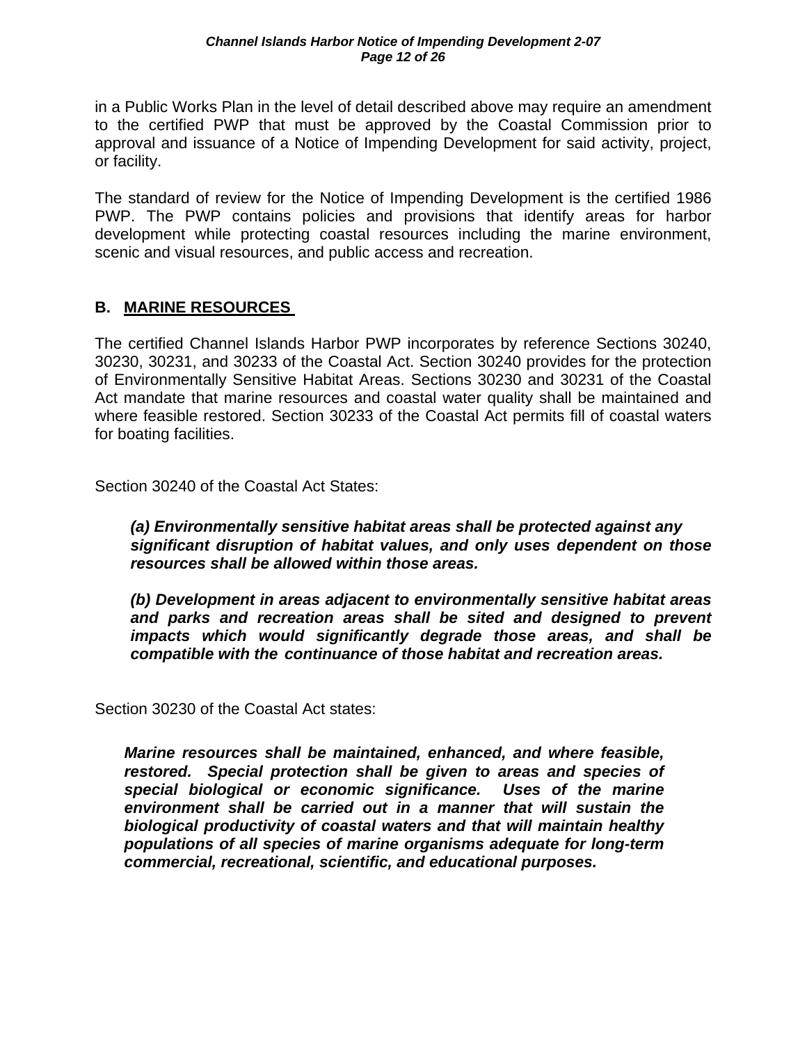in a Public Works Plan in the level of detail described above may require an amendment to the certified PWP that must be approved by the Coastal Commission prior to approval and issuance of a Notice of Impending Development for said activity, project, or facility.

The standard of review for the Notice of Impending Development is the certified 1986 PWP. The PWP contains policies and provisions that identify areas for harbor development while protecting coastal resources including the marine environment, scenic and visual resources, and public access and recreation.

## B. MARINE RESOURCES

The certified Channel Islands Harbor PWP incorporates by reference Sections 30240, 30230, 30231, and 30233 of the Coastal Act. Section 30240 provides for the protection of Environmentally Sensitive Habitat Areas. Sections 30230 and 30231 of the Coastal Act mandate that marine resources and coastal water quality shall be maintained and where feasible restored. Section 30233 of the Coastal Act permits fill of coastal waters for boating facilities.

Section 30240 of the Coastal Act States:

> ***(a) Environmentally sensitive habitat areas shall be protected against any significant disruption of habitat values, and only uses dependent on those resources shall be allowed within those areas.***
>
> ***(b) Development in areas adjacent to environmentally sensitive habitat areas and parks and recreation areas shall be sited and designed to prevent impacts which would significantly degrade those areas, and shall be compatible with the continuance of those habitat and recreation areas.***

Section 30230 of the Coastal Act states:

> ***Marine resources shall be maintained, enhanced, and where feasible, restored. Special protection shall be given to areas and species of special biological or economic significance. Uses of the marine environment shall be carried out in a manner that will sustain the biological productivity of coastal waters and that will maintain healthy populations of all species of marine organisms adequate for long-term commercial, recreational, scientific, and educational purposes.***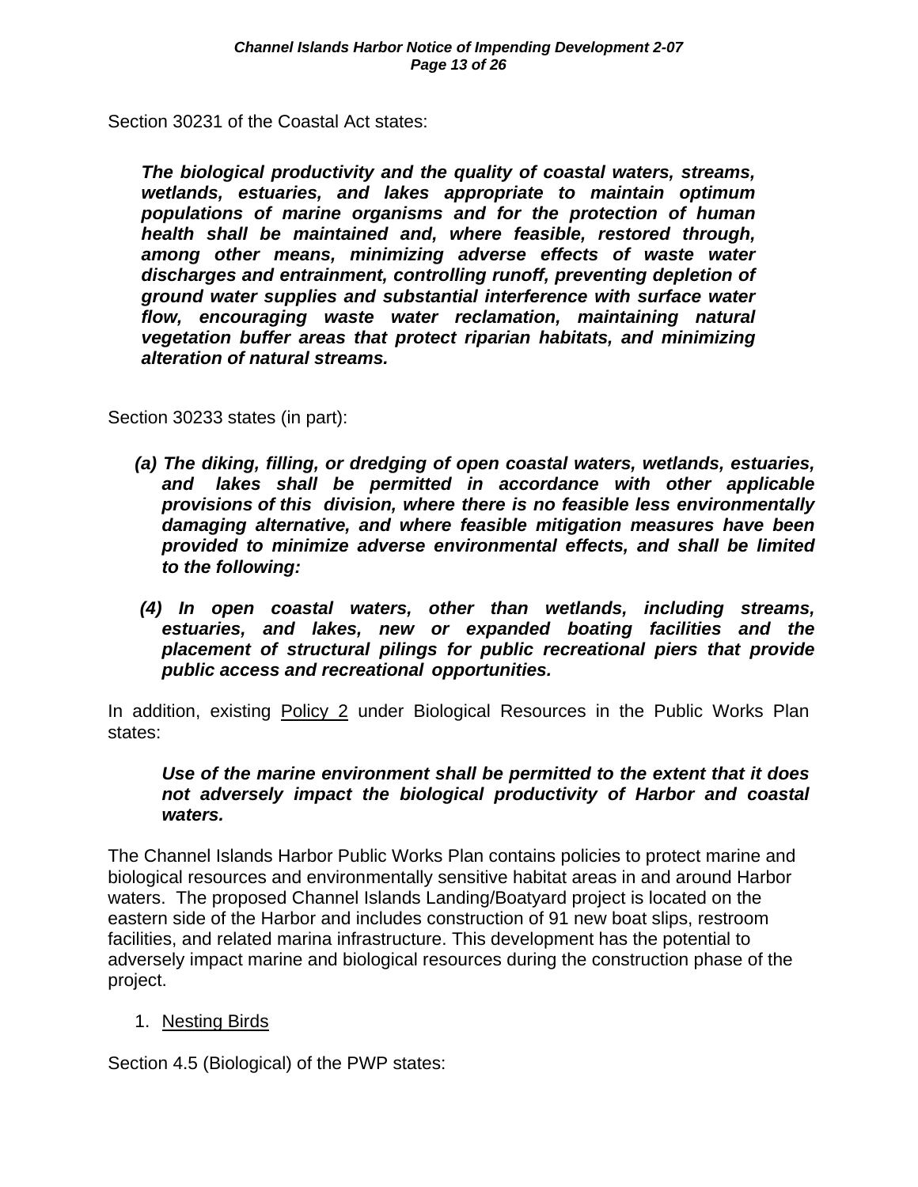Section 30231 of the Coastal Act states:

> ***The biological productivity and the quality of coastal waters, streams, wetlands, estuaries, and lakes appropriate to maintain optimum populations of marine organisms and for the protection of human health shall be maintained and, where feasible, restored through, among other means, minimizing adverse effects of waste water discharges and entrainment, controlling runoff, preventing depletion of ground water supplies and substantial interference with surface water flow, encouraging waste water reclamation, maintaining natural vegetation buffer areas that protect riparian habitats, and minimizing alteration of natural streams.***

Section 30233 states (in part):

> ***(a) The diking, filling, or dredging of open coastal waters, wetlands, estuaries, and lakes shall be permitted in accordance with other applicable provisions of this division, where there is no feasible less environmentally damaging alternative, and where feasible mitigation measures have been provided to minimize adverse environmental effects, and shall be limited to the following:***
>
> ***(4) In open coastal waters, other than wetlands, including streams, estuaries, and lakes, new or expanded boating facilities and the placement of structural pilings for public recreational piers that provide public access and recreational opportunities.***

In addition, existing Policy 2 under Biological Resources in the Public Works Plan states:

> ***Use of the marine environment shall be permitted to the extent that it does not adversely impact the biological productivity of Harbor and coastal waters.***

The Channel Islands Harbor Public Works Plan contains policies to protect marine and biological resources and environmentally sensitive habitat areas in and around Harbor waters. The proposed Channel Islands Landing/Boatyard project is located on the eastern side of the Harbor and includes construction of 91 new boat slips, restroom facilities, and related marina infrastructure. This development has the potential to adversely impact marine and biological resources during the construction phase of the project.

1. Nesting Birds

Section 4.5 (Biological) of the PWP states: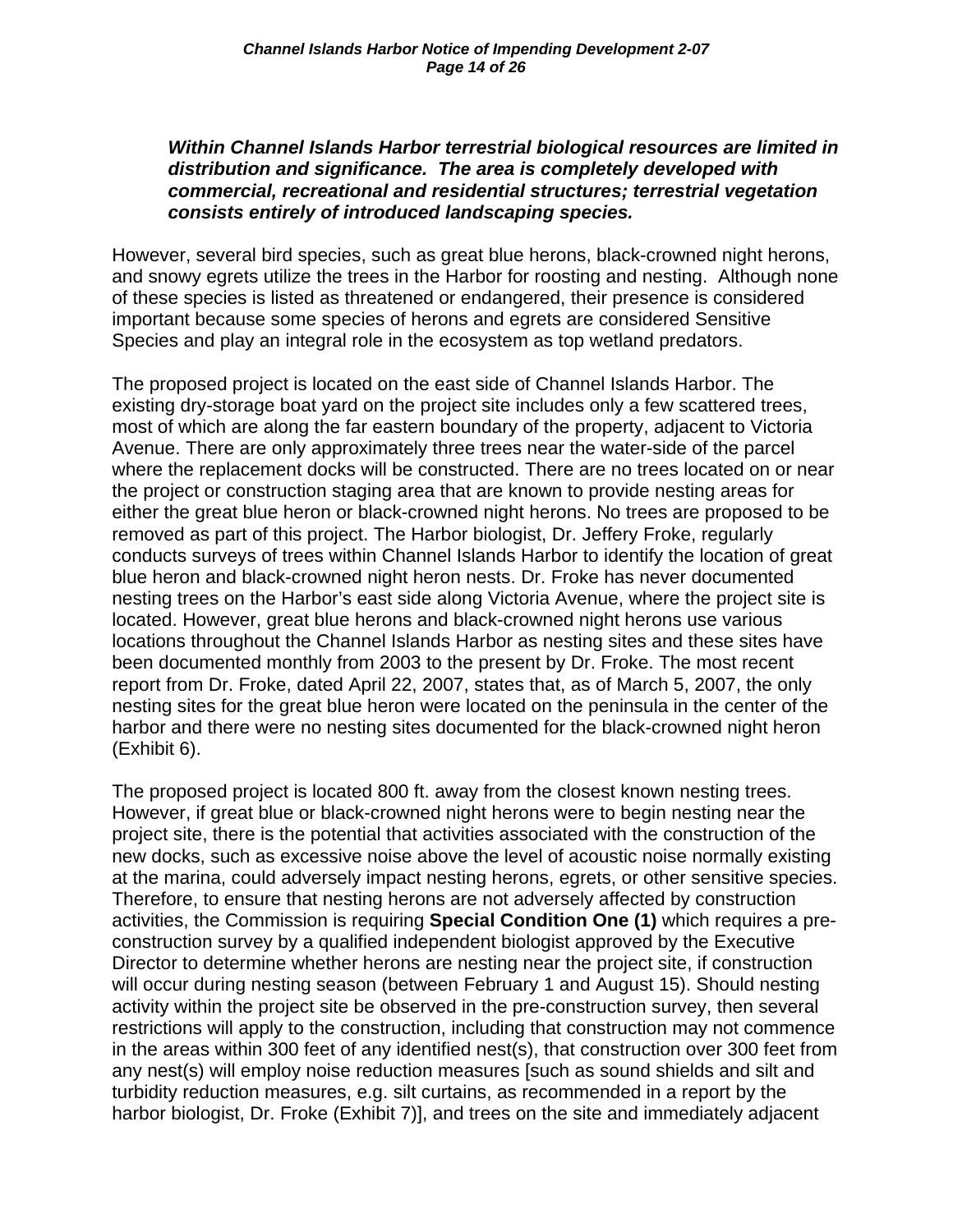***Within Channel Islands Harbor terrestrial biological resources are limited in distribution and significance. The area is completely developed with commercial, recreational and residential structures; terrestrial vegetation consists entirely of introduced landscaping species.***

However, several bird species, such as great blue herons, black-crowned night herons, and snowy egrets utilize the trees in the Harbor for roosting and nesting. Although none of these species is listed as threatened or endangered, their presence is considered important because some species of herons and egrets are considered Sensitive Species and play an integral role in the ecosystem as top wetland predators.

The proposed project is located on the east side of Channel Islands Harbor. The existing dry-storage boat yard on the project site includes only a few scattered trees, most of which are along the far eastern boundary of the property, adjacent to Victoria Avenue. There are only approximately three trees near the water-side of the parcel where the replacement docks will be constructed. There are no trees located on or near the project or construction staging area that are known to provide nesting areas for either the great blue heron or black-crowned night herons. No trees are proposed to be removed as part of this project. The Harbor biologist, Dr. Jeffery Froke, regularly conducts surveys of trees within Channel Islands Harbor to identify the location of great blue heron and black-crowned night heron nests. Dr. Froke has never documented nesting trees on the Harbor's east side along Victoria Avenue, where the project site is located. However, great blue herons and black-crowned night herons use various locations throughout the Channel Islands Harbor as nesting sites and these sites have been documented monthly from 2003 to the present by Dr. Froke. The most recent report from Dr. Froke, dated April 22, 2007, states that, as of March 5, 2007, the only nesting sites for the great blue heron were located on the peninsula in the center of the harbor and there were no nesting sites documented for the black-crowned night heron (Exhibit 6).

The proposed project is located 800 ft. away from the closest known nesting trees. However, if great blue or black-crowned night herons were to begin nesting near the project site, there is the potential that activities associated with the construction of the new docks, such as excessive noise above the level of acoustic noise normally existing at the marina, could adversely impact nesting herons, egrets, or other sensitive species. Therefore, to ensure that nesting herons are not adversely affected by construction activities, the Commission is requiring **Special Condition One (1)** which requires a pre-construction survey by a qualified independent biologist approved by the Executive Director to determine whether herons are nesting near the project site, if construction will occur during nesting season (between February 1 and August 15). Should nesting activity within the project site be observed in the pre-construction survey, then several restrictions will apply to the construction, including that construction may not commence in the areas within 300 feet of any identified nest(s), that construction over 300 feet from any nest(s) will employ noise reduction measures [such as sound shields and silt and turbidity reduction measures, e.g. silt curtains, as recommended in a report by the harbor biologist, Dr. Froke (Exhibit 7)], and trees on the site and immediately adjacent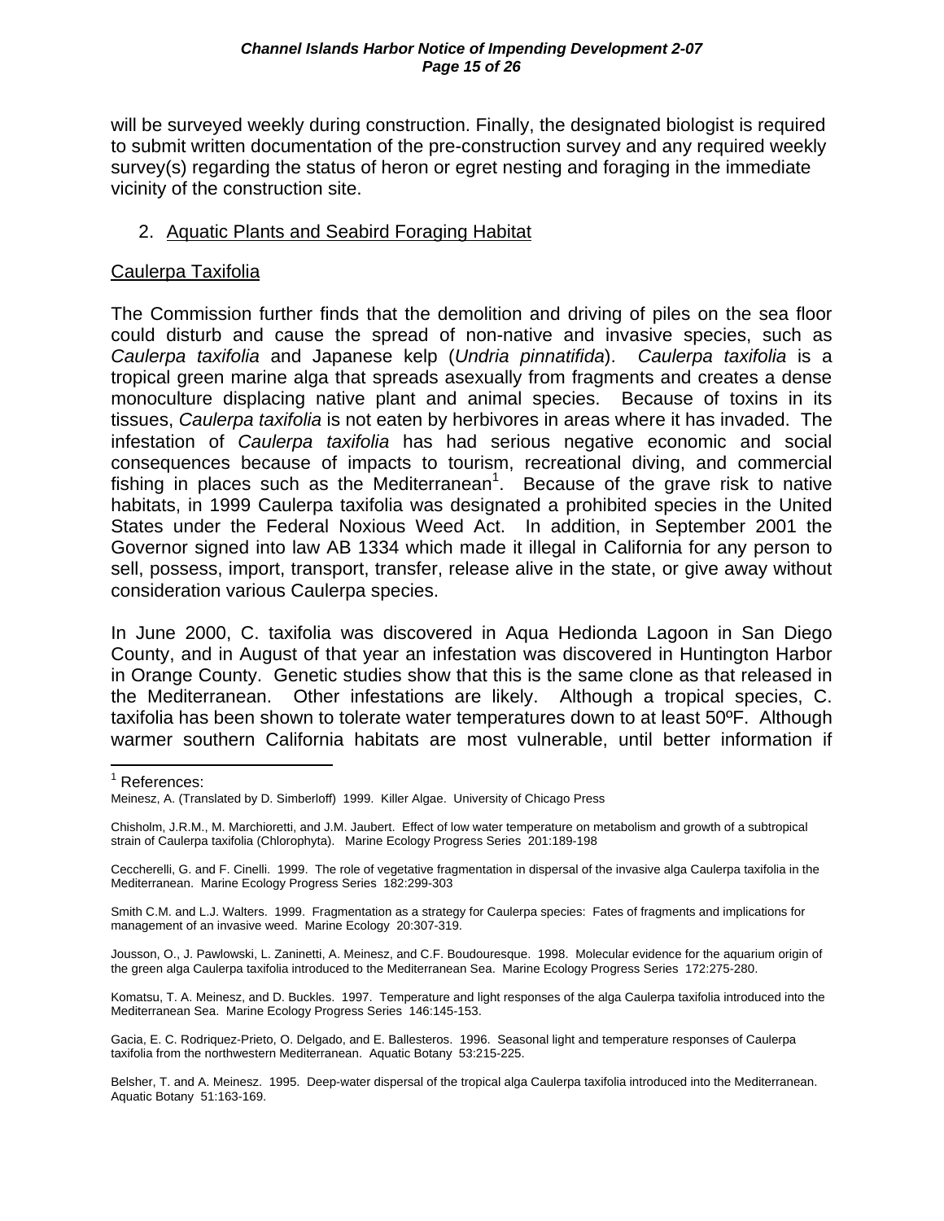will be surveyed weekly during construction. Finally, the designated biologist is required to submit written documentation of the pre-construction survey and any required weekly survey(s) regarding the status of heron or egret nesting and foraging in the immediate vicinity of the construction site.

2. Aquatic Plants and Seabird Foraging Habitat

Caulerpa Taxifolia

The Commission further finds that the demolition and driving of piles on the sea floor could disturb and cause the spread of non-native and invasive species, such as *Caulerpa taxifolia* and Japanese kelp (*Undria pinnatifida*). *Caulerpa taxifolia* is a tropical green marine alga that spreads asexually from fragments and creates a dense monoculture displacing native plant and animal species. Because of toxins in its tissues, *Caulerpa taxifolia* is not eaten by herbivores in areas where it has invaded. The infestation of *Caulerpa taxifolia* has had serious negative economic and social consequences because of impacts to tourism, recreational diving, and commercial fishing in places such as the Mediterranean[1]. Because of the grave risk to native habitats, in 1999 Caulerpa taxifolia was designated a prohibited species in the United States under the Federal Noxious Weed Act. In addition, in September 2001 the Governor signed into law AB 1334 which made it illegal in California for any person to sell, possess, import, transport, transfer, release alive in the state, or give away without consideration various Caulerpa species.

In June 2000, C. taxifolia was discovered in Aqua Hedionda Lagoon in San Diego County, and in August of that year an infestation was discovered in Huntington Harbor in Orange County. Genetic studies show that this is the same clone as that released in the Mediterranean. Other infestations are likely. Although a tropical species, C. taxifolia has been shown to tolerate water temperatures down to at least 50ºF. Although warmer southern California habitats are most vulnerable, until better information if

---

[1] References:

Meinesz, A. (Translated by D. Simberloff) 1999. Killer Algae. University of Chicago Press

Chisholm, J.R.M., M. Marchioretti, and J.M. Jaubert. Effect of low water temperature on metabolism and growth of a subtropical strain of Caulerpa taxifolia (Chlorophyta). Marine Ecology Progress Series 201:189-198

Ceccherelli, G. and F. Cinelli. 1999. The role of vegetative fragmentation in dispersal of the invasive alga Caulerpa taxifolia in the Mediterranean. Marine Ecology Progress Series 182:299-303

Smith C.M. and L.J. Walters. 1999. Fragmentation as a strategy for Caulerpa species: Fates of fragments and implications for management of an invasive weed. Marine Ecology 20:307-319.

Jousson, O., J. Pawlowski, L. Zaninetti, A. Meinesz, and C.F. Boudouresque. 1998. Molecular evidence for the aquarium origin of the green alga Caulerpa taxifolia introduced to the Mediterranean Sea. Marine Ecology Progress Series 172:275-280.

Komatsu, T. A. Meinesz, and D. Buckles. 1997. Temperature and light responses of the alga Caulerpa taxifolia introduced into the Mediterranean Sea. Marine Ecology Progress Series 146:145-153.

Gacia, E. C. Rodriquez-Prieto, O. Delgado, and E. Ballesteros. 1996. Seasonal light and temperature responses of Caulerpa taxifolia from the northwestern Mediterranean. Aquatic Botany 53:215-225.

Belsher, T. and A. Meinesz. 1995. Deep-water dispersal of the tropical alga Caulerpa taxifolia introduced into the Mediterranean. Aquatic Botany 51:163-169.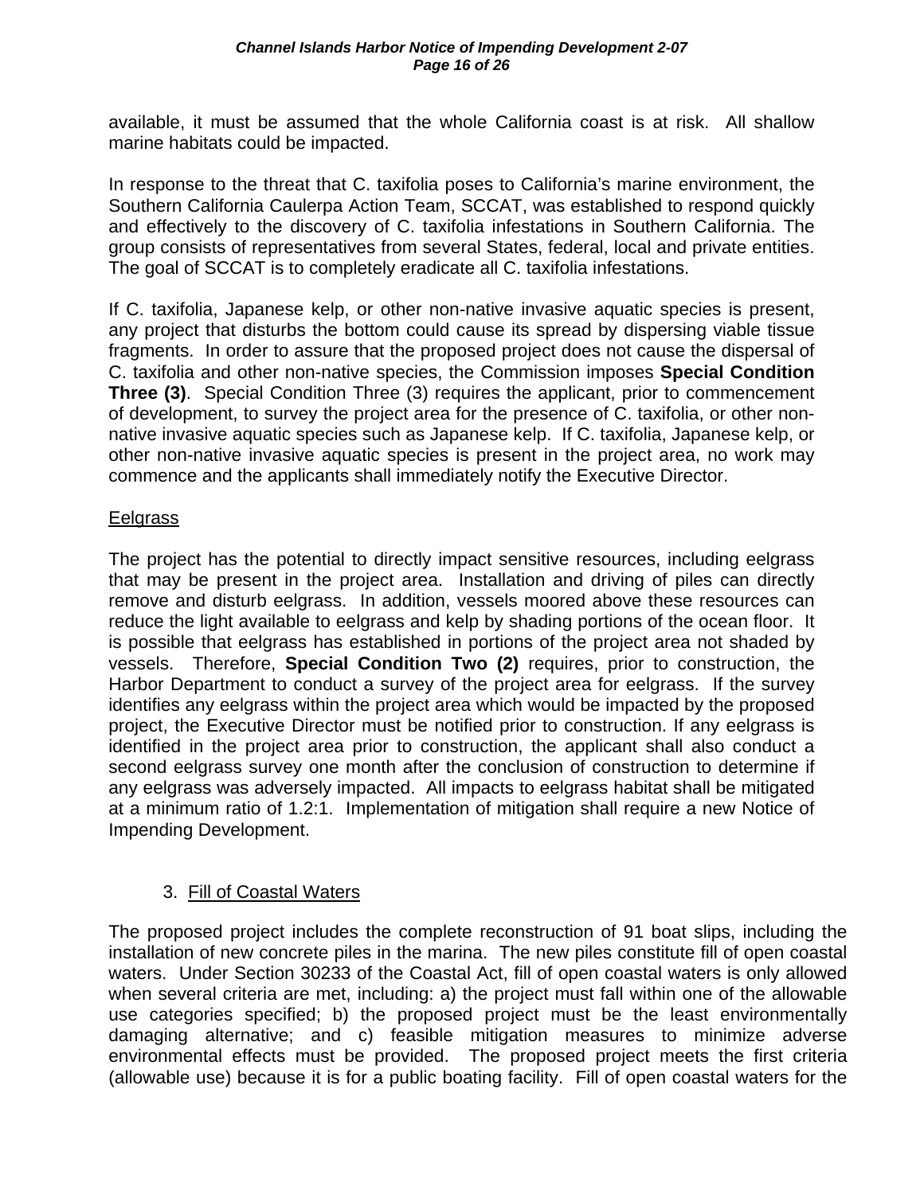available, it must be assumed that the whole California coast is at risk. All shallow marine habitats could be impacted.

In response to the threat that C. taxifolia poses to California's marine environment, the Southern California Caulerpa Action Team, SCCAT, was established to respond quickly and effectively to the discovery of C. taxifolia infestations in Southern California. The group consists of representatives from several States, federal, local and private entities. The goal of SCCAT is to completely eradicate all C. taxifolia infestations.

If C. taxifolia, Japanese kelp, or other non-native invasive aquatic species is present, any project that disturbs the bottom could cause its spread by dispersing viable tissue fragments. In order to assure that the proposed project does not cause the dispersal of C. taxifolia and other non-native species, the Commission imposes **Special Condition Three (3)**. Special Condition Three (3) requires the applicant, prior to commencement of development, to survey the project area for the presence of C. taxifolia, or other non-native invasive aquatic species such as Japanese kelp. If C. taxifolia, Japanese kelp, or other non-native invasive aquatic species is present in the project area, no work may commence and the applicants shall immediately notify the Executive Director.

Eelgrass

The project has the potential to directly impact sensitive resources, including eelgrass that may be present in the project area. Installation and driving of piles can directly remove and disturb eelgrass. In addition, vessels moored above these resources can reduce the light available to eelgrass and kelp by shading portions of the ocean floor. It is possible that eelgrass has established in portions of the project area not shaded by vessels. Therefore, **Special Condition Two (2)** requires, prior to construction, the Harbor Department to conduct a survey of the project area for eelgrass. If the survey identifies any eelgrass within the project area which would be impacted by the proposed project, the Executive Director must be notified prior to construction. If any eelgrass is identified in the project area prior to construction, the applicant shall also conduct a second eelgrass survey one month after the conclusion of construction to determine if any eelgrass was adversely impacted. All impacts to eelgrass habitat shall be mitigated at a minimum ratio of 1.2:1. Implementation of mitigation shall require a new Notice of Impending Development.

3. Fill of Coastal Waters

The proposed project includes the complete reconstruction of 91 boat slips, including the installation of new concrete piles in the marina. The new piles constitute fill of open coastal waters. Under Section 30233 of the Coastal Act, fill of open coastal waters is only allowed when several criteria are met, including: a) the project must fall within one of the allowable use categories specified; b) the proposed project must be the least environmentally damaging alternative; and c) feasible mitigation measures to minimize adverse environmental effects must be provided. The proposed project meets the first criteria (allowable use) because it is for a public boating facility. Fill of open coastal waters for the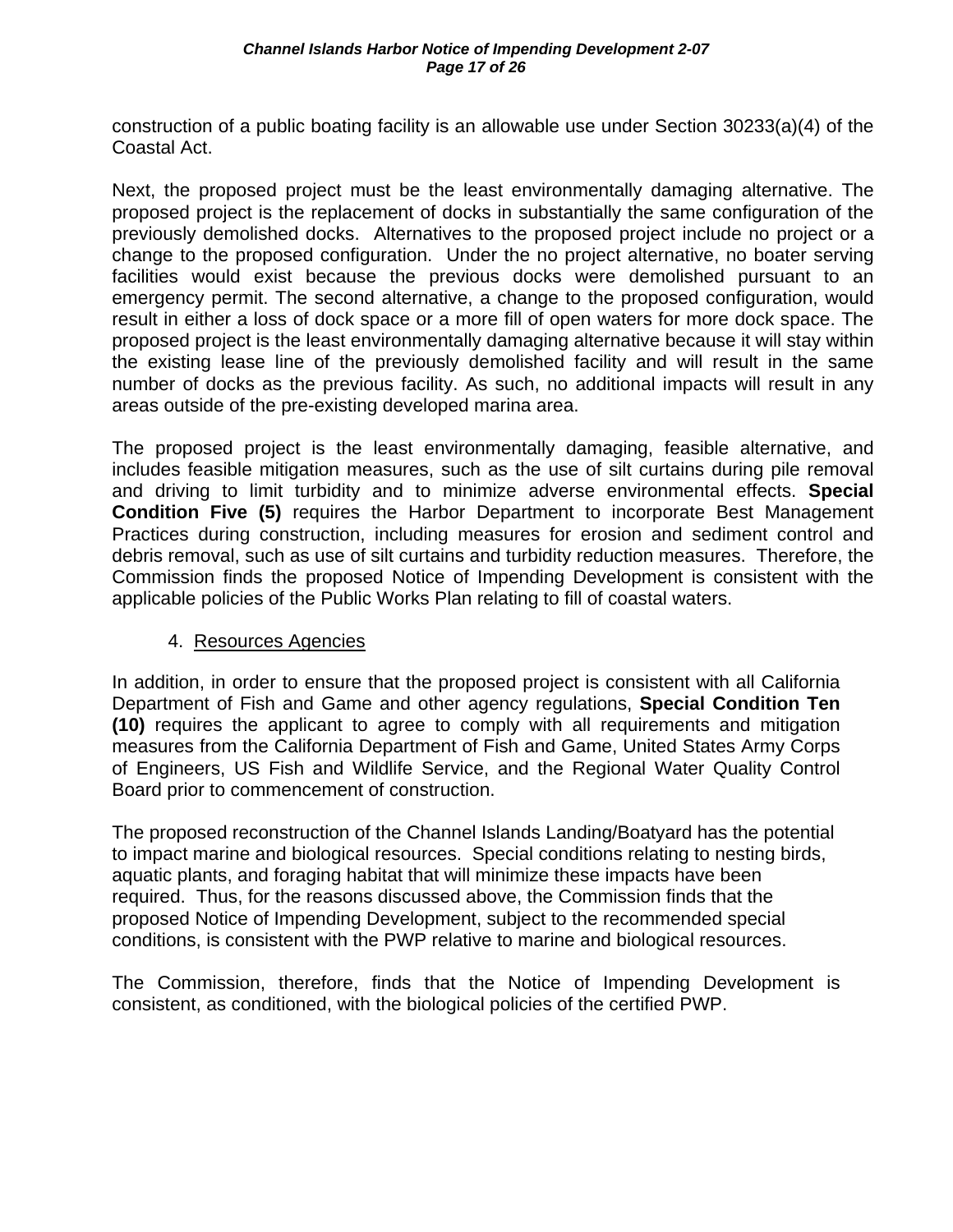construction of a public boating facility is an allowable use under Section 30233(a)(4) of the Coastal Act.

Next, the proposed project must be the least environmentally damaging alternative. The proposed project is the replacement of docks in substantially the same configuration of the previously demolished docks. Alternatives to the proposed project include no project or a change to the proposed configuration. Under the no project alternative, no boater serving facilities would exist because the previous docks were demolished pursuant to an emergency permit. The second alternative, a change to the proposed configuration, would result in either a loss of dock space or a more fill of open waters for more dock space. The proposed project is the least environmentally damaging alternative because it will stay within the existing lease line of the previously demolished facility and will result in the same number of docks as the previous facility. As such, no additional impacts will result in any areas outside of the pre-existing developed marina area.

The proposed project is the least environmentally damaging, feasible alternative, and includes feasible mitigation measures, such as the use of silt curtains during pile removal and driving to limit turbidity and to minimize adverse environmental effects. **Special Condition Five (5)** requires the Harbor Department to incorporate Best Management Practices during construction, including measures for erosion and sediment control and debris removal, such as use of silt curtains and turbidity reduction measures. Therefore, the Commission finds the proposed Notice of Impending Development is consistent with the applicable policies of the Public Works Plan relating to fill of coastal waters.

4. Resources Agencies

In addition, in order to ensure that the proposed project is consistent with all California Department of Fish and Game and other agency regulations, **Special Condition Ten (10)** requires the applicant to agree to comply with all requirements and mitigation measures from the California Department of Fish and Game, United States Army Corps of Engineers, US Fish and Wildlife Service, and the Regional Water Quality Control Board prior to commencement of construction.

The proposed reconstruction of the Channel Islands Landing/Boatyard has the potential to impact marine and biological resources. Special conditions relating to nesting birds, aquatic plants, and foraging habitat that will minimize these impacts have been required. Thus, for the reasons discussed above, the Commission finds that the proposed Notice of Impending Development, subject to the recommended special conditions, is consistent with the PWP relative to marine and biological resources.

The Commission, therefore, finds that the Notice of Impending Development is consistent, as conditioned, with the biological policies of the certified PWP.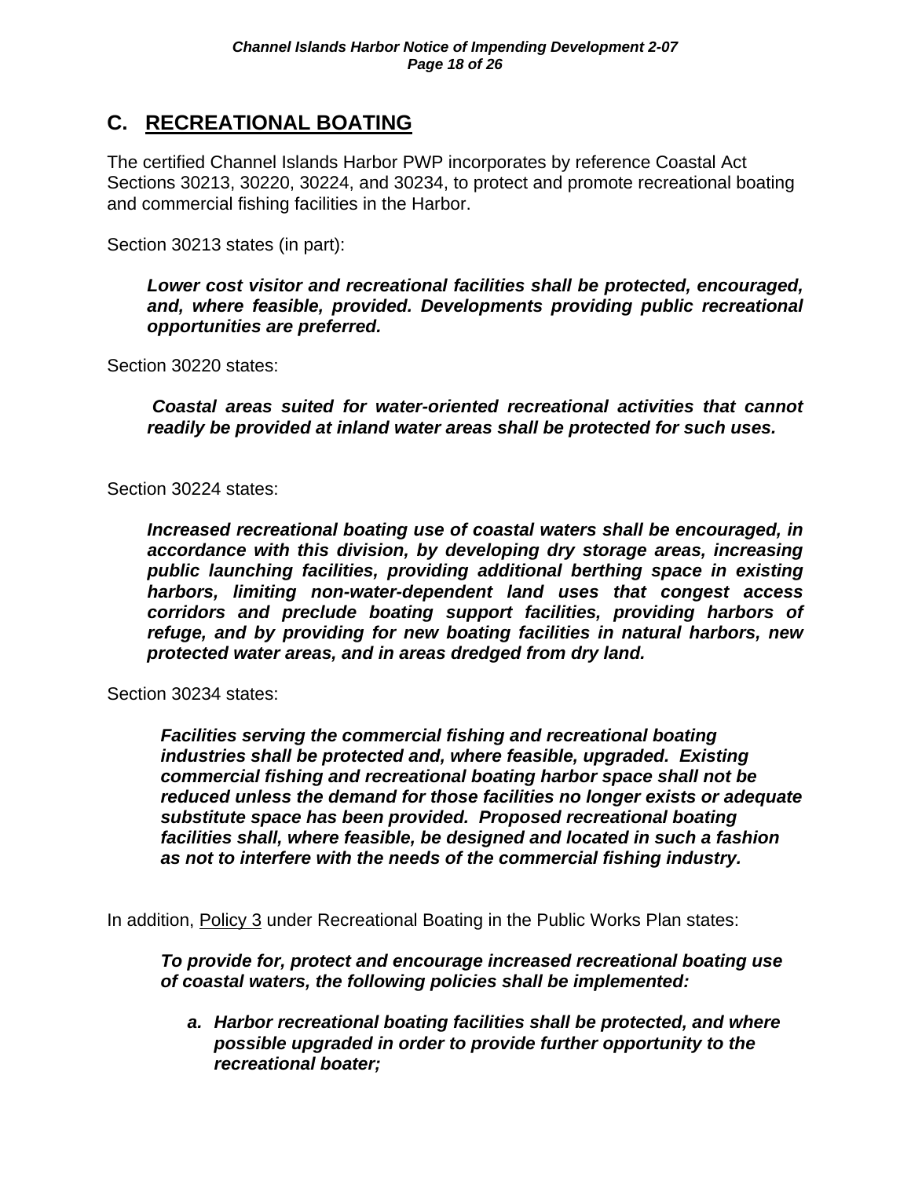## C. RECREATIONAL BOATING

The certified Channel Islands Harbor PWP incorporates by reference Coastal Act Sections 30213, 30220, 30224, and 30234, to protect and promote recreational boating and commercial fishing facilities in the Harbor.

Section 30213 states (in part):

> ***Lower cost visitor and recreational facilities shall be protected, encouraged, and, where feasible, provided. Developments providing public recreational opportunities are preferred.***

Section 30220 states:

> ***Coastal areas suited for water-oriented recreational activities that cannot readily be provided at inland water areas shall be protected for such uses.***

Section 30224 states:

> ***Increased recreational boating use of coastal waters shall be encouraged, in accordance with this division, by developing dry storage areas, increasing public launching facilities, providing additional berthing space in existing harbors, limiting non-water-dependent land uses that congest access corridors and preclude boating support facilities, providing harbors of refuge, and by providing for new boating facilities in natural harbors, new protected water areas, and in areas dredged from dry land.***

Section 30234 states:

> ***Facilities serving the commercial fishing and recreational boating industries shall be protected and, where feasible, upgraded. Existing commercial fishing and recreational boating harbor space shall not be reduced unless the demand for those facilities no longer exists or adequate substitute space has been provided. Proposed recreational boating facilities shall, where feasible, be designed and located in such a fashion as not to interfere with the needs of the commercial fishing industry.***

In addition, Policy 3 under Recreational Boating in the Public Works Plan states:

> ***To provide for, protect and encourage increased recreational boating use of coastal waters, the following policies shall be implemented:***
>
> ***a. Harbor recreational boating facilities shall be protected, and where possible upgraded in order to provide further opportunity to the recreational boater;***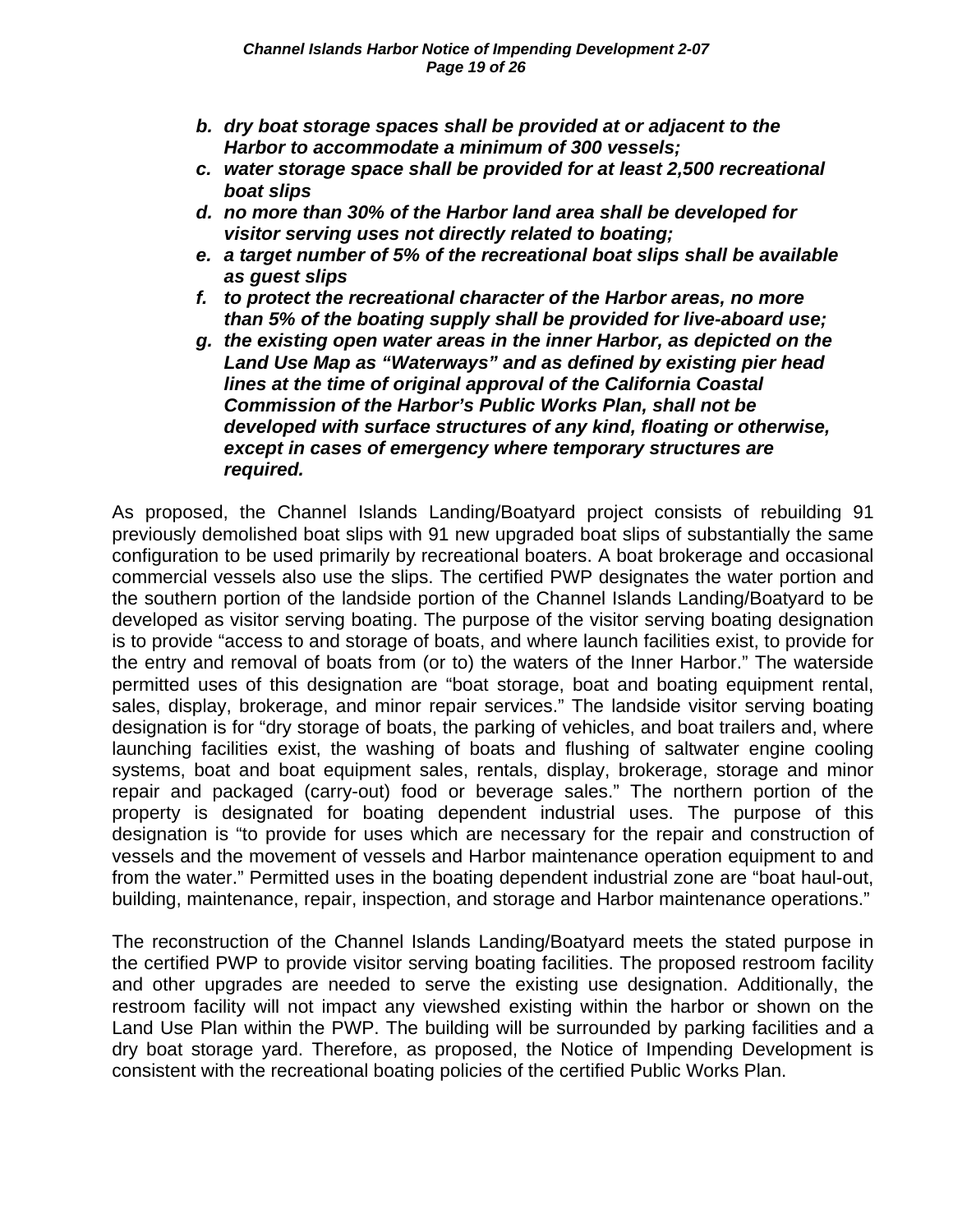b. ***dry boat storage spaces shall be provided at or adjacent to the Harbor to accommodate a minimum of 300 vessels;***
c. ***water storage space shall be provided for at least 2,500 recreational boat slips***
d. ***no more than 30% of the Harbor land area shall be developed for visitor serving uses not directly related to boating;***
e. ***a target number of 5% of the recreational boat slips shall be available as guest slips***
f. ***to protect the recreational character of the Harbor areas, no more than 5% of the boating supply shall be provided for live-aboard use;***
g. ***the existing open water areas in the inner Harbor, as depicted on the Land Use Map as "Waterways" and as defined by existing pier head lines at the time of original approval of the California Coastal Commission of the Harbor's Public Works Plan, shall not be developed with surface structures of any kind, floating or otherwise, except in cases of emergency where temporary structures are required.***

As proposed, the Channel Islands Landing/Boatyard project consists of rebuilding 91 previously demolished boat slips with 91 new upgraded boat slips of substantially the same configuration to be used primarily by recreational boaters. A boat brokerage and occasional commercial vessels also use the slips. The certified PWP designates the water portion and the southern portion of the landside portion of the Channel Islands Landing/Boatyard to be developed as visitor serving boating. The purpose of the visitor serving boating designation is to provide "access to and storage of boats, and where launch facilities exist, to provide for the entry and removal of boats from (or to) the waters of the Inner Harbor." The waterside permitted uses of this designation are "boat storage, boat and boating equipment rental, sales, display, brokerage, and minor repair services." The landside visitor serving boating designation is for "dry storage of boats, the parking of vehicles, and boat trailers and, where launching facilities exist, the washing of boats and flushing of saltwater engine cooling systems, boat and boat equipment sales, rentals, display, brokerage, storage and minor repair and packaged (carry-out) food or beverage sales." The northern portion of the property is designated for boating dependent industrial uses. The purpose of this designation is "to provide for uses which are necessary for the repair and construction of vessels and the movement of vessels and Harbor maintenance operation equipment to and from the water." Permitted uses in the boating dependent industrial zone are "boat haul-out, building, maintenance, repair, inspection, and storage and Harbor maintenance operations."

The reconstruction of the Channel Islands Landing/Boatyard meets the stated purpose in the certified PWP to provide visitor serving boating facilities. The proposed restroom facility and other upgrades are needed to serve the existing use designation. Additionally, the restroom facility will not impact any viewshed existing within the harbor or shown on the Land Use Plan within the PWP. The building will be surrounded by parking facilities and a dry boat storage yard. Therefore, as proposed, the Notice of Impending Development is consistent with the recreational boating policies of the certified Public Works Plan.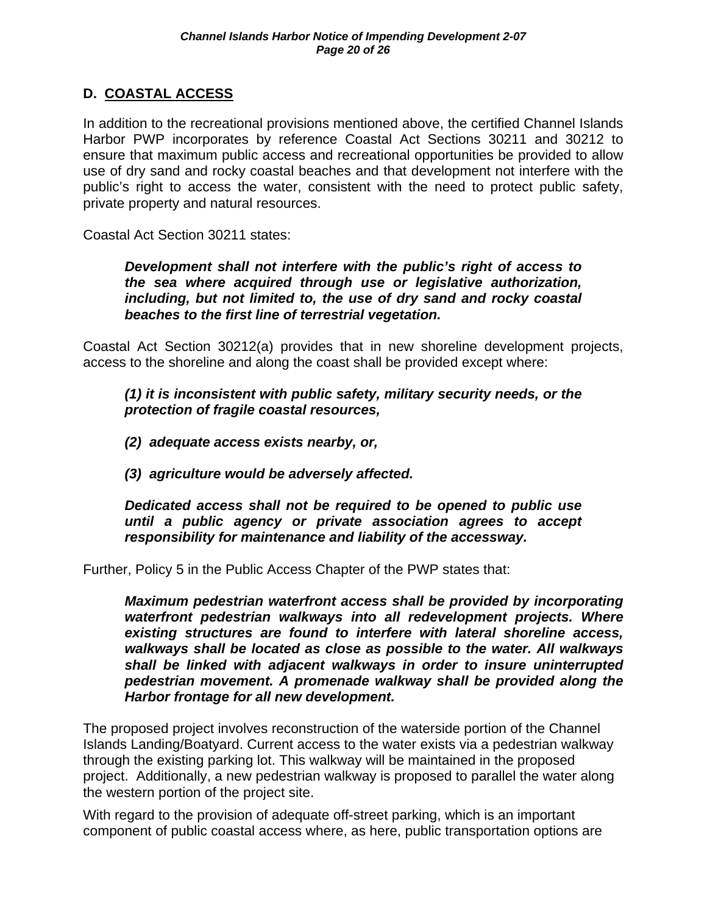## D. COASTAL ACCESS

In addition to the recreational provisions mentioned above, the certified Channel Islands Harbor PWP incorporates by reference Coastal Act Sections 30211 and 30212 to ensure that maximum public access and recreational opportunities be provided to allow use of dry sand and rocky coastal beaches and that development not interfere with the public's right to access the water, consistent with the need to protect public safety, private property and natural resources.

Coastal Act Section 30211 states:

> ***Development shall not interfere with the public's right of access to the sea where acquired through use or legislative authorization, including, but not limited to, the use of dry sand and rocky coastal beaches to the first line of terrestrial vegetation.***

Coastal Act Section 30212(a) provides that in new shoreline development projects, access to the shoreline and along the coast shall be provided except where:

> ***(1) it is inconsistent with public safety, military security needs, or the protection of fragile coastal resources,***
>
> ***(2) adequate access exists nearby, or,***
>
> ***(3) agriculture would be adversely affected.***
>
> ***Dedicated access shall not be required to be opened to public use until a public agency or private association agrees to accept responsibility for maintenance and liability of the accessway.***

Further, Policy 5 in the Public Access Chapter of the PWP states that:

> ***Maximum pedestrian waterfront access shall be provided by incorporating waterfront pedestrian walkways into all redevelopment projects. Where existing structures are found to interfere with lateral shoreline access, walkways shall be located as close as possible to the water. All walkways shall be linked with adjacent walkways in order to insure uninterrupted pedestrian movement. A promenade walkway shall be provided along the Harbor frontage for all new development.***

The proposed project involves reconstruction of the waterside portion of the Channel Islands Landing/Boatyard. Current access to the water exists via a pedestrian walkway through the existing parking lot. This walkway will be maintained in the proposed project. Additionally, a new pedestrian walkway is proposed to parallel the water along the western portion of the project site.

With regard to the provision of adequate off-street parking, which is an important component of public coastal access where, as here, public transportation options are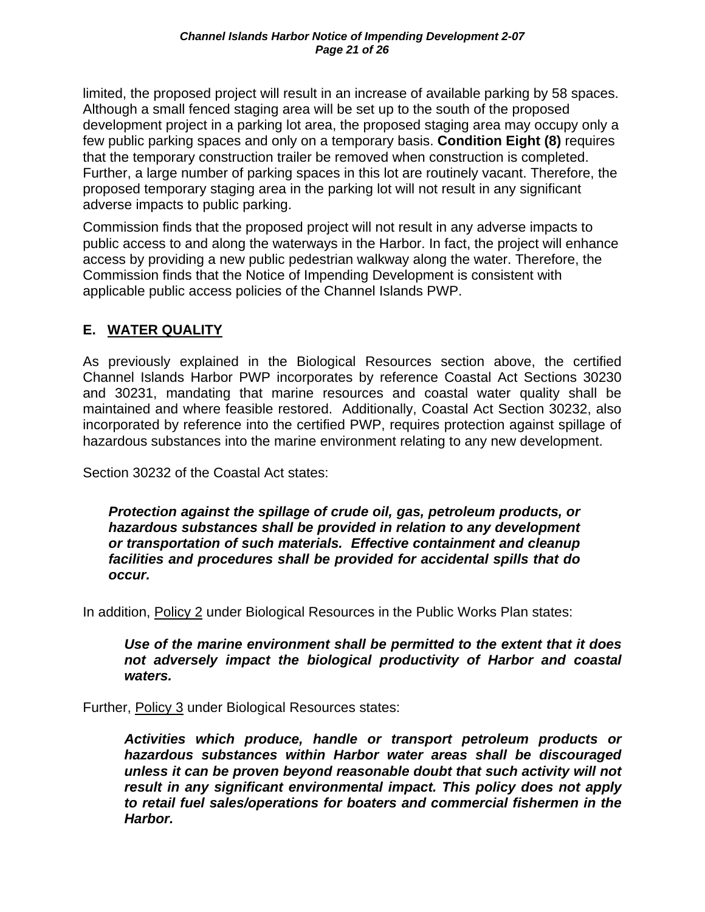limited, the proposed project will result in an increase of available parking by 58 spaces. Although a small fenced staging area will be set up to the south of the proposed development project in a parking lot area, the proposed staging area may occupy only a few public parking spaces and only on a temporary basis. **Condition Eight (8)** requires that the temporary construction trailer be removed when construction is completed. Further, a large number of parking spaces in this lot are routinely vacant. Therefore, the proposed temporary staging area in the parking lot will not result in any significant adverse impacts to public parking.

Commission finds that the proposed project will not result in any adverse impacts to public access to and along the waterways in the Harbor. In fact, the project will enhance access by providing a new public pedestrian walkway along the water. Therefore, the Commission finds that the Notice of Impending Development is consistent with applicable public access policies of the Channel Islands PWP.

## E. WATER QUALITY

As previously explained in the Biological Resources section above, the certified Channel Islands Harbor PWP incorporates by reference Coastal Act Sections 30230 and 30231, mandating that marine resources and coastal water quality shall be maintained and where feasible restored. Additionally, Coastal Act Section 30232, also incorporated by reference into the certified PWP, requires protection against spillage of hazardous substances into the marine environment relating to any new development.

Section 30232 of the Coastal Act states:

> ***Protection against the spillage of crude oil, gas, petroleum products, or hazardous substances shall be provided in relation to any development or transportation of such materials. Effective containment and cleanup facilities and procedures shall be provided for accidental spills that do occur.***

In addition, Policy 2 under Biological Resources in the Public Works Plan states:

> ***Use of the marine environment shall be permitted to the extent that it does not adversely impact the biological productivity of Harbor and coastal waters.***

Further, Policy 3 under Biological Resources states:

> ***Activities which produce, handle or transport petroleum products or hazardous substances within Harbor water areas shall be discouraged unless it can be proven beyond reasonable doubt that such activity will not result in any significant environmental impact. This policy does not apply to retail fuel sales/operations for boaters and commercial fishermen in the Harbor.***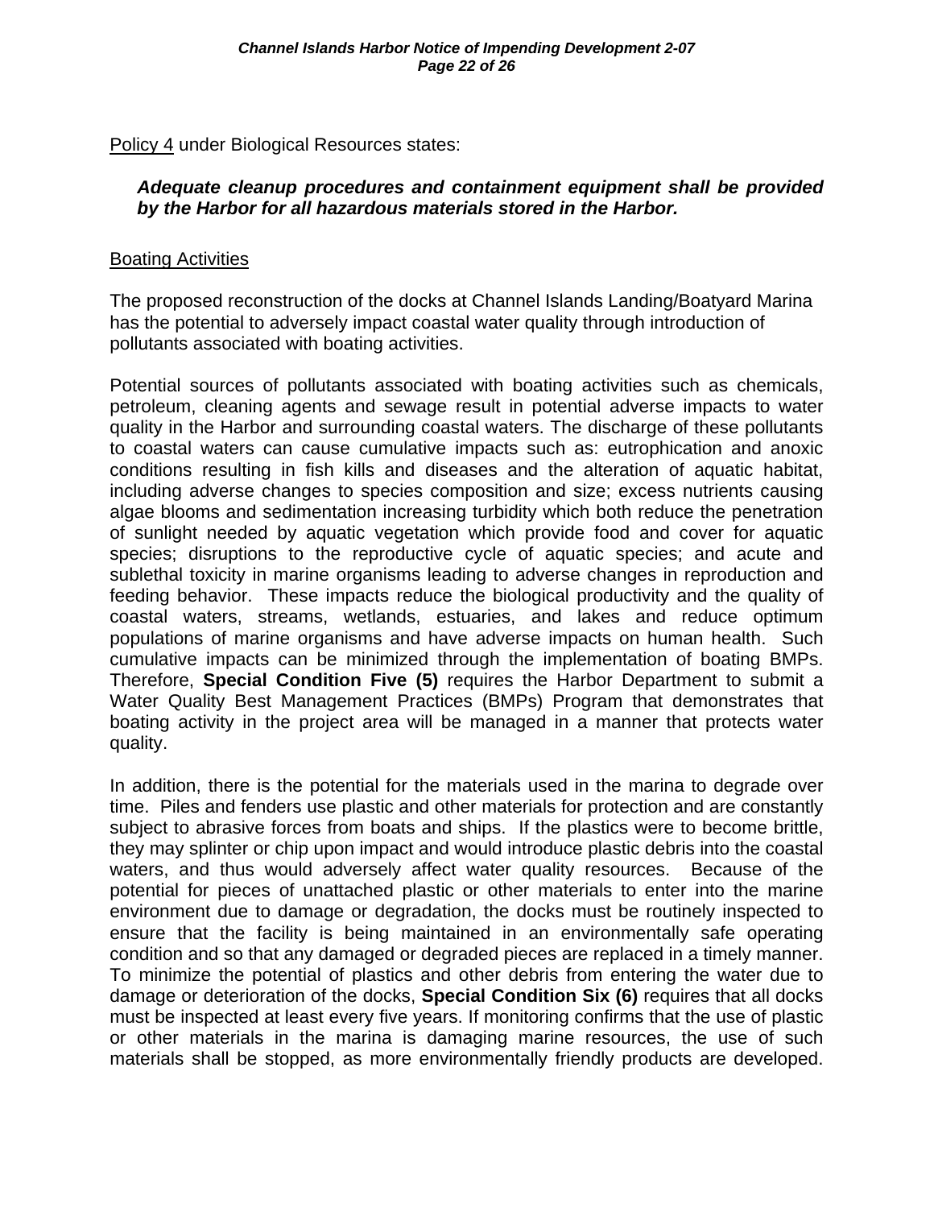Policy 4 under Biological Resources states:

> ***Adequate cleanup procedures and containment equipment shall be provided by the Harbor for all hazardous materials stored in the Harbor.***

Boating Activities

The proposed reconstruction of the docks at Channel Islands Landing/Boatyard Marina has the potential to adversely impact coastal water quality through introduction of pollutants associated with boating activities.

Potential sources of pollutants associated with boating activities such as chemicals, petroleum, cleaning agents and sewage result in potential adverse impacts to water quality in the Harbor and surrounding coastal waters. The discharge of these pollutants to coastal waters can cause cumulative impacts such as: eutrophication and anoxic conditions resulting in fish kills and diseases and the alteration of aquatic habitat, including adverse changes to species composition and size; excess nutrients causing algae blooms and sedimentation increasing turbidity which both reduce the penetration of sunlight needed by aquatic vegetation which provide food and cover for aquatic species; disruptions to the reproductive cycle of aquatic species; and acute and sublethal toxicity in marine organisms leading to adverse changes in reproduction and feeding behavior. These impacts reduce the biological productivity and the quality of coastal waters, streams, wetlands, estuaries, and lakes and reduce optimum populations of marine organisms and have adverse impacts on human health. Such cumulative impacts can be minimized through the implementation of boating BMPs. Therefore, **Special Condition Five (5)** requires the Harbor Department to submit a Water Quality Best Management Practices (BMPs) Program that demonstrates that boating activity in the project area will be managed in a manner that protects water quality.

In addition, there is the potential for the materials used in the marina to degrade over time. Piles and fenders use plastic and other materials for protection and are constantly subject to abrasive forces from boats and ships. If the plastics were to become brittle, they may splinter or chip upon impact and would introduce plastic debris into the coastal waters, and thus would adversely affect water quality resources. Because of the potential for pieces of unattached plastic or other materials to enter into the marine environment due to damage or degradation, the docks must be routinely inspected to ensure that the facility is being maintained in an environmentally safe operating condition and so that any damaged or degraded pieces are replaced in a timely manner. To minimize the potential of plastics and other debris from entering the water due to damage or deterioration of the docks, **Special Condition Six (6)** requires that all docks must be inspected at least every five years. If monitoring confirms that the use of plastic or other materials in the marina is damaging marine resources, the use of such materials shall be stopped, as more environmentally friendly products are developed.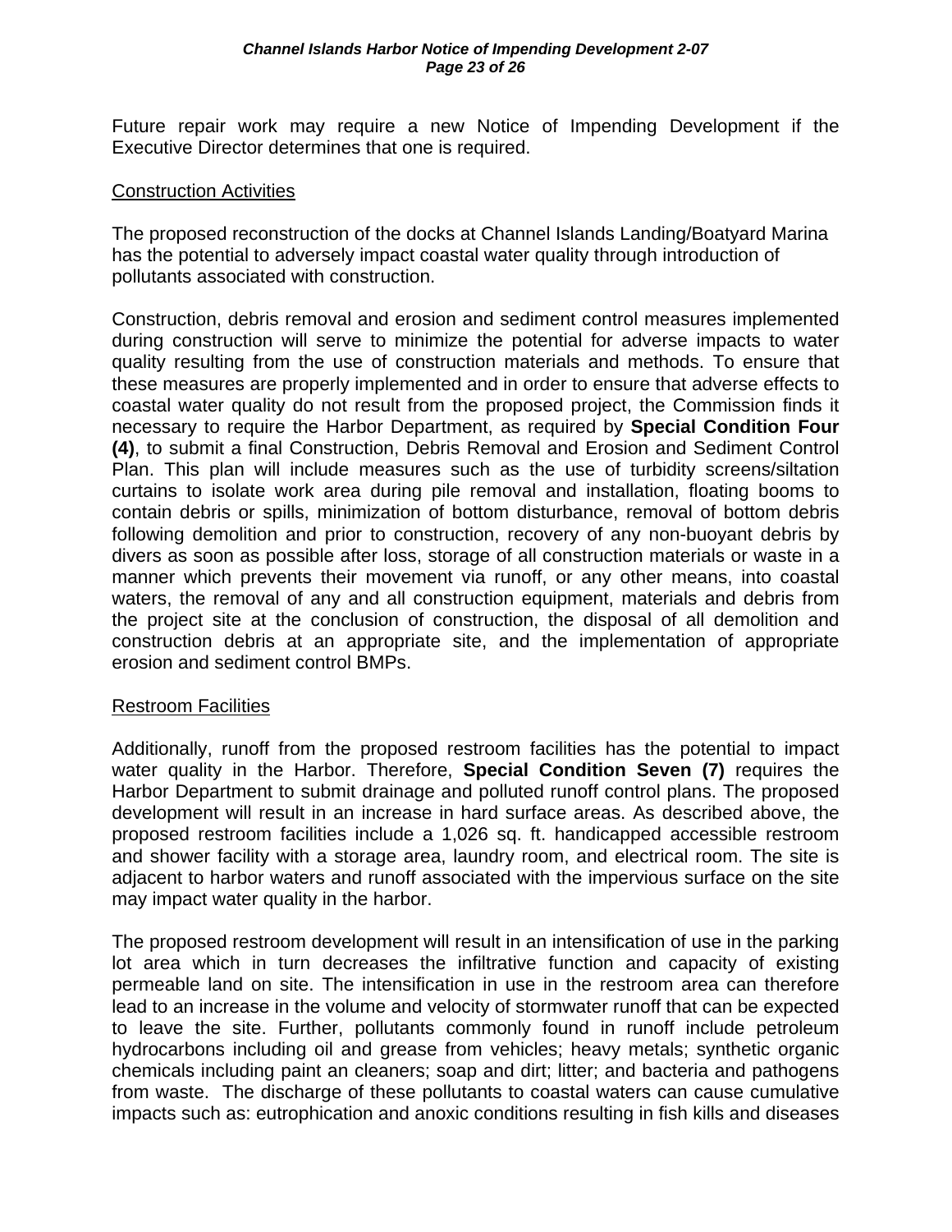Future repair work may require a new Notice of Impending Development if the Executive Director determines that one is required.

Construction Activities

The proposed reconstruction of the docks at Channel Islands Landing/Boatyard Marina has the potential to adversely impact coastal water quality through introduction of pollutants associated with construction.

Construction, debris removal and erosion and sediment control measures implemented during construction will serve to minimize the potential for adverse impacts to water quality resulting from the use of construction materials and methods. To ensure that these measures are properly implemented and in order to ensure that adverse effects to coastal water quality do not result from the proposed project, the Commission finds it necessary to require the Harbor Department, as required by **Special Condition Four (4)**, to submit a final Construction, Debris Removal and Erosion and Sediment Control Plan. This plan will include measures such as the use of turbidity screens/siltation curtains to isolate work area during pile removal and installation, floating booms to contain debris or spills, minimization of bottom disturbance, removal of bottom debris following demolition and prior to construction, recovery of any non-buoyant debris by divers as soon as possible after loss, storage of all construction materials or waste in a manner which prevents their movement via runoff, or any other means, into coastal waters, the removal of any and all construction equipment, materials and debris from the project site at the conclusion of construction, the disposal of all demolition and construction debris at an appropriate site, and the implementation of appropriate erosion and sediment control BMPs.

Restroom Facilities

Additionally, runoff from the proposed restroom facilities has the potential to impact water quality in the Harbor. Therefore, **Special Condition Seven (7)** requires the Harbor Department to submit drainage and polluted runoff control plans. The proposed development will result in an increase in hard surface areas. As described above, the proposed restroom facilities include a 1,026 sq. ft. handicapped accessible restroom and shower facility with a storage area, laundry room, and electrical room. The site is adjacent to harbor waters and runoff associated with the impervious surface on the site may impact water quality in the harbor.

The proposed restroom development will result in an intensification of use in the parking lot area which in turn decreases the infiltrative function and capacity of existing permeable land on site. The intensification in use in the restroom area can therefore lead to an increase in the volume and velocity of stormwater runoff that can be expected to leave the site. Further, pollutants commonly found in runoff include petroleum hydrocarbons including oil and grease from vehicles; heavy metals; synthetic organic chemicals including paint an cleaners; soap and dirt; litter; and bacteria and pathogens from waste. The discharge of these pollutants to coastal waters can cause cumulative impacts such as: eutrophication and anoxic conditions resulting in fish kills and diseases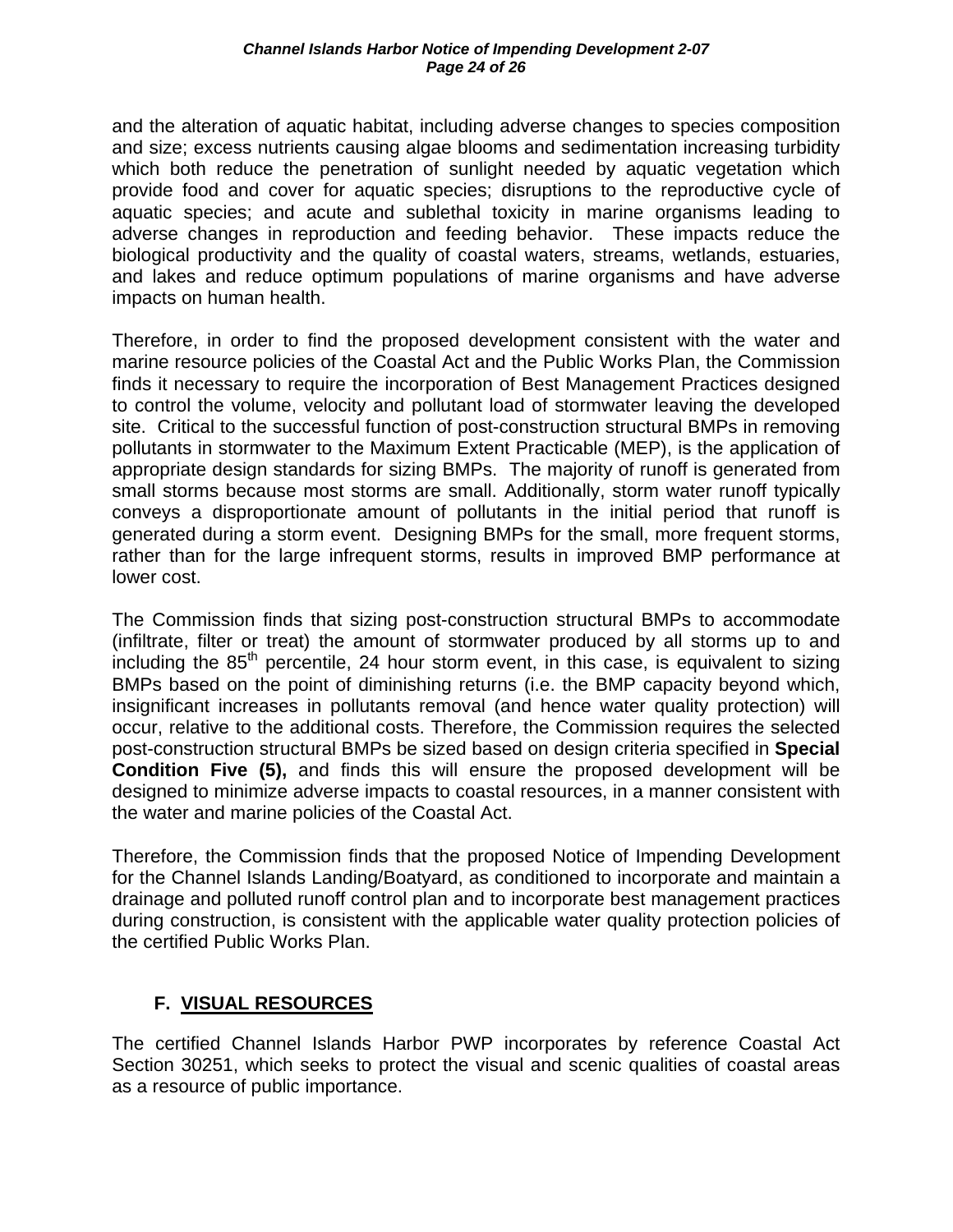and the alteration of aquatic habitat, including adverse changes to species composition and size; excess nutrients causing algae blooms and sedimentation increasing turbidity which both reduce the penetration of sunlight needed by aquatic vegetation which provide food and cover for aquatic species; disruptions to the reproductive cycle of aquatic species; and acute and sublethal toxicity in marine organisms leading to adverse changes in reproduction and feeding behavior. These impacts reduce the biological productivity and the quality of coastal waters, streams, wetlands, estuaries, and lakes and reduce optimum populations of marine organisms and have adverse impacts on human health.

Therefore, in order to find the proposed development consistent with the water and marine resource policies of the Coastal Act and the Public Works Plan, the Commission finds it necessary to require the incorporation of Best Management Practices designed to control the volume, velocity and pollutant load of stormwater leaving the developed site. Critical to the successful function of post-construction structural BMPs in removing pollutants in stormwater to the Maximum Extent Practicable (MEP), is the application of appropriate design standards for sizing BMPs. The majority of runoff is generated from small storms because most storms are small. Additionally, storm water runoff typically conveys a disproportionate amount of pollutants in the initial period that runoff is generated during a storm event. Designing BMPs for the small, more frequent storms, rather than for the large infrequent storms, results in improved BMP performance at lower cost.

The Commission finds that sizing post-construction structural BMPs to accommodate (infiltrate, filter or treat) the amount of stormwater produced by all storms up to and including the 85th percentile, 24 hour storm event, in this case, is equivalent to sizing BMPs based on the point of diminishing returns (i.e. the BMP capacity beyond which, insignificant increases in pollutants removal (and hence water quality protection) will occur, relative to the additional costs. Therefore, the Commission requires the selected post-construction structural BMPs be sized based on design criteria specified in **Special Condition Five (5),** and finds this will ensure the proposed development will be designed to minimize adverse impacts to coastal resources, in a manner consistent with the water and marine policies of the Coastal Act.

Therefore, the Commission finds that the proposed Notice of Impending Development for the Channel Islands Landing/Boatyard, as conditioned to incorporate and maintain a drainage and polluted runoff control plan and to incorporate best management practices during construction, is consistent with the applicable water quality protection policies of the certified Public Works Plan.

### F. VISUAL RESOURCES

The certified Channel Islands Harbor PWP incorporates by reference Coastal Act Section 30251, which seeks to protect the visual and scenic qualities of coastal areas as a resource of public importance.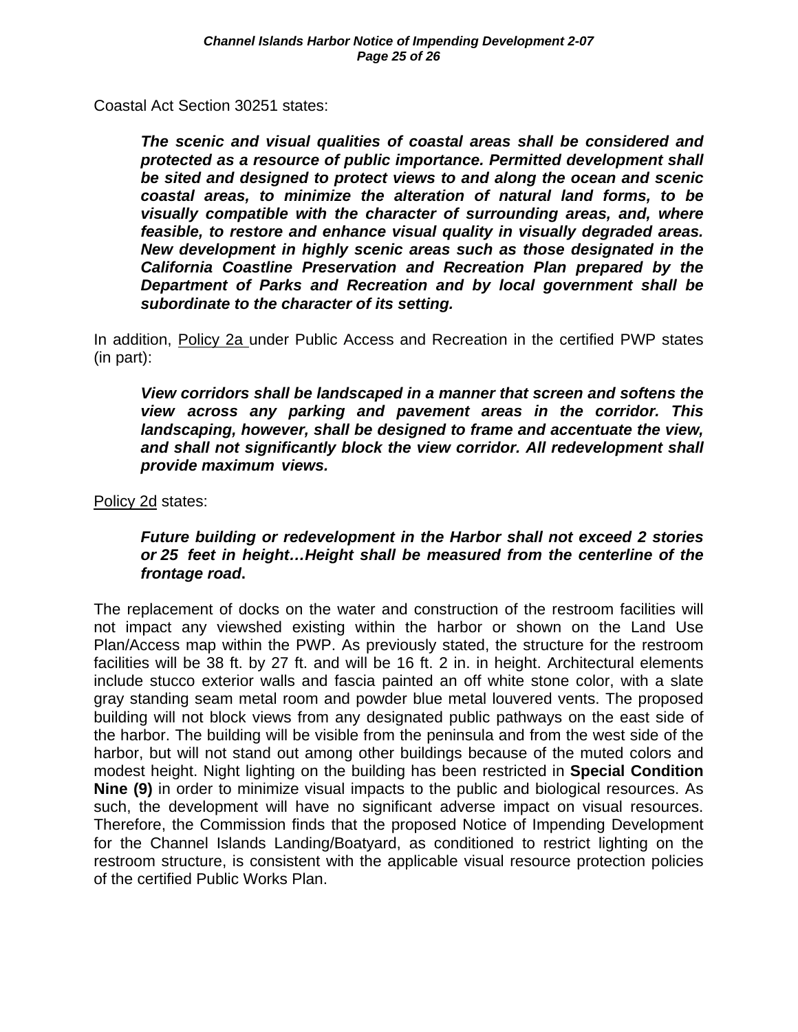Coastal Act Section 30251 states:

> ***The scenic and visual qualities of coastal areas shall be considered and protected as a resource of public importance. Permitted development shall be sited and designed to protect views to and along the ocean and scenic coastal areas, to minimize the alteration of natural land forms, to be visually compatible with the character of surrounding areas, and, where feasible, to restore and enhance visual quality in visually degraded areas. New development in highly scenic areas such as those designated in the California Coastline Preservation and Recreation Plan prepared by the Department of Parks and Recreation and by local government shall be subordinate to the character of its setting.***

In addition, Policy 2a under Public Access and Recreation in the certified PWP states (in part):

> ***View corridors shall be landscaped in a manner that screen and softens the view across any parking and pavement areas in the corridor. This landscaping, however, shall be designed to frame and accentuate the view, and shall not significantly block the view corridor. All redevelopment shall provide maximum views.***

Policy 2d states:

> ***Future building or redevelopment in the Harbor shall not exceed 2 stories or 25 feet in height…Height shall be measured from the centerline of the frontage road.***

The replacement of docks on the water and construction of the restroom facilities will not impact any viewshed existing within the harbor or shown on the Land Use Plan/Access map within the PWP. As previously stated, the structure for the restroom facilities will be 38 ft. by 27 ft. and will be 16 ft. 2 in. in height. Architectural elements include stucco exterior walls and fascia painted an off white stone color, with a slate gray standing seam metal room and powder blue metal louvered vents. The proposed building will not block views from any designated public pathways on the east side of the harbor. The building will be visible from the peninsula and from the west side of the harbor, but will not stand out among other buildings because of the muted colors and modest height. Night lighting on the building has been restricted in **Special Condition Nine (9)** in order to minimize visual impacts to the public and biological resources. As such, the development will have no significant adverse impact on visual resources. Therefore, the Commission finds that the proposed Notice of Impending Development for the Channel Islands Landing/Boatyard, as conditioned to restrict lighting on the restroom structure, is consistent with the applicable visual resource protection policies of the certified Public Works Plan.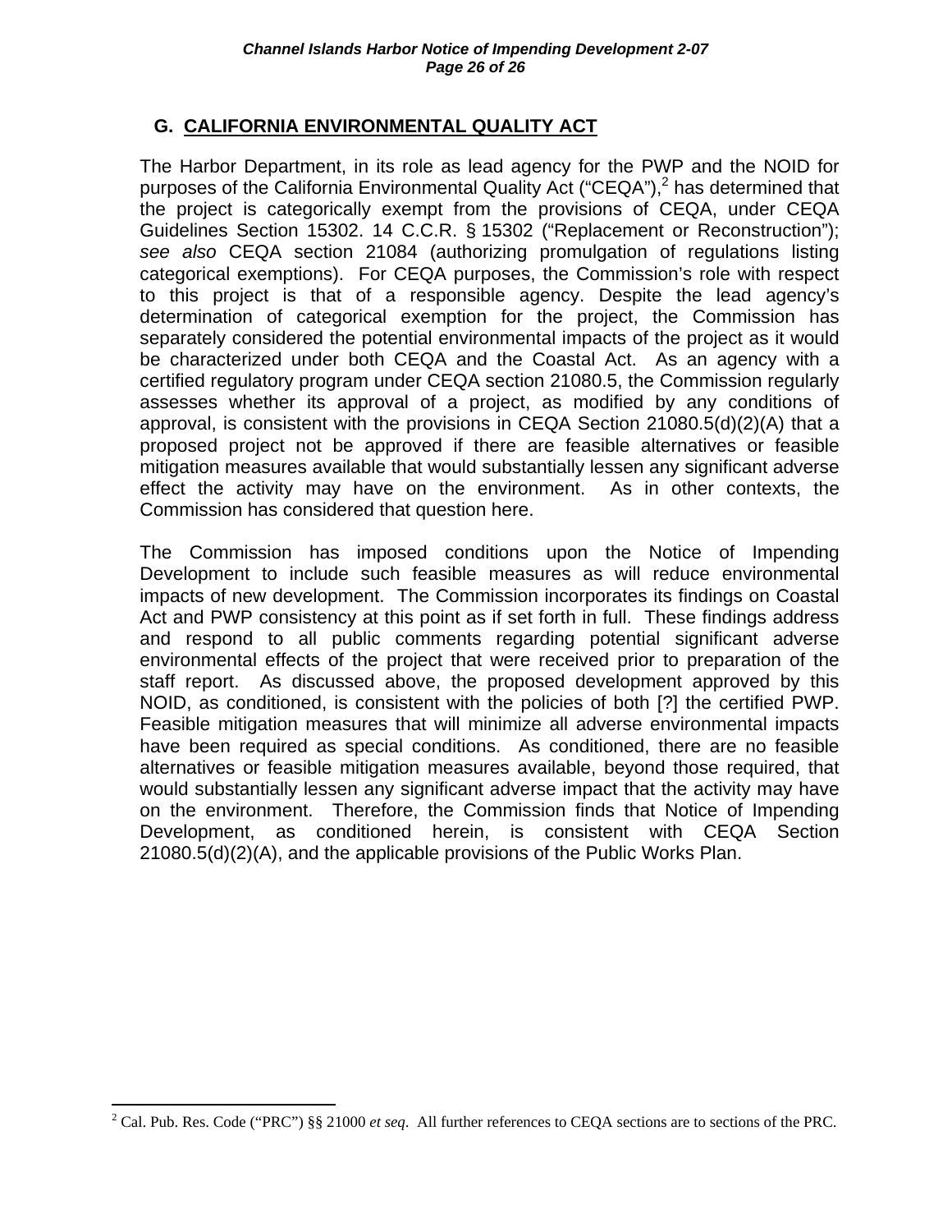## G. CALIFORNIA ENVIRONMENTAL QUALITY ACT

The Harbor Department, in its role as lead agency for the PWP and the NOID for purposes of the California Environmental Quality Act ("CEQA"),[2] has determined that the project is categorically exempt from the provisions of CEQA, under CEQA Guidelines Section 15302. 14 C.C.R. § 15302 ("Replacement or Reconstruction"); *see also* CEQA section 21084 (authorizing promulgation of regulations listing categorical exemptions). For CEQA purposes, the Commission's role with respect to this project is that of a responsible agency. Despite the lead agency's determination of categorical exemption for the project, the Commission has separately considered the potential environmental impacts of the project as it would be characterized under both CEQA and the Coastal Act. As an agency with a certified regulatory program under CEQA section 21080.5, the Commission regularly assesses whether its approval of a project, as modified by any conditions of approval, is consistent with the provisions in CEQA Section 21080.5(d)(2)(A) that a proposed project not be approved if there are feasible alternatives or feasible mitigation measures available that would substantially lessen any significant adverse effect the activity may have on the environment. As in other contexts, the Commission has considered that question here.

The Commission has imposed conditions upon the Notice of Impending Development to include such feasible measures as will reduce environmental impacts of new development. The Commission incorporates its findings on Coastal Act and PWP consistency at this point as if set forth in full. These findings address and respond to all public comments regarding potential significant adverse environmental effects of the project that were received prior to preparation of the staff report. As discussed above, the proposed development approved by this NOID, as conditioned, is consistent with the policies of both [?] the certified PWP. Feasible mitigation measures that will minimize all adverse environmental impacts have been required as special conditions. As conditioned, there are no feasible alternatives or feasible mitigation measures available, beyond those required, that would substantially lessen any significant adverse impact that the activity may have on the environment. Therefore, the Commission finds that Notice of Impending Development, as conditioned herein, is consistent with CEQA Section 21080.5(d)(2)(A), and the applicable provisions of the Public Works Plan.

---

[2] Cal. Pub. Res. Code ("PRC") §§ 21000 *et seq*. All further references to CEQA sections are to sections of the PRC.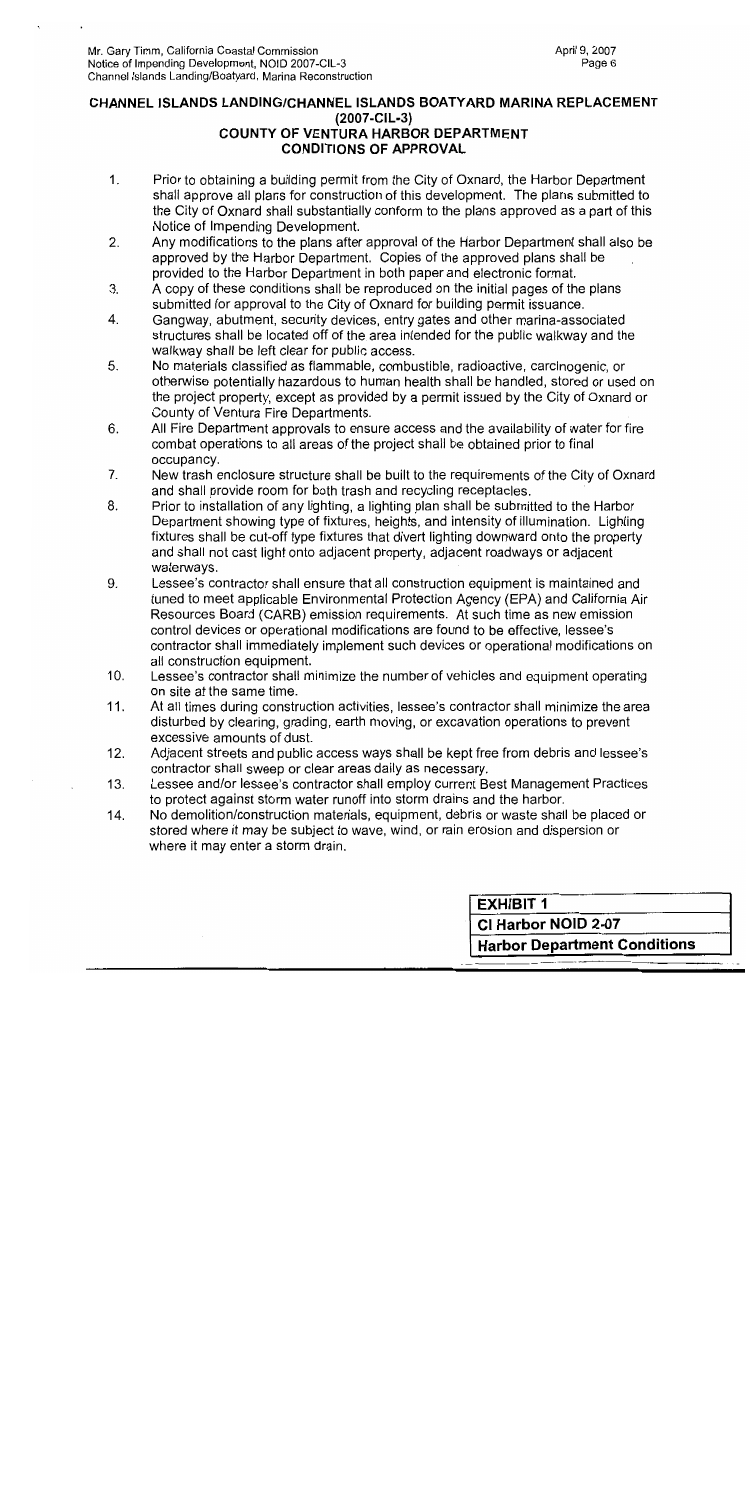## CHANNEL ISLANDS LANDING/CHANNEL ISLANDS BOATYARD MARINA REPLACEMENT (2007-CIL-3)
## COUNTY OF VENTURA HARBOR DEPARTMENT CONDITIONS OF APPROVAL

1. Prior to obtaining a building permit from the City of Oxnard, the Harbor Department shall approve all plans for construction of this development. The plans submitted to the City of Oxnard shall substantially conform to the plans approved as a part of this Notice of Impending Development.
2. Any modifications to the plans after approval of the Harbor Department shall also be approved by the Harbor Department. Copies of the approved plans shall be provided to the Harbor Department in both paper and electronic format.
3. A copy of these conditions shall be reproduced on the initial pages of the plans submitted for approval to the City of Oxnard for building permit issuance.
4. Gangway, abutment, security devices, entry gates and other marina-associated structures shall be located off of the area intended for the public walkway and the walkway shall be left clear for public access.
5. No materials classified as flammable, combustible, radioactive, carcinogenic, or otherwise potentially hazardous to human health shall be handled, stored or used on the project property, except as provided by a permit issued by the City of Oxnard or County of Ventura Fire Departments.
6. All Fire Department approvals to ensure access and the availability of water for fire combat operations to all areas of the project shall be obtained prior to final occupancy.
7. New trash enclosure structure shall be built to the requirements of the City of Oxnard and shall provide room for both trash and recycling receptacles.
8. Prior to installation of any lighting, a lighting plan shall be submitted to the Harbor Department showing type of fixtures, heights, and intensity of illumination. Lighting fixtures shall be cut-off type fixtures that divert lighting downward onto the property and shall not cast light onto adjacent property, adjacent roadways or adjacent waterways.
9. Lessee's contractor shall ensure that all construction equipment is maintained and tuned to meet applicable Environmental Protection Agency (EPA) and California Air Resources Board (CARB) emission requirements. At such time as new emission control devices or operational modifications are found to be effective, lessee's contractor shall immediately implement such devices or operational modifications on all construction equipment.
10. Lessee's contractor shall minimize the number of vehicles and equipment operating on site at the same time.
11. At all times during construction activities, lessee's contractor shall minimize the area disturbed by clearing, grading, earth moving, or excavation operations to prevent excessive amounts of dust.
12. Adjacent streets and public access ways shall be kept free from debris and lessee's contractor shall sweep or clear areas daily as necessary.
13. Lessee and/or lessee's contractor shall employ current Best Management Practices to protect against storm water runoff into storm drains and the harbor.
14. No demolition/construction materials, equipment, debris or waste shall be placed or stored where it may be subject to wave, wind, or rain erosion and dispersion or where it may enter a storm drain.

| EXHIBIT 1 |
|---|
| CI Harbor NOID 2-07 |
| Harbor Department Conditions |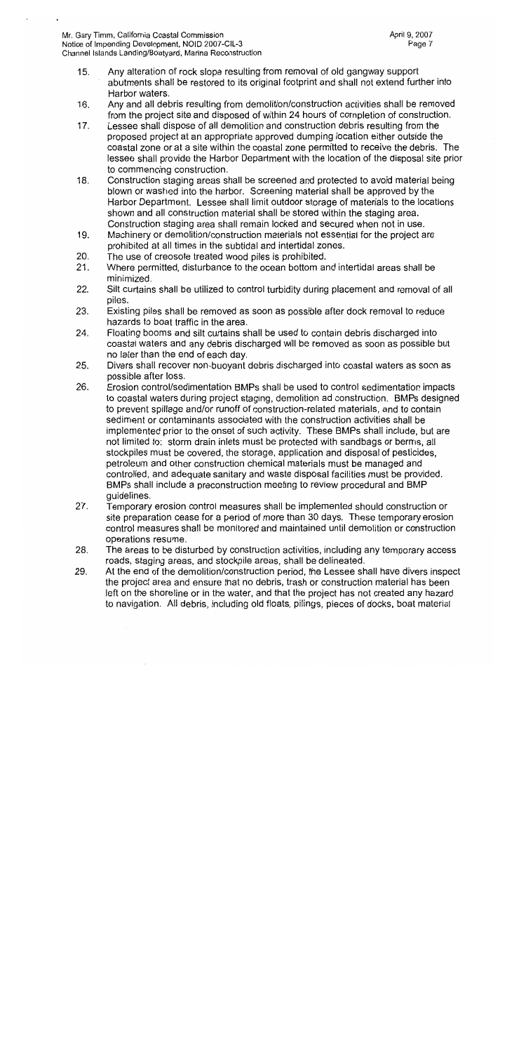15. Any alteration of rock slope resulting from removal of old gangway support abutments shall be restored to its original footprint and shall not extend further into Harbor waters.
16. Any and all debris resulting from demolition/construction activities shall be removed from the project site and disposed of within 24 hours of completion of construction.
17. Lessee shall dispose of all demolition and construction debris resulting from the proposed project at an appropriate approved dumping location either outside the coastal zone or at a site within the coastal zone permitted to receive the debris. The lessee shall provide the Harbor Department with the location of the disposal site prior to commencing construction.
18. Construction staging areas shall be screened and protected to avoid material being blown or washed into the harbor. Screening material shall be approved by the Harbor Department. Lessee shall limit outdoor storage of materials to the locations shown and all construction material shall be stored within the staging area. Construction staging area shall remain locked and secured when not in use.
19. Machinery or demolition/construction materials not essential for the project are prohibited at all times in the subtidal and intertidal zones.
20. The use of creosote treated wood piles is prohibited.
21. Where permitted, disturbance to the ocean bottom and intertidal areas shall be minimized.
22. Silt curtains shall be utilized to control turbidity during placement and removal of all piles.
23. Existing piles shall be removed as soon as possible after dock removal to reduce hazards to boat traffic in the area.
24. Floating booms and silt curtains shall be used to contain debris discharged into coastal waters and any debris discharged will be removed as soon as possible but no later than the end of each day.
25. Divers shall recover non-buoyant debris discharged into coastal waters as soon as possible after loss.
26. Erosion control/sedimentation BMPs shall be used to control sedimentation impacts to coastal waters during project staging, demolition ad construction. BMPs designed to prevent spillage and/or runoff of construction-related materials, and to contain sediment or contaminants associated with the construction activities shall be implemented prior to the onset of such activity. These BMPs shall include, but are not limited to: storm drain inlets must be protected with sandbags or berms, all stockpiles must be covered, the storage, application and disposal of pesticides, petroleum and other construction chemical materials must be managed and controlled, and adequate sanitary and waste disposal facilities must be provided. BMPs shall include a preconstruction meeting to review procedural and BMP guidelines.
27. Temporary erosion control measures shall be implemented should construction or site preparation cease for a period of more than 30 days. These temporary erosion control measures shall be monitored and maintained until demolition or construction operations resume.
28. The areas to be disturbed by construction activities, including any temporary access roads, staging areas, and stockpile areas, shall be delineated.
29. At the end of the demolition/construction period, the Lessee shall have divers inspect the project area and ensure that no debris, trash or construction material has been left on the shoreline or in the water, and that the project has not created any hazard to navigation. All debris, including old floats, pilings, pieces of docks, boat material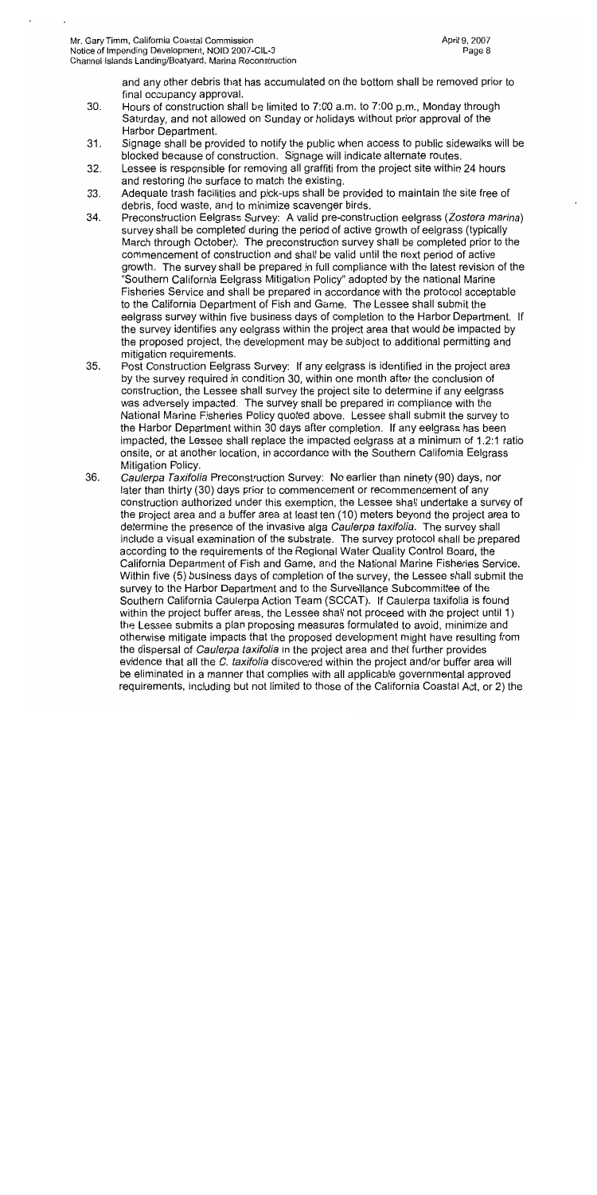and any other debris that has accumulated on the bottom shall be removed prior to final occupancy approval.

30. Hours of construction shall be limited to 7:00 a.m. to 7:00 p.m., Monday through Saturday, and not allowed on Sunday or holidays without prior approval of the Harbor Department.
31. Signage shall be provided to notify the public when access to public sidewalks will be blocked because of construction. Signage will indicate alternate routes.
32. Lessee is responsible for removing all graffiti from the project site within 24 hours and restoring the surface to match the existing.
33. Adequate trash facilities and pick-ups shall be provided to maintain the site free of debris, food waste, and to minimize scavenger birds.
34. Preconstruction Eelgrass Survey: A valid pre-construction eelgrass (*Zostera marina*) survey shall be completed during the period of active growth of eelgrass (typically March through October). The preconstruction survey shall be completed prior to the commencement of construction and shall be valid until the next period of active growth. The survey shall be prepared in full compliance with the latest revision of the "Southern California Eelgrass Mitigation Policy" adopted by the national Marine Fisheries Service and shall be prepared in accordance with the protocol acceptable to the California Department of Fish and Game. The Lessee shall submit the eelgrass survey within five business days of completion to the Harbor Department. If the survey identifies any eelgrass within the project area that would be impacted by the proposed project, the development may be subject to additional permitting and mitigation requirements.
35. Post Construction Eelgrass Survey: If any eelgrass is identified in the project area by the survey required in condition 30, within one month after the conclusion of construction, the Lessee shall survey the project site to determine if any eelgrass was adversely impacted. The survey shall be prepared in compliance with the National Marine Fisheries Policy quoted above. Lessee shall submit the survey to the Harbor Department within 30 days after completion. If any eelgrass has been impacted, the Lessee shall replace the impacted eelgrass at a minimum of 1.2:1 ratio onsite, or at another location, in accordance with the Southern California Eelgrass Mitigation Policy.
36. *Caulerpa Taxifolia* Preconstruction Survey: No earlier than ninety (90) days, nor later than thirty (30) days prior to commencement or recommencement of any construction authorized under this exemption, the Lessee shall undertake a survey of the project area and a buffer area at least ten (10) meters beyond the project area to determine the presence of the invasive alga *Caulerpa taxifolia*. The survey shall include a visual examination of the substrate. The survey protocol shall be prepared according to the requirements of the Regional Water Quality Control Board, the California Department of Fish and Game, and the National Marine Fisheries Service. Within five (5) business days of completion of the survey, the Lessee shall submit the survey to the Harbor Department and to the Surveillance Subcommittee of the Southern California Caulerpa Action Team (SCCAT). If Caulerpa taxifolia is found within the project buffer areas, the Lessee shall not proceed with the project until 1) the Lessee submits a plan proposing measures formulated to avoid, minimize and otherwise mitigate impacts that the proposed development might have resulting from the dispersal of *Caulerpa taxifolia* in the project area and that further provides evidence that all the *C. taxifolia* discovered within the project and/or buffer area will be eliminated in a manner that complies with all applicable governmental approved requirements, including but not limited to those of the California Coastal Act, or 2) the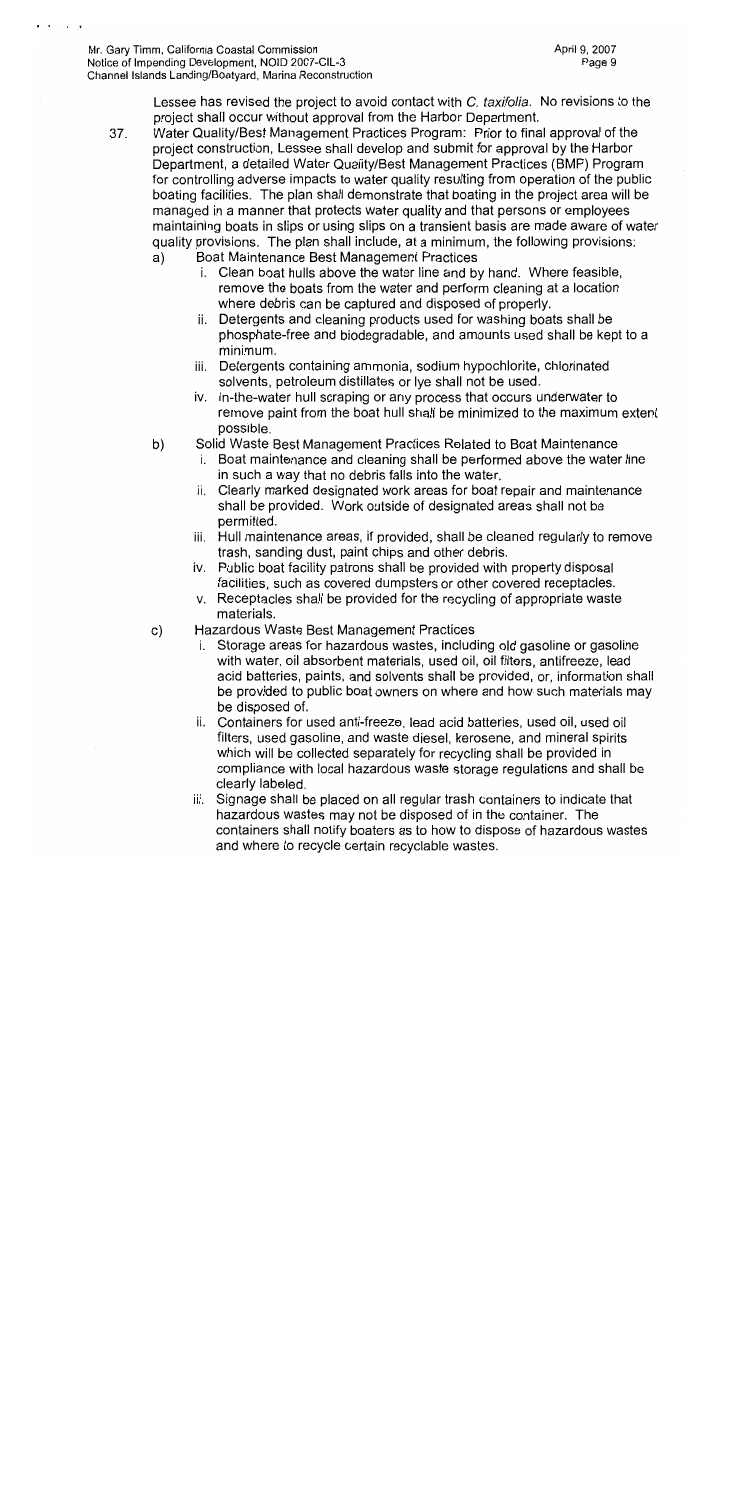Lessee has revised the project to avoid contact with *C. taxifolia*. No revisions to the project shall occur without approval from the Harbor Department.

37. Water Quality/Best Management Practices Program: Prior to final approval of the project construction, Lessee shall develop and submit for approval by the Harbor Department, a detailed Water Quality/Best Management Practices (BMP) Program for controlling adverse impacts to water quality resulting from operation of the public boating facilities. The plan shall demonstrate that boating in the project area will be managed in a manner that protects water quality and that persons or employees maintaining boats in slips or using slips on a transient basis are made aware of water quality provisions. The plan shall include, at a minimum, the following provisions:

   a) Boat Maintenance Best Management Practices
      i. Clean boat hulls above the water line and by hand. Where feasible, remove the boats from the water and perform cleaning at a location where debris can be captured and disposed of properly.
      ii. Detergents and cleaning products used for washing boats shall be phosphate-free and biodegradable, and amounts used shall be kept to a minimum.
      iii. Detergents containing ammonia, sodium hypochlorite, chlorinated solvents, petroleum distillates or lye shall not be used.
      iv. In-the-water hull scraping or any process that occurs underwater to remove paint from the boat hull shall be minimized to the maximum extent possible.

   b) Solid Waste Best Management Practices Related to Boat Maintenance
      i. Boat maintenance and cleaning shall be performed above the water line in such a way that no debris falls into the water.
      ii. Clearly marked designated work areas for boat repair and maintenance shall be provided. Work outside of designated areas shall not be permitted.
      iii. Hull maintenance areas, if provided, shall be cleaned regularly to remove trash, sanding dust, paint chips and other debris.
      iv. Public boat facility patrons shall be provided with property disposal facilities, such as covered dumpsters or other covered receptacles.
      v. Receptacles shall be provided for the recycling of appropriate waste materials.

   c) Hazardous Waste Best Management Practices
      i. Storage areas for hazardous wastes, including old gasoline or gasoline with water, oil absorbent materials, used oil, oil filters, antifreeze, lead acid batteries, paints, and solvents shall be provided, or, information shall be provided to public boat owners on where and how such materials may be disposed of.
      ii. Containers for used anti-freeze, lead acid batteries, used oil, used oil filters, used gasoline, and waste diesel, kerosene, and mineral spirits which will be collected separately for recycling shall be provided in compliance with local hazardous waste storage regulations and shall be clearly labeled.
      iii. Signage shall be placed on all regular trash containers to indicate that hazardous wastes may not be disposed of in the container. The containers shall notify boaters as to how to dispose of hazardous wastes and where to recycle certain recyclable wastes.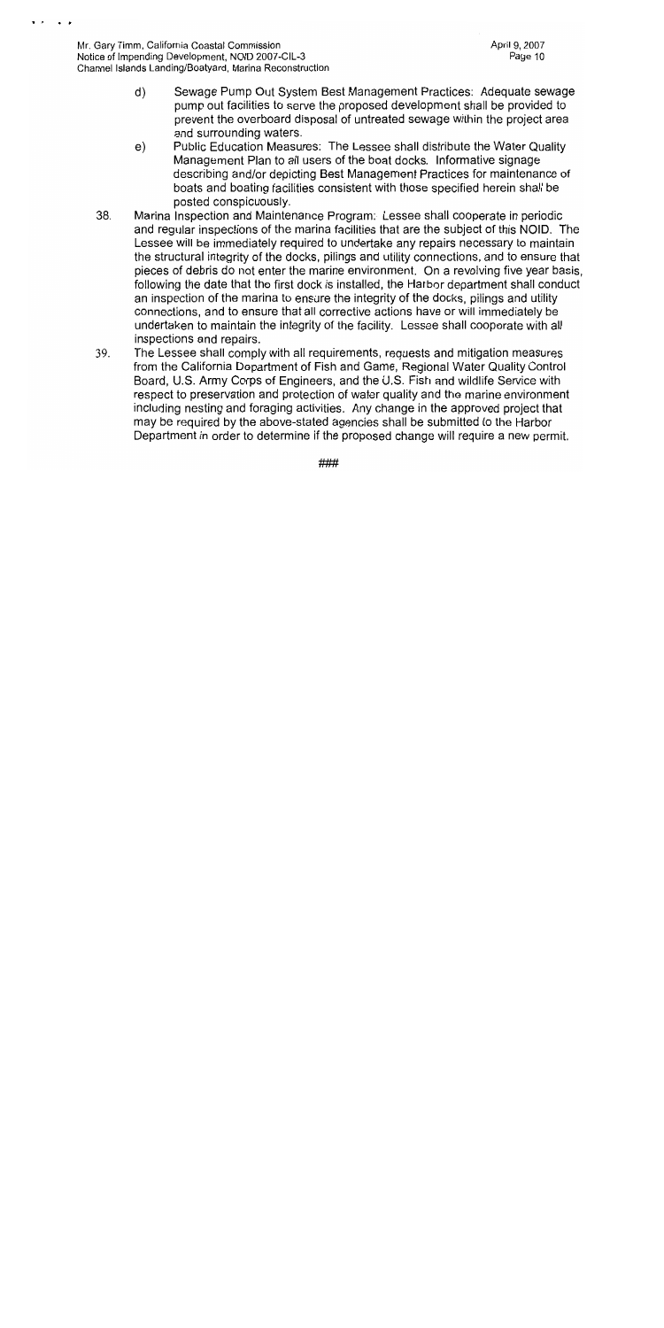d) Sewage Pump Out System Best Management Practices: Adequate sewage pump out facilities to serve the proposed development shall be provided to prevent the overboard disposal of untreated sewage within the project area and surrounding waters.

e) Public Education Measures: The Lessee shall distribute the Water Quality Management Plan to all users of the boat docks. Informative signage describing and/or depicting Best Management Practices for maintenance of boats and boating facilities consistent with those specified herein shall be posted conspicuously.

38. Marina Inspection and Maintenance Program: Lessee shall cooperate in periodic and regular inspections of the marina facilities that are the subject of this NOID. The Lessee will be immediately required to undertake any repairs necessary to maintain the structural integrity of the docks, pilings and utility connections, and to ensure that pieces of debris do not enter the marine environment. On a revolving five year basis, following the date that the first dock is installed, the Harbor department shall conduct an inspection of the marina to ensure the integrity of the docks, pilings and utility connections, and to ensure that all corrective actions have or will immediately be undertaken to maintain the integrity of the facility. Lessee shall cooperate with all inspections and repairs.

39. The Lessee shall comply with all requirements, requests and mitigation measures from the California Department of Fish and Game, Regional Water Quality Control Board, U.S. Army Corps of Engineers, and the U.S. Fish and wildlife Service with respect to preservation and protection of water quality and the marine environment including nesting and foraging activities. Any change in the approved project that may be required by the above-stated agencies shall be submitted to the Harbor Department in order to determine if the proposed change will require a new permit.

###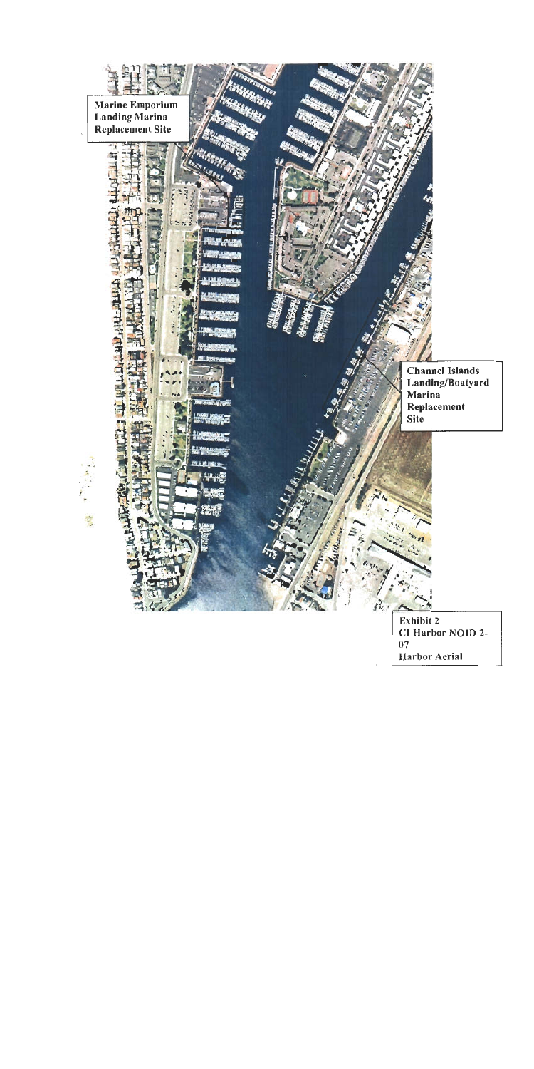Marine Emporium Landing Marina Replacement Site

Channel Islands Landing/Boatyard Marina Replacement Site

Exhibit 2
CI Harbor NOID 2-07
Harbor Aerial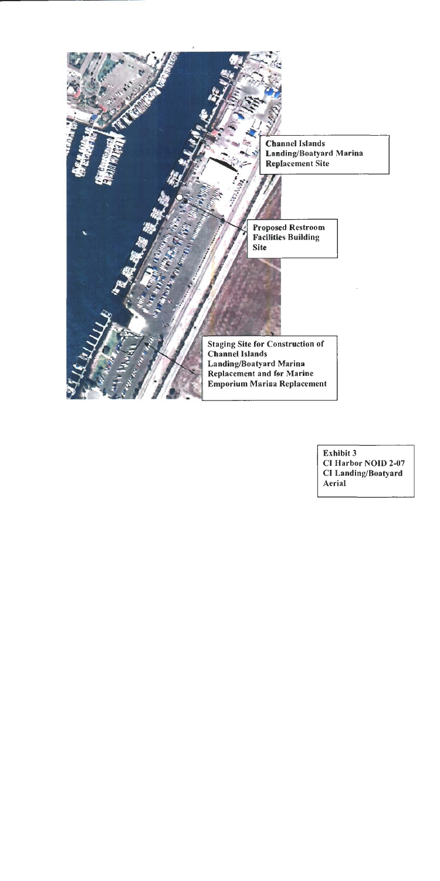Channel Islands Landing/Boatyard Marina Replacement Site

Proposed Restroom Facilities Building Site

Staging Site for Construction of Channel Islands Landing/Boatyard Marina Replacement and for Marine Emporium Marina Replacement

Exhibit 3
CI Harbor NOID 2-07
CI Landing/Boatyard Aerial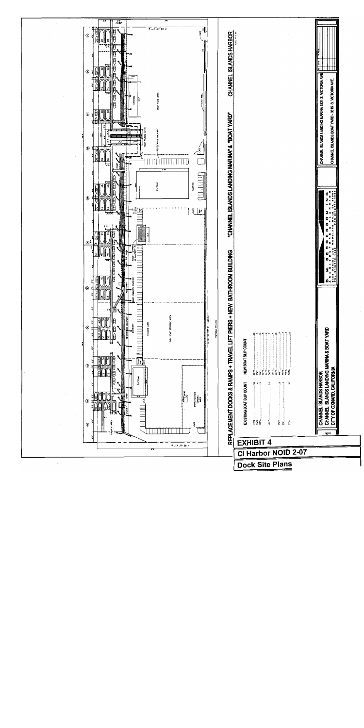REPLACEMENT DOCKS & RAMPS + TRAVEL LIFT PIERS + NEW BATHROOM BUILDING "CHANNEL ISLANDS LANDING MARINA" & "BOAT YARD" CHANNEL ISLANDS HARBOR

| EXISTING BOAT SLIP COUNT | | NEW BOAT SLIP COUNT | |
|---|---|---|---|
| 22FT | 35 | 22FT | 40 |
| 24FT | 7 | 24FT | 9 |
| 30FT | 15 | 28FT | 10 |
| | | 30FT | 5 |
| 33FT | 24 | 34FT | 3 |
| | | 36FT | 7 |
| | | 40FT | 8 |
| 50FT | 8 | 45FT | 4 |
| 60FT | 1 | 49FT | 1 |
| | | 58FT | 4 |
| TOTAL | 91 | TOTAL | 91 |

CHANNEL ISLANDS HARBOR
CHANNEL ISLANDS LANDING MARINA & BOAT YARD
CITY OF OXNARD, CALIFORNIA

D. M. BENGESON INC.

CHANNEL ISLANDS LANDING MARINA 3821 S. VICTORIA AVE.
CHANNEL ISLANDS BOAT YARD - 3615 S. VICTORIA AVE.

**EXHIBIT 4**

**CI Harbor NOID 2-07**

**Dock Site Plans**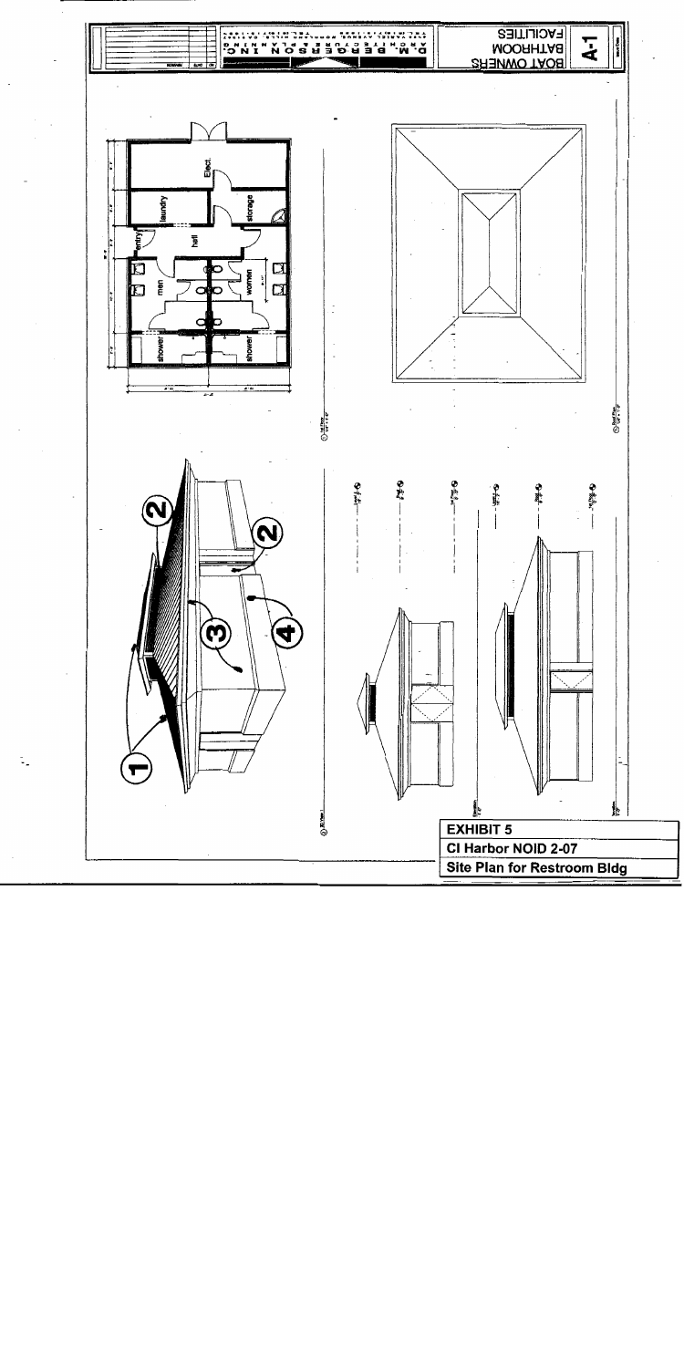**BOAT OWNERS BATHROOM FACILITIES**

**A-1**

D.M. BERGERSON INC.

shower

men

entry

laundry

Elect.

hall

storage

women

shower

1

2

2

3

4

**EXHIBIT 5**

**CI Harbor NOID 2-07**

**Site Plan for Restroom Bldg**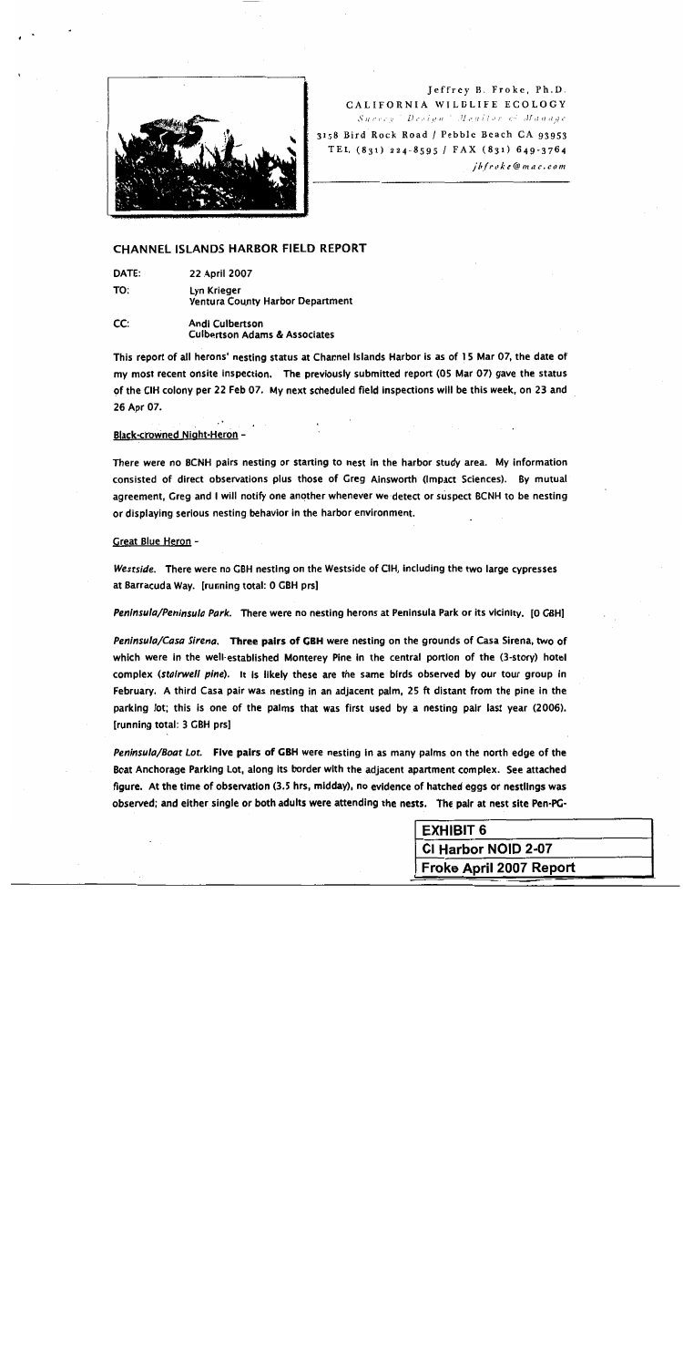Jeffrey B. Froke, Ph.D.
CALIFORNIA WILDLIFE ECOLOGY
*Survey · Design · Monitor & Manage*
3158 Bird Rock Road / Pebble Beach CA 93953
TEL (831) 224-8595 / FAX (831) 649-3764
*jbfroke@mac.com*

## CHANNEL ISLANDS HARBOR FIELD REPORT

DATE: 22 April 2007

TO: Lyn Krieger
Yentura County Harbor Department

CC: Andi Culbertson
Culbertson Adams & Associates

This report of all herons' nesting status at Channel Islands Harbor is as of 15 Mar 07, the date of my most recent onsite inspection. The previously submitted report (05 Mar 07) gave the status of the CIH colony per 22 Feb 07. My next scheduled field inspections will be this week, on 23 and 26 Apr 07.

Black-crowned Night-Heron –

There were no BCNH pairs nesting or starting to nest in the harbor study area. My information consisted of direct observations plus those of Greg Ainsworth (Impact Sciences). By mutual agreement, Greg and I will notify one another whenever we detect or suspect BCNH to be nesting or displaying serious nesting behavior in the harbor environment.

Great Blue Heron –

*Westside.* There were no GBH nesting on the Westside of CIH, including the two large cypresses at Barracuda Way. [running total: 0 GBH prs]

*Peninsula/Peninsula Park.* There were no nesting herons at Peninsula Park or its vicinity. [0 GBH]

*Peninsula/Casa Sirena.* **Three pairs of GBH** were nesting on the grounds of Casa Sirena, two of which were in the well-established Monterey Pine in the central portion of the (3-story) hotel complex (*stairwell pine*). It is likely these are the same birds observed by our tour group in February. A third Casa pair was nesting in an adjacent palm, 25 ft distant from the pine in the parking lot; this is one of the palms that was first used by a nesting pair last year (2006). [running total: 3 GBH prs]

*Peninsula/Boat Lot.* **Five pairs of GBH** were nesting in as many palms on the north edge of the Boat Anchorage Parking Lot, along its border with the adjacent apartment complex. See attached figure. At the time of observation (3.5 hrs, midday), no evidence of hatched eggs or nestlings was observed; and either single or both adults were attending the nests. The pair at nest site Pen-PG-

| EXHIBIT 6 |
|---|
| CI Harbor NOID 2-07 |
| Froke April 2007 Report |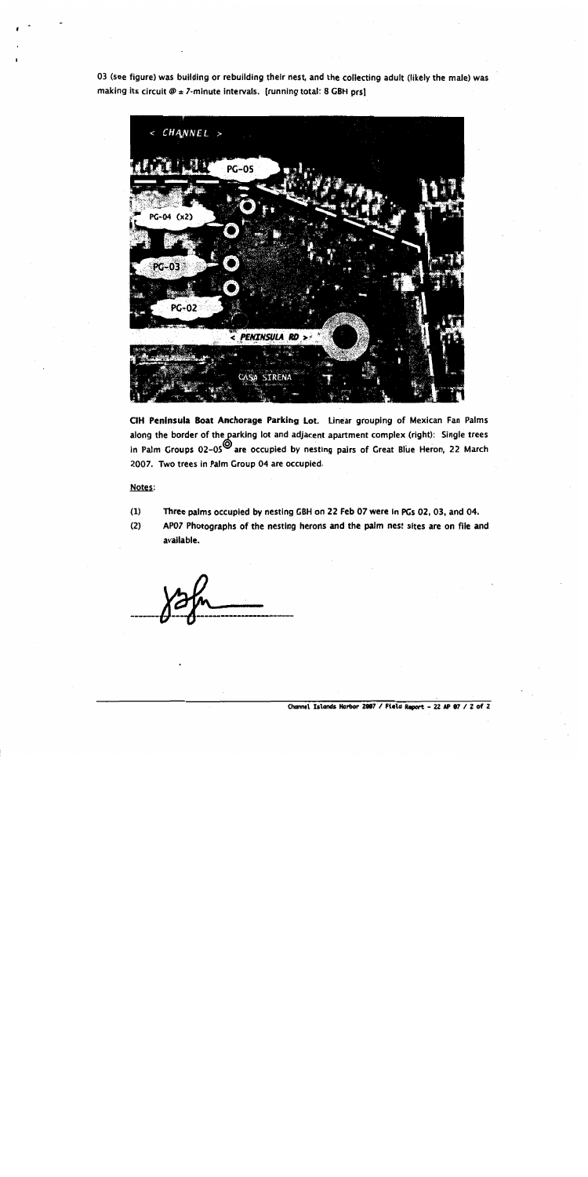03 (see figure) was building or rebuilding their nest, and the collecting adult (likely the male) was making its circuit @ ± 7-minute intervals. [running total: 8 GBH prs]

**CIH Peninsula Boat Anchorage Parking Lot.** Linear grouping of Mexican Fan Palms along the border of the parking lot and adjacent apartment complex (right): Single trees in Palm Groups 02–05 are occupied by nesting pairs of Great Blue Heron, 22 March 2007. Two trees in Palm Group 04 are occupied.

Notes:

(1) Three palms occupied by nesting GBH on 22 Feb 07 were in PGs 02, 03, and 04.

(2) AP07 Photographs of the nesting herons and the palm nest sites are on file and available.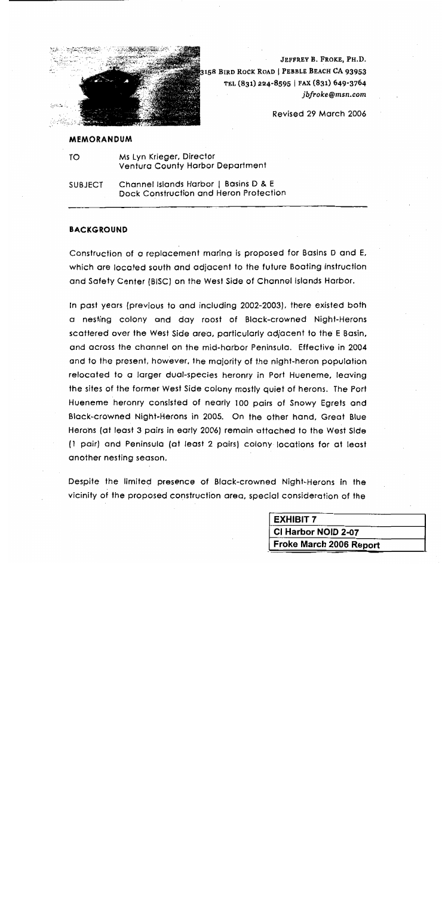JEFFREY B. FROKE, PH.D.
3158 BIRD ROCK ROAD | PEBBLE BEACH CA 93953
TEL (831) 224-8595 | FAX (831) 649-3764
*jbfroke@msn.com*

Revised 29 March 2006

## MEMORANDUM

| | |
|---|---|
| TO | Ms Lyn Krieger, Director<br>Ventura County Harbor Department |
| SUBJECT | Channel Islands Harbor \| Basins D & E<br>Dock Construction and Heron Protection |

## BACKGROUND

Construction of a replacement marina is proposed for Basins D and E, which are located south and adjacent to the future Boating Instruction and Safety Center (BISC) on the West Side of Channel Islands Harbor.

In past years (previous to and including 2002-2003), there existed both a nesting colony and day roost of Black-crowned Night-Herons scattered over the West Side area, particularly adjacent to the E Basin, and across the channel on the mid-harbor Peninsula. Effective in 2004 and to the present, however, the majority of the night-heron population relocated to a larger dual-species heronry in Port Hueneme, leaving the sites of the former West Side colony mostly quiet of herons. The Port Hueneme heronry consisted of nearly 100 pairs of Snowy Egrets and Black-crowned Night-Herons in 2005. On the other hand, Great Blue Herons (at least 3 pairs in early 2006) remain attached to the West Side (1 pair) and Peninsula (at least 2 pairs) colony locations for at least another nesting season.

Despite the limited presence of Black-crowned Night-Herons in the vicinity of the proposed construction area, special consideration of the

| EXHIBIT 7 |
|---|
| CI Harbor NOID 2-07 |
| Froke March 2006 Report |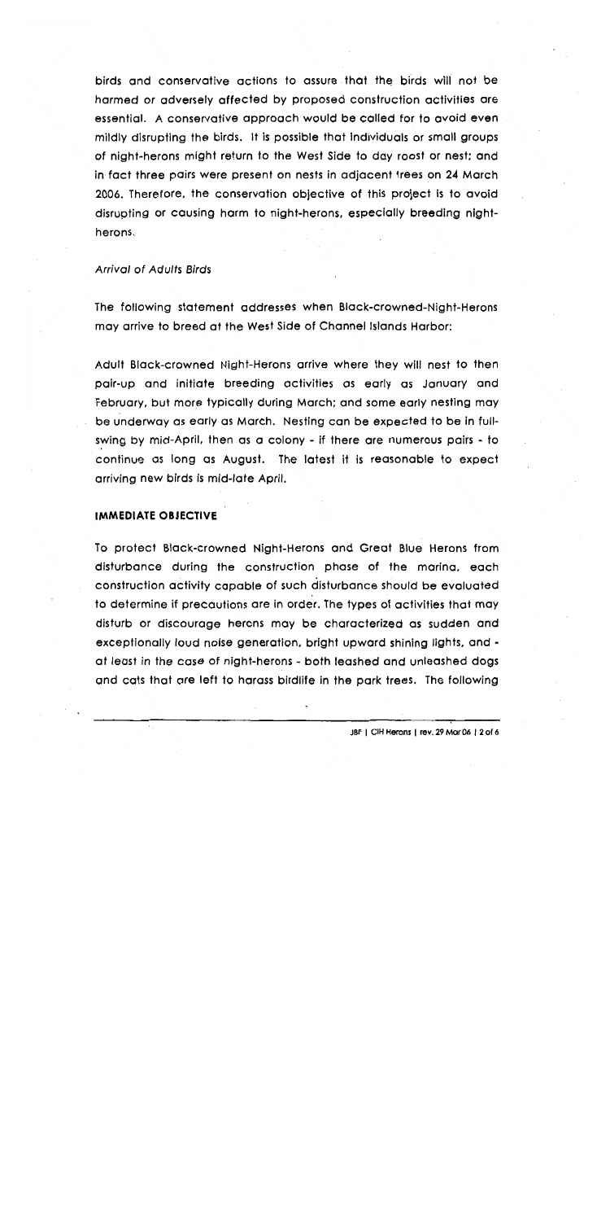birds and conservative actions to assure that the birds will not be harmed or adversely affected by proposed construction activities are essential. A conservative approach would be called for to avoid even mildly disrupting the birds. It is possible that individuals or small groups of night-herons might return to the West Side to day roost or nest; and in fact three pairs were present on nests in adjacent trees on 24 March 2006. Therefore, the conservation objective of this project is to avoid disrupting or causing harm to night-herons, especially breeding night-herons.

*Arrival of Adults Birds*

The following statement addresses when Black-crowned-Night-Herons may arrive to breed at the West Side of Channel Islands Harbor:

Adult Black-crowned Night-Herons arrive where they will nest to then pair-up and initiate breeding activities as early as January and February, but more typically during March; and some early nesting may be underway as early as March. Nesting can be expected to be in full-swing by mid-April, then as a colony - if there are numerous pairs - to continue as long as August. The latest it is reasonable to expect arriving new birds is mid-late April.

**IMMEDIATE OBJECTIVE**

To protect Black-crowned Night-Herons and Great Blue Herons from disturbance during the construction phase of the marina, each construction activity capable of such disturbance should be evaluated to determine if precautions are in order. The types of activities that may disturb or discourage herons may be characterized as sudden and exceptionally loud noise generation, bright upward shining lights, and - at least in the case of night-herons - both leashed and unleashed dogs and cats that are left to harass birdlife in the park trees. The following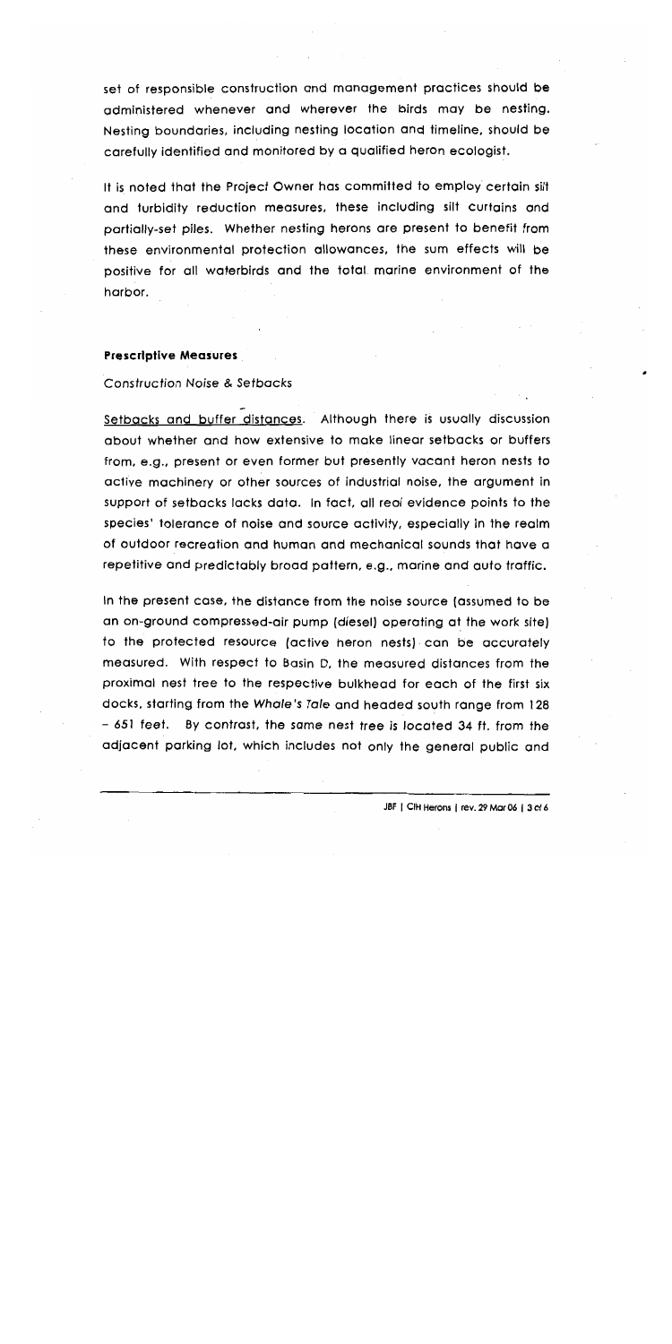set of responsible construction and management practices should be administered whenever and wherever the birds may be nesting. Nesting boundaries, including nesting location and timeline, should be carefully identified and monitored by a qualified heron ecologist.

It is noted that the Project Owner has committed to employ certain silt and turbidity reduction measures, these including silt curtains and partially-set piles. Whether nesting herons are present to benefit from these environmental protection allowances, the sum effects will be positive for all waterbirds and the total marine environment of the harbor.

**Prescriptive Measures**

*Construction Noise & Setbacks*

Setbacks and buffer distances. Although there is usually discussion about whether and how extensive to make linear setbacks or buffers from, e.g., present or even former but presently vacant heron nests to active machinery or other sources of industrial noise, the argument in support of setbacks lacks data. In fact, all *real* evidence points to the species' tolerance of noise and source activity, especially in the realm of outdoor recreation and human and mechanical sounds that have a repetitive and predictably broad pattern, e.g., marine and auto traffic.

In the present case, the distance from the noise source (assumed to be an on-ground compressed-air pump (diesel) operating at the work site) to the protected resource (active heron nests) can be accurately measured. With respect to Basin D, the measured distances from the proximal nest tree to the respective bulkhead for each of the first six docks, starting from the *Whale's Tale* and headed south range from 128 – 651 feet. By contrast, the same nest tree is located 34 ft. from the adjacent parking lot, which includes not only the general public and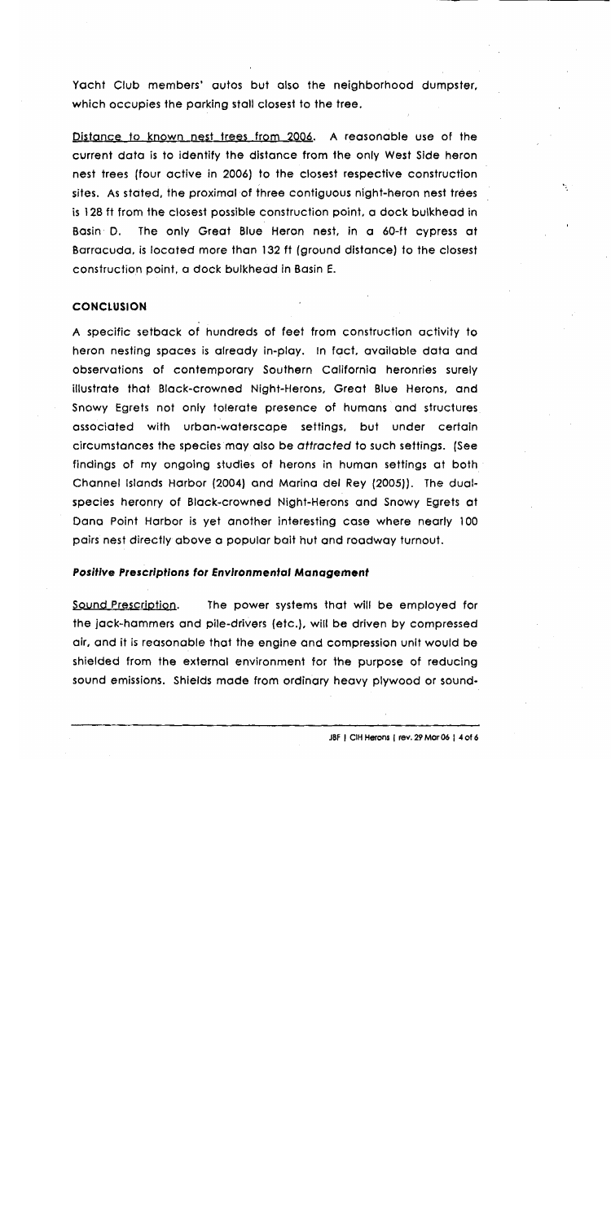Yacht Club members' autos but also the neighborhood dumpster, which occupies the parking stall closest to the tree.

Distance to known nest trees from 2006. A reasonable use of the current data is to identify the distance from the only West Side heron nest trees (four active in 2006) to the closest respective construction sites. As stated, the proximal of three contiguous night-heron nest trees is 128 ft from the closest possible construction point, a dock bulkhead in Basin D. The only Great Blue Heron nest, in a 60-ft cypress at Barracuda, is located more than 132 ft (ground distance) to the closest construction point, a dock bulkhead in Basin E.

### CONCLUSION

A specific setback of hundreds of feet from construction activity to heron nesting spaces is already in-play. In fact, available data and observations of contemporary Southern California heronries surely illustrate that Black-crowned Night-Herons, Great Blue Herons, and Snowy Egrets not only tolerate presence of humans and structures associated with urban-waterscape settings, but under certain circumstances the species may also be *attracted* to such settings. (See findings of my ongoing studies of herons in human settings at both Channel Islands Harbor (2004) and Marina del Rey (2005)). The dual-species heronry of Black-crowned Night-Herons and Snowy Egrets at Dana Point Harbor is yet another interesting case where nearly 100 pairs nest directly above a popular bait hut and roadway turnout.

#### *Positive Prescriptions for Environmental Management*

Sound Prescription. The power systems that will be employed for the jack-hammers and pile-drivers (etc.), will be driven by compressed air, and it is reasonable that the engine and compression unit would be shielded from the external environment for the purpose of reducing sound emissions. Shields made from ordinary heavy plywood or sound-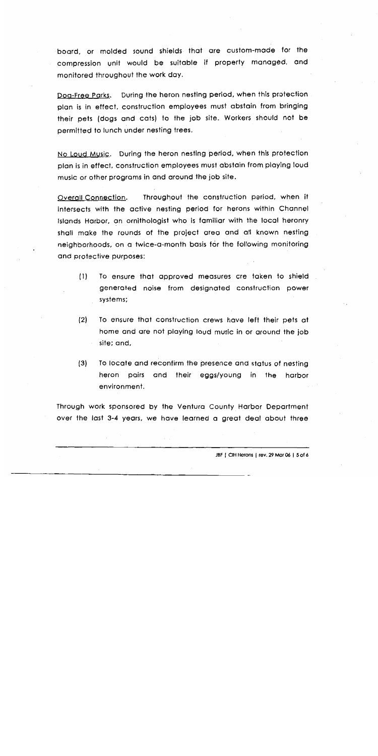board, or molded sound shields that are custom-made for the compression unit would be suitable if properly managed, and monitored throughout the work day.

Dog-Free Parks. During the heron nesting period, when this protection plan is in effect, construction employees must abstain from bringing their pets (dogs and cats) to the job site. Workers should not be permitted to lunch under nesting trees.

No Loud Music. During the heron nesting period, when this protection plan is in effect, construction employees must abstain from playing loud music or other programs in and around the job site.

Overall Connection. Throughout the construction period, when it intersects with the active nesting period for herons within Channel Islands Harbor, an ornithologist who is familiar with the local heronry shall make the rounds of the project area and all known nesting neighborhoods, on a twice-a-month basis for the following monitoring and protective purposes:

(1) To ensure that approved measures are taken to shield generated noise from designated construction power systems;

(2) To ensure that construction crews have left their pets at home and are not playing loud music in or around the job site; and,

(3) To locate and reconfirm the presence and status of nesting heron pairs and their eggs/young in the harbor environment.

Through work sponsored by the Ventura County Harbor Department over the last 3-4 years, we have learned a great deal about three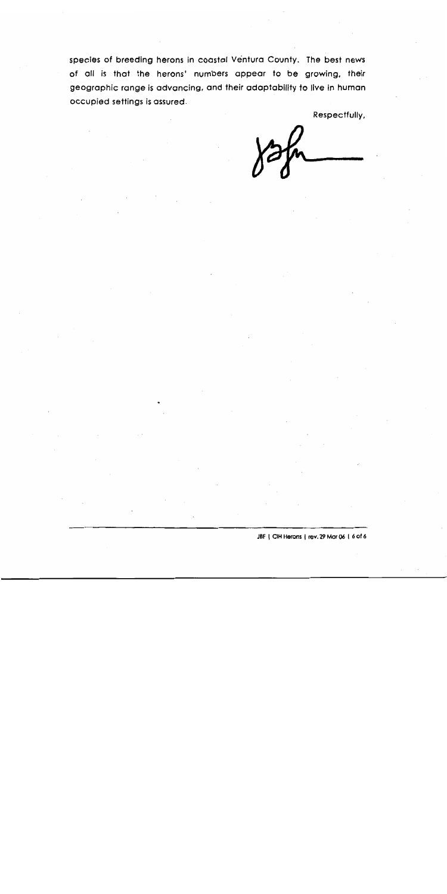species of breeding herons in coastal Ventura County. The best news of all is that the herons' numbers appear to be growing, their geographic range is advancing, and their adaptability to live in human occupied settings is assured.

Respectfully,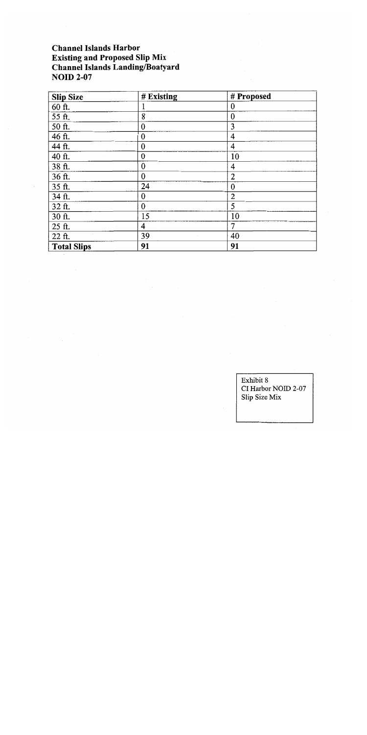**Channel Islands Harbor**
**Existing and Proposed Slip Mix**
**Channel Islands Landing/Boatyard**
**NOID 2-07**

| Slip Size | # Existing | # Proposed |
|---|---|---|
| 60 ft. | 1 | 0 |
| 55 ft. | 8 | 0 |
| 50 ft. | 0 | 3 |
| 46 ft. | 0 | 4 |
| 44 ft. | 0 | 4 |
| 40 ft. | 0 | 10 |
| 38 ft. | 0 | 4 |
| 36 ft. | 0 | 2 |
| 35 ft. | 24 | 0 |
| 34 ft. | 0 | 2 |
| 32 ft. | 0 | 5 |
| 30 ft. | 15 | 10 |
| 25 ft. | 4 | 7 |
| 22 ft. | 39 | 40 |
| **Total Slips** | **91** | **91** |

Exhibit 8
CI Harbor NOID 2-07
Slip Size Mix